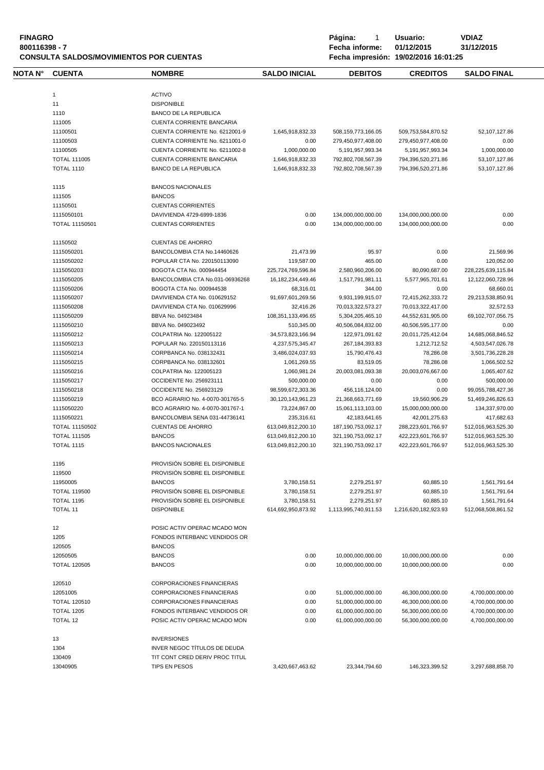**FINAGRO**
**800116398 - 7**
**CONSULTA SALDOS/MOVIMIENTOS POR CUENTAS**

**Página:** 1 **Usuario:** **VDIAZ**
**Fecha informe:** **01/12/2015** **31/12/2015**
**Fecha impresión:** **19/02/2016 16:01:25**

| NOTA N° | CUENTA | NOMBRE | SALDO INICIAL | DEBITOS | CREDITOS | SALDO FINAL |
|---|---|---|---|---|---|---|
| | 1 | ACTIVO | | | | |
| | 11 | DISPONIBLE | | | | |
| | 1110 | BANCO DE LA REPUBLICA | | | | |
| | 111005 | CUENTA CORRIENTE BANCARIA | | | | |
| | 11100501 | CUENTA CORRIENTE No. 6212001-9 | 1,645,918,832.33 | 508,159,773,166.05 | 509,753,584,870.52 | 52,107,127.86 |
| | 11100503 | CUENTA CORRIENTE No. 6211001-0 | 0.00 | 279,450,977,408.00 | 279,450,977,408.00 | 0.00 |
| | 11100505 | CUENTA CORRIENTE No. 6211002-8 | 1,000,000.00 | 5,191,957,993.34 | 5,191,957,993.34 | 1,000,000.00 |
| | TOTAL 111005 | CUENTA CORRIENTE BANCARIA | 1,646,918,832.33 | 792,802,708,567.39 | 794,396,520,271.86 | 53,107,127.86 |
| | TOTAL 1110 | BANCO DE LA REPUBLICA | 1,646,918,832.33 | 792,802,708,567.39 | 794,396,520,271.86 | 53,107,127.86 |
| | 1115 | BANCOS NACIONALES | | | | |
| | 111505 | BANCOS | | | | |
| | 11150501 | CUENTAS CORRIENTES | | | | |
| | 1115050101 | DAVIVIENDA 4729-6999-1836 | 0.00 | 134,000,000,000.00 | 134,000,000,000.00 | 0.00 |
| | TOTAL 11150501 | CUENTAS CORRIENTES | 0.00 | 134,000,000,000.00 | 134,000,000,000.00 | 0.00 |
| | 11150502 | CUENTAS DE AHORRO | | | | |
| | 1115050201 | BANCOLOMBIA CTA No.14460626 | 21,473.99 | 95.97 | 0.00 | 21,569.96 |
| | 1115050202 | POPULAR CTA No. 220150113090 | 119,587.00 | 465.00 | 0.00 | 120,052.00 |
| | 1115050203 | BOGOTA CTA No. 000944454 | 225,724,769,596.84 | 2,580,960,206.00 | 80,090,687.00 | 228,225,639,115.84 |
| | 1115050205 | BANCOLOMBIA CTA No.031-06936268 | 16,182,234,449.46 | 1,517,791,981.11 | 5,577,965,701.61 | 12,122,060,728.96 |
| | 1115050206 | BOGOTA CTA No. 000944538 | 68,316.01 | 344.00 | 0.00 | 68,660.01 |
| | 1115050207 | DAVIVIENDA CTA No. 010629152 | 91,697,601,269.56 | 9,931,199,915.07 | 72,415,262,333.72 | 29,213,538,850.91 |
| | 1115050208 | DAVIVIENDA CTA No. 010629996 | 32,416.26 | 70,013,322,573.27 | 70,013,322,417.00 | 32,572.53 |
| | 1115050209 | BBVA No. 04923484 | 108,351,133,496.65 | 5,304,205,465.10 | 44,552,631,905.00 | 69,102,707,056.75 |
| | 1115050210 | BBVA No. 049023492 | 510,345.00 | 40,506,084,832.00 | 40,506,595,177.00 | 0.00 |
| | 1115050212 | COLPATRIA No. 122005122 | 34,573,823,166.94 | 122,971,091.62 | 20,011,725,412.04 | 14,685,068,846.52 |
| | 1115050213 | POPULAR No. 220150113116 | 4,237,575,345.47 | 267,184,393.83 | 1,212,712.52 | 4,503,547,026.78 |
| | 1115050214 | CORPBANCA No. 038132431 | 3,486,024,037.93 | 15,790,476.43 | 78,286.08 | 3,501,736,228.28 |
| | 1115050215 | CORPBANCA No. 038132601 | 1,061,269.55 | 83,519.05 | 78,286.08 | 1,066,502.52 |
| | 1115050216 | COLPATRIA No. 122005123 | 1,060,981.24 | 20,003,081,093.38 | 20,003,076,667.00 | 1,065,407.62 |
| | 1115050217 | OCCIDENTE No. 256923111 | 500,000.00 | 0.00 | 0.00 | 500,000.00 |
| | 1115050218 | OCCIDENTE No. 256923129 | 98,599,672,303.36 | 456,116,124.00 | 0.00 | 99,055,788,427.36 |
| | 1115050219 | BCO AGRARIO No. 4-0070-301765-5 | 30,120,143,961.23 | 21,368,663,771.69 | 19,560,906.29 | 51,469,246,826.63 |
| | 1115050220 | BCO AGRARIO No. 4-0070-301767-1 | 73,224,867.00 | 15,061,113,103.00 | 15,000,000,000.00 | 134,337,970.00 |
| | 1115050221 | BANCOLOMBIA SENA 031-44736141 | 235,316.61 | 42,183,641.65 | 42,001,275.63 | 417,682.63 |
| | TOTAL 11150502 | CUENTAS DE AHORRO | 613,049,812,200.10 | 187,190,753,092.17 | 288,223,601,766.97 | 512,016,963,525.30 |
| | TOTAL 111505 | BANCOS | 613,049,812,200.10 | 321,190,753,092.17 | 422,223,601,766.97 | 512,016,963,525.30 |
| | TOTAL 1115 | BANCOS NACIONALES | 613,049,812,200.10 | 321,190,753,092.17 | 422,223,601,766.97 | 512,016,963,525.30 |
| | 1195 | PROVISIÓN SOBRE EL DISPONIBLE | | | | |
| | 119500 | PROVISIÓN SOBRE EL DISPONIBLE | | | | |
| | 11950005 | BANCOS | 3,780,158.51 | 2,279,251.97 | 60,885.10 | 1,561,791.64 |
| | TOTAL 119500 | PROVISIÓN SOBRE EL DISPONIBLE | 3,780,158.51 | 2,279,251.97 | 60,885.10 | 1,561,791.64 |
| | TOTAL 1195 | PROVISIÓN SOBRE EL DISPONIBLE | 3,780,158.51 | 2,279,251.97 | 60,885.10 | 1,561,791.64 |
| | TOTAL 11 | DISPONIBLE | 614,692,950,873.92 | 1,113,995,740,911.53 | 1,216,620,182,923.93 | 512,068,508,861.52 |
| | 12 | POSIC ACTIV OPERAC MCADO MON | | | | |
| | 1205 | FONDOS INTERBANC VENDIDOS OR | | | | |
| | 120505 | BANCOS | | | | |
| | 12050505 | BANCOS | 0.00 | 10,000,000,000.00 | 10,000,000,000.00 | 0.00 |
| | TOTAL 120505 | BANCOS | 0.00 | 10,000,000,000.00 | 10,000,000,000.00 | 0.00 |
| | 120510 | CORPORACIONES FINANCIERAS | | | | |
| | 12051005 | CORPORACIONES FINANCIERAS | 0.00 | 51,000,000,000.00 | 46,300,000,000.00 | 4,700,000,000.00 |
| | TOTAL 120510 | CORPORACIONES FINANCIERAS | 0.00 | 51,000,000,000.00 | 46,300,000,000.00 | 4,700,000,000.00 |
| | TOTAL 1205 | FONDOS INTERBANC VENDIDOS OR | 0.00 | 61,000,000,000.00 | 56,300,000,000.00 | 4,700,000,000.00 |
| | TOTAL 12 | POSIC ACTIV OPERAC MCADO MON | 0.00 | 61,000,000,000.00 | 56,300,000,000.00 | 4,700,000,000.00 |
| | 13 | INVERSIONES | | | | |
| | 1304 | INVER NEGOC TÍTULOS DE DEUDA | | | | |
| | 130409 | TIT CONT CRED DERIV PROC TITUL | | | | |
| | 13040905 | TIPS EN PESOS | 3,420,667,463.62 | 23,344,794.60 | 146,323,399.52 | 3,297,688,858.70 |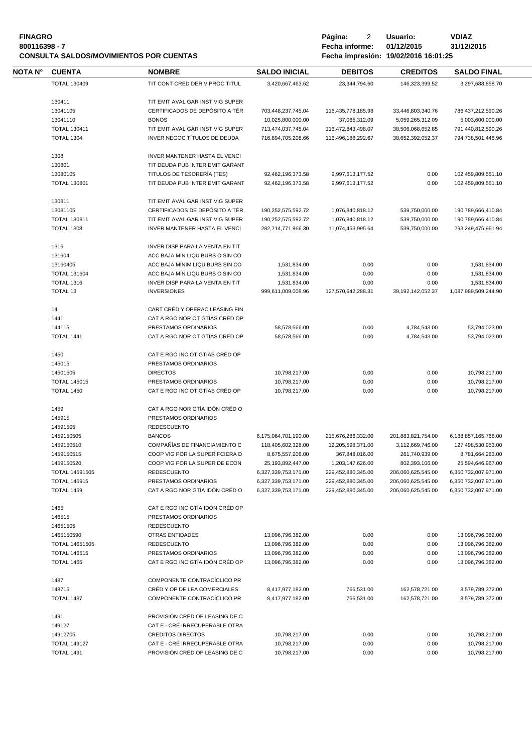**FINAGRO**
**800116398 - 7**
**CONSULTA SALDOS/MOVIMIENTOS POR CUENTAS**

**Página:** 2 **Usuario:** VDIAZ
**Fecha informe:** 01/12/2015 31/12/2015
**Fecha impresión:** 19/02/2016 16:01:25

| NOTA N° | CUENTA | NOMBRE | SALDO INICIAL | DEBITOS | CREDITOS | SALDO FINAL |
|---|---|---|---|---|---|---|
| | TOTAL 130409 | TIT CONT CRED DERIV PROC TITUL | 3,420,667,463.62 | 23,344,794.60 | 146,323,399.52 | 3,297,688,858.70 |
| | 130411 | TIT EMIT AVAL GAR INST VIG SUPER | | | | |
| | 13041105 | CERTIFICADOS DE DEPÓSITO A TÉR | 703,448,237,745.04 | 116,435,778,185.98 | 33,446,803,340.76 | 786,437,212,590.26 |
| | 13041110 | BONOS | 10,025,800,000.00 | 37,065,312.09 | 5,059,265,312.09 | 5,003,600,000.00 |
| | TOTAL 130411 | TIT EMIT AVAL GAR INST VIG SUPER | 713,474,037,745.04 | 116,472,843,498.07 | 38,506,068,652.85 | 791,440,812,590.26 |
| | TOTAL 1304 | INVER NEGOC TÍTULOS DE DEUDA | 716,894,705,208.66 | 116,496,188,292.67 | 38,652,392,052.37 | 794,738,501,448.96 |
| | 1308 | INVER MANTENER HASTA EL VENCI | | | | |
| | 130801 | TIT DEUDA PUB INTER EMIT GARANT | | | | |
| | 13080105 | TITULOS DE TESORERÍA (TES) | 92,462,196,373.58 | 9,997,613,177.52 | 0.00 | 102,459,809,551.10 |
| | TOTAL 130801 | TIT DEUDA PUB INTER EMIT GARANT | 92,462,196,373.58 | 9,997,613,177.52 | 0.00 | 102,459,809,551.10 |
| | 130811 | TIT EMIT AVAL GAR INST VIG SUPER | | | | |
| | 13081105 | CERTIFICADOS DE DEPÓSITO A TÉR | 190,252,575,592.72 | 1,076,840,818.12 | 539,750,000.00 | 190,789,666,410.84 |
| | TOTAL 130811 | TIT EMIT AVAL GAR INST VIG SUPER | 190,252,575,592.72 | 1,076,840,818.12 | 539,750,000.00 | 190,789,666,410.84 |
| | TOTAL 1308 | INVER MANTENER HASTA EL VENCI | 282,714,771,966.30 | 11,074,453,995.64 | 539,750,000.00 | 293,249,475,961.94 |
| | 1316 | INVER DISP PARA LA VENTA EN TIT | | | | |
| | 131604 | ACC BAJA MÍN LIQU BURS O SIN CO | | | | |
| | 13160405 | ACC BAJA MÍNIM LIQU BURS SIN CO | 1,531,834.00 | 0.00 | 0.00 | 1,531,834.00 |
| | TOTAL 131604 | ACC BAJA MÍN LIQU BURS O SIN CO | 1,531,834.00 | 0.00 | 0.00 | 1,531,834.00 |
| | TOTAL 1316 | INVER DISP PARA LA VENTA EN TIT | 1,531,834.00 | 0.00 | 0.00 | 1,531,834.00 |
| | TOTAL 13 | INVERSIONES | 999,611,009,008.96 | 127,570,642,288.31 | 39,192,142,052.37 | 1,087,989,509,244.90 |
| | 14 | CART CRÉD Y OPERAC LEASING FIN | | | | |
| | 1441 | CAT A RGO NOR OT GTÍAS CRÉD OP | | | | |
| | 144115 | PRESTAMOS ORDINARIOS | 58,578,566.00 | 0.00 | 4,784,543.00 | 53,794,023.00 |
| | TOTAL 1441 | CAT A RGO NOR OT GTÍAS CRÉD OP | 58,578,566.00 | 0.00 | 4,784,543.00 | 53,794,023.00 |
| | 1450 | CAT E RGO INC OT GTÍAS CRÉD OP | | | | |
| | 145015 | PRESTAMOS ORDINARIOS | | | | |
| | 14501505 | DIRECTOS | 10,798,217.00 | 0.00 | 0.00 | 10,798,217.00 |
| | TOTAL 145015 | PRESTAMOS ORDINARIOS | 10,798,217.00 | 0.00 | 0.00 | 10,798,217.00 |
| | TOTAL 1450 | CAT E RGO INC OT GTÍAS CRÉD OP | 10,798,217.00 | 0.00 | 0.00 | 10,798,217.00 |
| | 1459 | CAT A RGO NOR GTÍA IDÓN CRÉD O | | | | |
| | 145915 | PRESTAMOS ORDINARIOS | | | | |
| | 14591505 | REDESCUENTO | | | | |
| | 1459150505 | BANCOS | 6,175,064,701,190.00 | 215,676,286,332.00 | 201,883,821,754.00 | 6,188,857,165,768.00 |
| | 1459150510 | COMPAÑÍAS DE FINANCIAMIENTO C | 118,405,602,328.00 | 12,205,598,371.00 | 3,112,669,746.00 | 127,498,530,953.00 |
| | 1459150515 | COOP VIG POR LA SUPER FCIERA D | 8,675,557,206.00 | 367,848,016.00 | 261,740,939.00 | 8,781,664,283.00 |
| | 1459150520 | COOP VIG POR LA SUPER DE ECON | 25,193,892,447.00 | 1,203,147,626.00 | 802,393,106.00 | 25,594,646,967.00 |
| | TOTAL 14591505 | REDESCUENTO | 6,327,339,753,171.00 | 229,452,880,345.00 | 206,060,625,545.00 | 6,350,732,007,971.00 |
| | TOTAL 145915 | PRESTAMOS ORDINARIOS | 6,327,339,753,171.00 | 229,452,880,345.00 | 206,060,625,545.00 | 6,350,732,007,971.00 |
| | TOTAL 1459 | CAT A RGO NOR GTÍA IDÓN CRÉD O | 6,327,339,753,171.00 | 229,452,880,345.00 | 206,060,625,545.00 | 6,350,732,007,971.00 |
| | 1465 | CAT E RGO INC GTÍA IDÓN CRÉD OP | | | | |
| | 146515 | PRESTAMOS ORDINARIOS | | | | |
| | 14651505 | REDESCUENTO | | | | |
| | 1465150590 | OTRAS ENTIDADES | 13,096,796,382.00 | 0.00 | 0.00 | 13,096,796,382.00 |
| | TOTAL 14651505 | REDESCUENTO | 13,096,796,382.00 | 0.00 | 0.00 | 13,096,796,382.00 |
| | TOTAL 146515 | PRESTAMOS ORDINARIOS | 13,096,796,382.00 | 0.00 | 0.00 | 13,096,796,382.00 |
| | TOTAL 1465 | CAT E RGO INC GTÍA IDÓN CRÉD OP | 13,096,796,382.00 | 0.00 | 0.00 | 13,096,796,382.00 |
| | 1487 | COMPONENTE CONTRACÍCLICO PR | | | | |
| | 148715 | CRÉD Y OP DE LEA COMERCIALES | 8,417,977,182.00 | 766,531.00 | 162,578,721.00 | 8,579,789,372.00 |
| | TOTAL 1487 | COMPONENTE CONTRACÍCLICO PR | 8,417,977,182.00 | 766,531.00 | 162,578,721.00 | 8,579,789,372.00 |
| | 1491 | PROVISIÓN CRÉD OP LEASING DE C | | | | |
| | 149127 | CAT E - CRÉ IRRECUPERABLE OTRA | | | | |
| | 14912705 | CREDITOS DIRECTOS | 10,798,217.00 | 0.00 | 0.00 | 10,798,217.00 |
| | TOTAL 149127 | CAT E - CRÉ IRRECUPERABLE OTRA | 10,798,217.00 | 0.00 | 0.00 | 10,798,217.00 |
| | TOTAL 1491 | PROVISIÓN CRÉD OP LEASING DE C | 10,798,217.00 | 0.00 | 0.00 | 10,798,217.00 |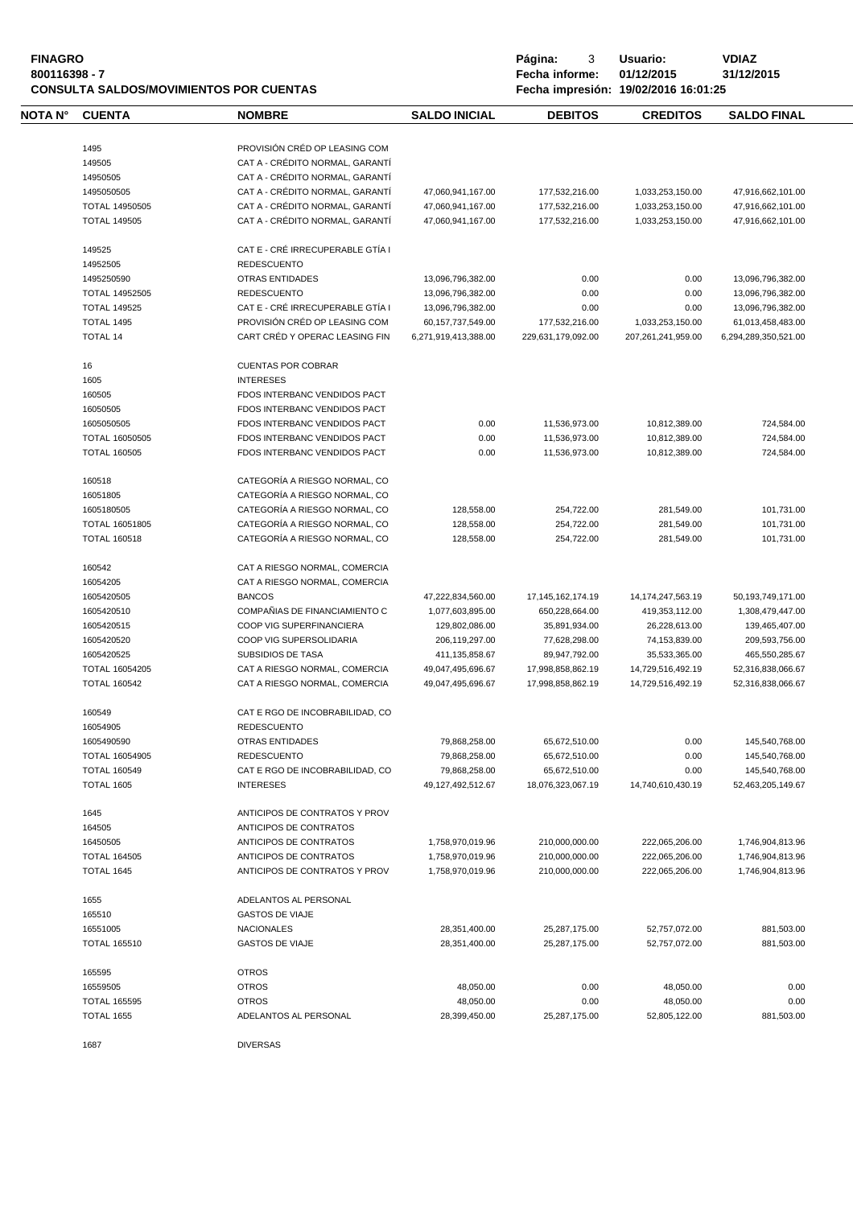**FINAGRO**
**800116398 - 7**
**CONSULTA SALDOS/MOVIMIENTOS POR CUENTAS**

**Página:** 3 **Usuario:** VDIAZ
**Fecha informe:** 01/12/2015 31/12/2015
**Fecha impresión:** 19/02/2016 16:01:25

| NOTA N° | CUENTA | NOMBRE | SALDO INICIAL | DEBITOS | CREDITOS | SALDO FINAL |
|---|---|---|---|---|---|---|
| | 1495 | PROVISIÓN CRÉD OP LEASING COM | | | | |
| | 149505 | CAT A - CRÉDITO NORMAL, GARANTÍ | | | | |
| | 14950505 | CAT A - CRÉDITO NORMAL, GARANTÍ | | | | |
| | 1495050505 | CAT A - CRÉDITO NORMAL, GARANTÍ | 47,060,941,167.00 | 177,532,216.00 | 1,033,253,150.00 | 47,916,662,101.00 |
| | TOTAL 14950505 | CAT A - CRÉDITO NORMAL, GARANTÍ | 47,060,941,167.00 | 177,532,216.00 | 1,033,253,150.00 | 47,916,662,101.00 |
| | TOTAL 149505 | CAT A - CRÉDITO NORMAL, GARANTÍ | 47,060,941,167.00 | 177,532,216.00 | 1,033,253,150.00 | 47,916,662,101.00 |
| | 149525 | CAT E - CRÉ IRRECUPERABLE GTÍA I | | | | |
| | 14952505 | REDESCUENTO | | | | |
| | 1495250590 | OTRAS ENTIDADES | 13,096,796,382.00 | 0.00 | 0.00 | 13,096,796,382.00 |
| | TOTAL 14952505 | REDESCUENTO | 13,096,796,382.00 | 0.00 | 0.00 | 13,096,796,382.00 |
| | TOTAL 149525 | CAT E - CRÉ IRRECUPERABLE GTÍA I | 13,096,796,382.00 | 0.00 | 0.00 | 13,096,796,382.00 |
| | TOTAL 1495 | PROVISIÓN CRÉD OP LEASING COM | 60,157,737,549.00 | 177,532,216.00 | 1,033,253,150.00 | 61,013,458,483.00 |
| | TOTAL 14 | CART CRÉD Y OPERAC LEASING FIN | 6,271,919,413,388.00 | 229,631,179,092.00 | 207,261,241,959.00 | 6,294,289,350,521.00 |
| | 16 | CUENTAS POR COBRAR | | | | |
| | 1605 | INTERESES | | | | |
| | 160505 | FDOS INTERBANC VENDIDOS PACT | | | | |
| | 16050505 | FDOS INTERBANC VENDIDOS PACT | | | | |
| | 1605050505 | FDOS INTERBANC VENDIDOS PACT | 0.00 | 11,536,973.00 | 10,812,389.00 | 724,584.00 |
| | TOTAL 16050505 | FDOS INTERBANC VENDIDOS PACT | 0.00 | 11,536,973.00 | 10,812,389.00 | 724,584.00 |
| | TOTAL 160505 | FDOS INTERBANC VENDIDOS PACT | 0.00 | 11,536,973.00 | 10,812,389.00 | 724,584.00 |
| | 160518 | CATEGORÍA A RIESGO NORMAL, CO | | | | |
| | 16051805 | CATEGORÍA A RIESGO NORMAL, CO | | | | |
| | 1605180505 | CATEGORÍA A RIESGO NORMAL, CO | 128,558.00 | 254,722.00 | 281,549.00 | 101,731.00 |
| | TOTAL 16051805 | CATEGORÍA A RIESGO NORMAL, CO | 128,558.00 | 254,722.00 | 281,549.00 | 101,731.00 |
| | TOTAL 160518 | CATEGORÍA A RIESGO NORMAL, CO | 128,558.00 | 254,722.00 | 281,549.00 | 101,731.00 |
| | 160542 | CAT A RIESGO NORMAL, COMERCIA | | | | |
| | 16054205 | CAT A RIESGO NORMAL, COMERCIA | | | | |
| | 1605420505 | BANCOS | 47,222,834,560.00 | 17,145,162,174.19 | 14,174,247,563.19 | 50,193,749,171.00 |
| | 1605420510 | COMPAÑIAS DE FINANCIAMIENTO C | 1,077,603,895.00 | 650,228,664.00 | 419,353,112.00 | 1,308,479,447.00 |
| | 1605420515 | COOP VIG SUPERFINANCIERA | 129,802,086.00 | 35,891,934.00 | 26,228,613.00 | 139,465,407.00 |
| | 1605420520 | COOP VIG SUPERSOLIDARIA | 206,119,297.00 | 77,628,298.00 | 74,153,839.00 | 209,593,756.00 |
| | 1605420525 | SUBSIDIOS DE TASA | 411,135,858.67 | 89,947,792.00 | 35,533,365.00 | 465,550,285.67 |
| | TOTAL 16054205 | CAT A RIESGO NORMAL, COMERCIA | 49,047,495,696.67 | 17,998,858,862.19 | 14,729,516,492.19 | 52,316,838,066.67 |
| | TOTAL 160542 | CAT A RIESGO NORMAL, COMERCIA | 49,047,495,696.67 | 17,998,858,862.19 | 14,729,516,492.19 | 52,316,838,066.67 |
| | 160549 | CAT E RGO DE INCOBRABILIDAD, CO | | | | |
| | 16054905 | REDESCUENTO | | | | |
| | 1605490590 | OTRAS ENTIDADES | 79,868,258.00 | 65,672,510.00 | 0.00 | 145,540,768.00 |
| | TOTAL 16054905 | REDESCUENTO | 79,868,258.00 | 65,672,510.00 | 0.00 | 145,540,768.00 |
| | TOTAL 160549 | CAT E RGO DE INCOBRABILIDAD, CO | 79,868,258.00 | 65,672,510.00 | 0.00 | 145,540,768.00 |
| | TOTAL 1605 | INTERESES | 49,127,492,512.67 | 18,076,323,067.19 | 14,740,610,430.19 | 52,463,205,149.67 |
| | 1645 | ANTICIPOS DE CONTRATOS Y PROV | | | | |
| | 164505 | ANTICIPOS DE CONTRATOS | | | | |
| | 16450505 | ANTICIPOS DE CONTRATOS | 1,758,970,019.96 | 210,000,000.00 | 222,065,206.00 | 1,746,904,813.96 |
| | TOTAL 164505 | ANTICIPOS DE CONTRATOS | 1,758,970,019.96 | 210,000,000.00 | 222,065,206.00 | 1,746,904,813.96 |
| | TOTAL 1645 | ANTICIPOS DE CONTRATOS Y PROV | 1,758,970,019.96 | 210,000,000.00 | 222,065,206.00 | 1,746,904,813.96 |
| | 1655 | ADELANTOS AL PERSONAL | | | | |
| | 165510 | GASTOS DE VIAJE | | | | |
| | 16551005 | NACIONALES | 28,351,400.00 | 25,287,175.00 | 52,757,072.00 | 881,503.00 |
| | TOTAL 165510 | GASTOS DE VIAJE | 28,351,400.00 | 25,287,175.00 | 52,757,072.00 | 881,503.00 |
| | 165595 | OTROS | | | | |
| | 16559505 | OTROS | 48,050.00 | 0.00 | 48,050.00 | 0.00 |
| | TOTAL 165595 | OTROS | 48,050.00 | 0.00 | 48,050.00 | 0.00 |
| | TOTAL 1655 | ADELANTOS AL PERSONAL | 28,399,450.00 | 25,287,175.00 | 52,805,122.00 | 881,503.00 |
| | 1687 | DIVERSAS | | | | |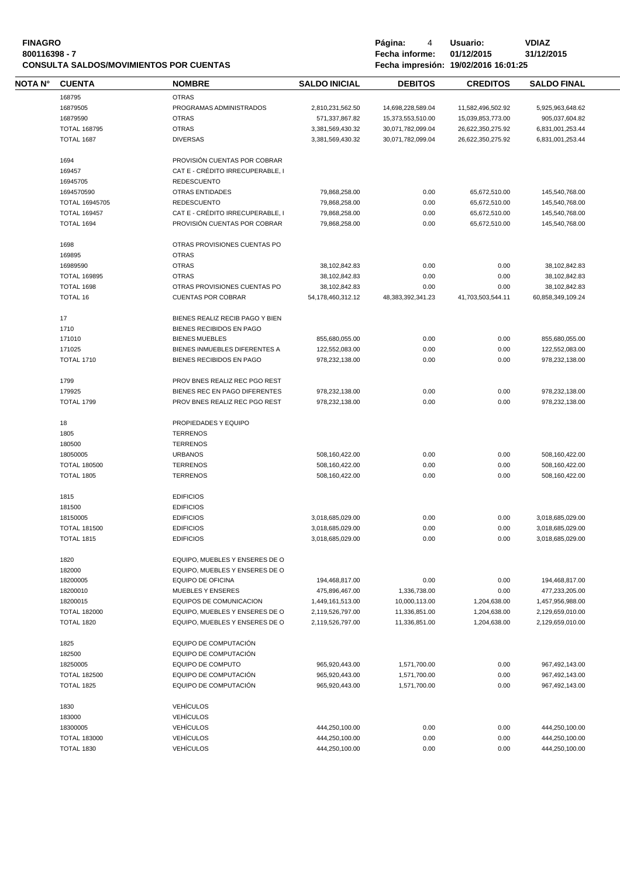**FINAGRO**
**800116398 - 7**
**CONSULTA SALDOS/MOVIMIENTOS POR CUENTAS**

**Página:** 4 **Usuario:** **VDIAZ**
**Fecha informe:** **01/12/2015** **31/12/2015**
**Fecha impresión: 19/02/2016 16:01:25**

| NOTA N° | CUENTA | NOMBRE | SALDO INICIAL | DEBITOS | CREDITOS | SALDO FINAL |
|---|---|---|---|---|---|---|
| | 168795 | OTRAS | | | | |
| | 16879505 | PROGRAMAS ADMINISTRADOS | 2,810,231,562.50 | 14,698,228,589.04 | 11,582,496,502.92 | 5,925,963,648.62 |
| | 16879590 | OTRAS | 571,337,867.82 | 15,373,553,510.00 | 15,039,853,773.00 | 905,037,604.82 |
| | TOTAL 168795 | OTRAS | 3,381,569,430.32 | 30,071,782,099.04 | 26,622,350,275.92 | 6,831,001,253.44 |
| | TOTAL 1687 | DIVERSAS | 3,381,569,430.32 | 30,071,782,099.04 | 26,622,350,275.92 | 6,831,001,253.44 |
| | | | | | | |
| | 1694 | PROVISIÓN CUENTAS POR COBRAR | | | | |
| | 169457 | CAT E - CRÉDITO IRRECUPERABLE, I | | | | |
| | 16945705 | REDESCUENTO | | | | |
| | 1694570590 | OTRAS ENTIDADES | 79,868,258.00 | 0.00 | 65,672,510.00 | 145,540,768.00 |
| | TOTAL 16945705 | REDESCUENTO | 79,868,258.00 | 0.00 | 65,672,510.00 | 145,540,768.00 |
| | TOTAL 169457 | CAT E - CRÉDITO IRRECUPERABLE, I | 79,868,258.00 | 0.00 | 65,672,510.00 | 145,540,768.00 |
| | TOTAL 1694 | PROVISIÓN CUENTAS POR COBRAR | 79,868,258.00 | 0.00 | 65,672,510.00 | 145,540,768.00 |
| | | | | | | |
| | 1698 | OTRAS PROVISIONES CUENTAS PO | | | | |
| | 169895 | OTRAS | | | | |
| | 16989590 | OTRAS | 38,102,842.83 | 0.00 | 0.00 | 38,102,842.83 |
| | TOTAL 169895 | OTRAS | 38,102,842.83 | 0.00 | 0.00 | 38,102,842.83 |
| | TOTAL 1698 | OTRAS PROVISIONES CUENTAS PO | 38,102,842.83 | 0.00 | 0.00 | 38,102,842.83 |
| | TOTAL 16 | CUENTAS POR COBRAR | 54,178,460,312.12 | 48,383,392,341.23 | 41,703,503,544.11 | 60,858,349,109.24 |
| | | | | | | |
| | 17 | BIENES REALIZ RECIB PAGO Y BIEN | | | | |
| | 1710 | BIENES RECIBIDOS EN PAGO | | | | |
| | 171010 | BIENES MUEBLES | 855,680,055.00 | 0.00 | 0.00 | 855,680,055.00 |
| | 171025 | BIENES INMUEBLES DIFERENTES A | 122,552,083.00 | 0.00 | 0.00 | 122,552,083.00 |
| | TOTAL 1710 | BIENES RECIBIDOS EN PAGO | 978,232,138.00 | 0.00 | 0.00 | 978,232,138.00 |
| | | | | | | |
| | 1799 | PROV BNES REALIZ REC PGO REST | | | | |
| | 179925 | BIENES REC EN PAGO DIFERENTES | 978,232,138.00 | 0.00 | 0.00 | 978,232,138.00 |
| | TOTAL 1799 | PROV BNES REALIZ REC PGO REST | 978,232,138.00 | 0.00 | 0.00 | 978,232,138.00 |
| | | | | | | |
| | 18 | PROPIEDADES Y EQUIPO | | | | |
| | 1805 | TERRENOS | | | | |
| | 180500 | TERRENOS | | | | |
| | 18050005 | URBANOS | 508,160,422.00 | 0.00 | 0.00 | 508,160,422.00 |
| | TOTAL 180500 | TERRENOS | 508,160,422.00 | 0.00 | 0.00 | 508,160,422.00 |
| | TOTAL 1805 | TERRENOS | 508,160,422.00 | 0.00 | 0.00 | 508,160,422.00 |
| | | | | | | |
| | 1815 | EDIFICIOS | | | | |
| | 181500 | EDIFICIOS | | | | |
| | 18150005 | EDIFICIOS | 3,018,685,029.00 | 0.00 | 0.00 | 3,018,685,029.00 |
| | TOTAL 181500 | EDIFICIOS | 3,018,685,029.00 | 0.00 | 0.00 | 3,018,685,029.00 |
| | TOTAL 1815 | EDIFICIOS | 3,018,685,029.00 | 0.00 | 0.00 | 3,018,685,029.00 |
| | | | | | | |
| | 1820 | EQUIPO, MUEBLES Y ENSERES DE O | | | | |
| | 182000 | EQUIPO, MUEBLES Y ENSERES DE O | | | | |
| | 18200005 | EQUIPO DE OFICINA | 194,468,817.00 | 0.00 | 0.00 | 194,468,817.00 |
| | 18200010 | MUEBLES Y ENSERES | 475,896,467.00 | 1,336,738.00 | 0.00 | 477,233,205.00 |
| | 18200015 | EQUIPOS DE COMUNICACION | 1,449,161,513.00 | 10,000,113.00 | 1,204,638.00 | 1,457,956,988.00 |
| | TOTAL 182000 | EQUIPO, MUEBLES Y ENSERES DE O | 2,119,526,797.00 | 11,336,851.00 | 1,204,638.00 | 2,129,659,010.00 |
| | TOTAL 1820 | EQUIPO, MUEBLES Y ENSERES DE O | 2,119,526,797.00 | 11,336,851.00 | 1,204,638.00 | 2,129,659,010.00 |
| | | | | | | |
| | 1825 | EQUIPO DE COMPUTACIÓN | | | | |
| | 182500 | EQUIPO DE COMPUTACIÓN | | | | |
| | 18250005 | EQUIPO DE COMPUTO | 965,920,443.00 | 1,571,700.00 | 0.00 | 967,492,143.00 |
| | TOTAL 182500 | EQUIPO DE COMPUTACIÓN | 965,920,443.00 | 1,571,700.00 | 0.00 | 967,492,143.00 |
| | TOTAL 1825 | EQUIPO DE COMPUTACIÓN | 965,920,443.00 | 1,571,700.00 | 0.00 | 967,492,143.00 |
| | | | | | | |
| | 1830 | VEHÍCULOS | | | | |
| | 183000 | VEHÍCULOS | | | | |
| | 18300005 | VEHÍCULOS | 444,250,100.00 | 0.00 | 0.00 | 444,250,100.00 |
| | TOTAL 183000 | VEHÍCULOS | 444,250,100.00 | 0.00 | 0.00 | 444,250,100.00 |
| | TOTAL 1830 | VEHÍCULOS | 444,250,100.00 | 0.00 | 0.00 | 444,250,100.00 |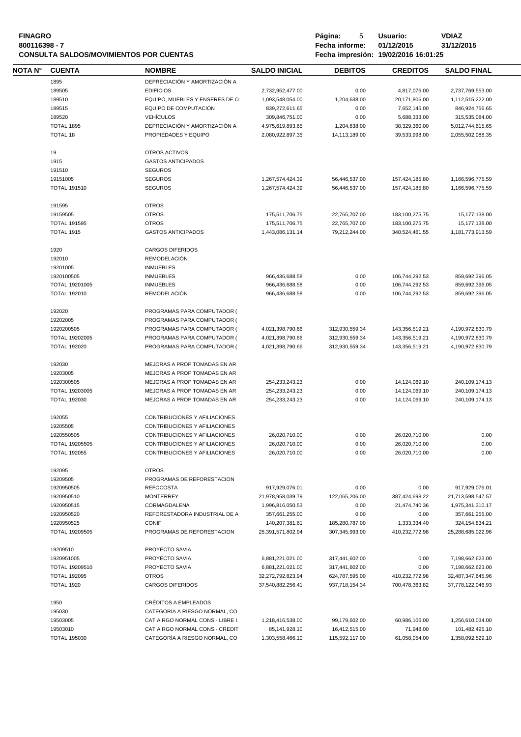**FINAGRO**
**800116398 - 7**
**CONSULTA SALDOS/MOVIMIENTOS POR CUENTAS**

**Fecha informe:** 01/12/2015 31/12/2015
**Fecha impresión:** 19/02/2016 16:01:25
**Usuario:** VDIAZ

| NOTA N° | CUENTA | NOMBRE | SALDO INICIAL | DEBITOS | CREDITOS | SALDO FINAL |
|---|---|---|---|---|---|---|
| | 1895 | DEPRECIACIÓN Y AMORTIZACIÓN A | | | | |
| | 189505 | EDIFICIOS | 2,732,952,477.00 | 0.00 | 4,817,076.00 | 2,737,769,553.00 |
| | 189510 | EQUIPO, MUEBLES Y ENSERES DE O | 1,093,548,054.00 | 1,204,638.00 | 20,171,806.00 | 1,112,515,222.00 |
| | 189515 | EQUIPO DE COMPUTACIÓN | 839,272,611.65 | 0.00 | 7,652,145.00 | 846,924,756.65 |
| | 189520 | VEHÍCULOS | 309,846,751.00 | 0.00 | 5,688,333.00 | 315,535,084.00 |
| | TOTAL 1895 | DEPRECIACIÓN Y AMORTIZACIÓN A | 4,975,619,893.65 | 1,204,638.00 | 38,329,360.00 | 5,012,744,615.65 |
| | TOTAL 18 | PROPIEDADES Y EQUIPO | 2,080,922,897.35 | 14,113,189.00 | 39,533,998.00 | 2,055,502,088.35 |
| | 19 | OTROS ACTIVOS | | | | |
| | 1915 | GASTOS ANTICIPADOS | | | | |
| | 191510 | SEGUROS | | | | |
| | 19151005 | SEGUROS | 1,267,574,424.39 | 56,446,537.00 | 157,424,185.80 | 1,166,596,775.59 |
| | TOTAL 191510 | SEGUROS | 1,267,574,424.39 | 56,446,537.00 | 157,424,185.80 | 1,166,596,775.59 |
| | 191595 | OTROS | | | | |
| | 19159505 | OTROS | 175,511,706.75 | 22,765,707.00 | 183,100,275.75 | 15,177,138.00 |
| | TOTAL 191595 | OTROS | 175,511,706.75 | 22,765,707.00 | 183,100,275.75 | 15,177,138.00 |
| | TOTAL 1915 | GASTOS ANTICIPADOS | 1,443,086,131.14 | 79,212,244.00 | 340,524,461.55 | 1,181,773,913.59 |
| | 1920 | CARGOS DIFERIDOS | | | | |
| | 192010 | REMODELACIÓN | | | | |
| | 19201005 | INMUEBLES | | | | |
| | 1920100505 | INMUEBLES | 966,436,688.58 | 0.00 | 106,744,292.53 | 859,692,396.05 |
| | TOTAL 19201005 | INMUEBLES | 966,436,688.58 | 0.00 | 106,744,292.53 | 859,692,396.05 |
| | TOTAL 192010 | REMODELACIÓN | 966,436,688.58 | 0.00 | 106,744,292.53 | 859,692,396.05 |
| | 192020 | PROGRAMAS PARA COMPUTADOR ( | | | | |
| | 19202005 | PROGRAMAS PARA COMPUTADOR ( | | | | |
| | 1920200505 | PROGRAMAS PARA COMPUTADOR ( | 4,021,398,790.66 | 312,930,559.34 | 143,356,519.21 | 4,190,972,830.79 |
| | TOTAL 19202005 | PROGRAMAS PARA COMPUTADOR ( | 4,021,398,790.66 | 312,930,559.34 | 143,356,519.21 | 4,190,972,830.79 |
| | TOTAL 192020 | PROGRAMAS PARA COMPUTADOR ( | 4,021,398,790.66 | 312,930,559.34 | 143,356,519.21 | 4,190,972,830.79 |
| | 192030 | MEJORAS A PROP TOMADAS EN AR | | | | |
| | 19203005 | MEJORAS A PROP TOMADAS EN AR | | | | |
| | 1920300505 | MEJORAS A PROP TOMADAS EN AR | 254,233,243.23 | 0.00 | 14,124,069.10 | 240,109,174.13 |
| | TOTAL 19203005 | MEJORAS A PROP TOMADAS EN AR | 254,233,243.23 | 0.00 | 14,124,069.10 | 240,109,174.13 |
| | TOTAL 192030 | MEJORAS A PROP TOMADAS EN AR | 254,233,243.23 | 0.00 | 14,124,069.10 | 240,109,174.13 |
| | 192055 | CONTRIBUCIONES Y AFILIACIONES | | | | |
| | 19205505 | CONTRIBUCIONES Y AFILIACIONES | | | | |
| | 1920550505 | CONTRIBUCIONES Y AFILIACIONES | 26,020,710.00 | 0.00 | 26,020,710.00 | 0.00 |
| | TOTAL 19205505 | CONTRIBUCIONES Y AFILIACIONES | 26,020,710.00 | 0.00 | 26,020,710.00 | 0.00 |
| | TOTAL 192055 | CONTRIBUCIONES Y AFILIACIONES | 26,020,710.00 | 0.00 | 26,020,710.00 | 0.00 |
| | 192095 | OTROS | | | | |
| | 19209505 | PROGRAMAS DE REFORESTACION | | | | |
| | 1920950505 | REFOCOSTA | 917,929,076.01 | 0.00 | 0.00 | 917,929,076.01 |
| | 1920950510 | MONTERREY | 21,978,958,039.79 | 122,065,206.00 | 387,424,698.22 | 21,713,598,547.57 |
| | 1920950515 | CORMAGDALENA | 1,996,816,050.53 | 0.00 | 21,474,740.36 | 1,975,341,310.17 |
| | 1920950520 | REFORESTADORA INDUSTRIAL DE A | 357,661,255.00 | 0.00 | 0.00 | 357,661,255.00 |
| | 1920950525 | CONIF | 140,207,381.61 | 185,280,787.00 | 1,333,334.40 | 324,154,834.21 |
| | TOTAL 19209505 | PROGRAMAS DE REFORESTACION | 25,391,571,802.94 | 307,345,993.00 | 410,232,772.98 | 25,288,685,022.96 |
| | 19209510 | PROYECTO SAVIA | | | | |
| | 1920951005 | PROYECTO SAVIA | 6,881,221,021.00 | 317,441,602.00 | 0.00 | 7,198,662,623.00 |
| | TOTAL 19209510 | PROYECTO SAVIA | 6,881,221,021.00 | 317,441,602.00 | 0.00 | 7,198,662,623.00 |
| | TOTAL 192095 | OTROS | 32,272,792,823.94 | 624,787,595.00 | 410,232,772.98 | 32,487,347,645.96 |
| | TOTAL 1920 | CARGOS DIFERIDOS | 37,540,882,256.41 | 937,718,154.34 | 700,478,363.82 | 37,778,122,046.93 |
| | 1950 | CRÉDITOS A EMPLEADOS | | | | |
| | 195030 | CATEGORÍA A RIESGO NORMAL, CO | | | | |
| | 19503005 | CAT A RGO NORMAL CONS - LIBRE I | 1,218,416,538.00 | 99,179,602.00 | 60,986,106.00 | 1,256,610,034.00 |
| | 19503010 | CAT A RGO NORMAL CONS - CREDIT | 85,141,928.10 | 16,412,515.00 | 71,948.00 | 101,482,495.10 |
| | TOTAL 195030 | CATEGORÍA A RIESGO NORMAL, CO | 1,303,558,466.10 | 115,592,117.00 | 61,058,054.00 | 1,358,092,529.10 |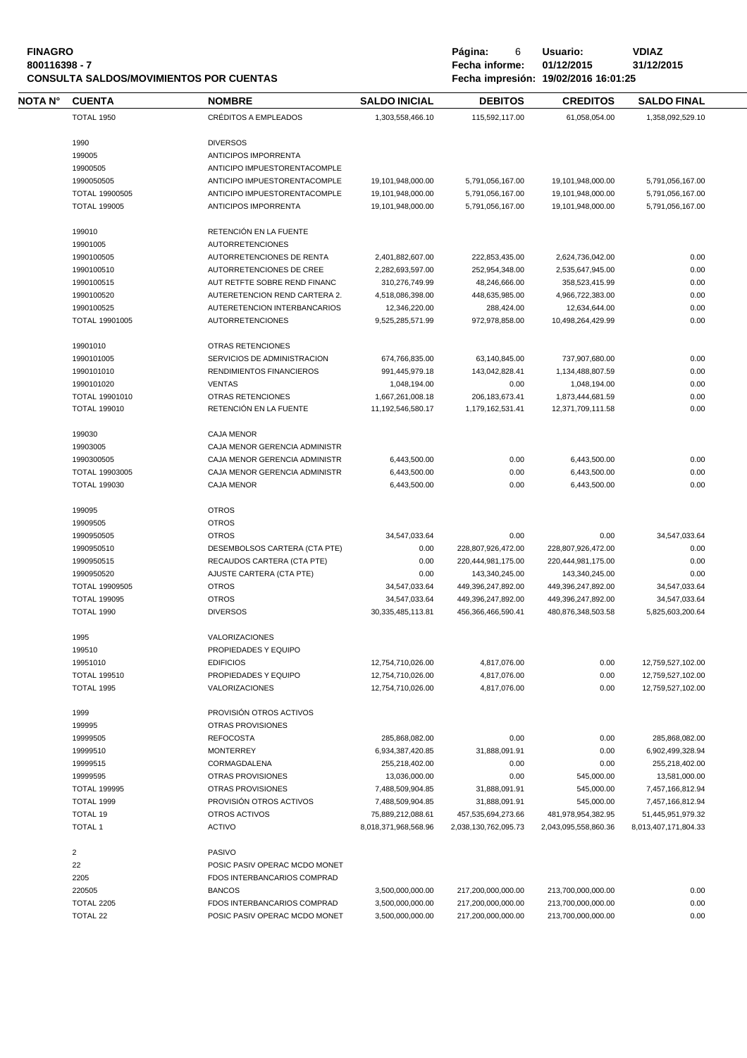**FINAGRO**
**800116398 - 7**
**CONSULTA SALDOS/MOVIMIENTOS POR CUENTAS**

**Página:** 6 **Usuario:** **VDIAZ**
**Fecha informe:** **01/12/2015** **31/12/2015**
**Fecha impresión: 19/02/2016 16:01:25**

| NOTA N° | CUENTA | NOMBRE | SALDO INICIAL | DEBITOS | CREDITOS | SALDO FINAL |
|---|---|---|---|---|---|---|
| | TOTAL 1950 | CRÉDITOS A EMPLEADOS | 1,303,558,466.10 | 115,592,117.00 | 61,058,054.00 | 1,358,092,529.10 |
| | 1990 | DIVERSOS | | | | |
| | 199005 | ANTICIPOS IMPORRENTA | | | | |
| | 19900505 | ANTICIPO IMPUESTORENTACOMPLE | | | | |
| | 1990050505 | ANTICIPO IMPUESTORENTACOMPLE | 19,101,948,000.00 | 5,791,056,167.00 | 19,101,948,000.00 | 5,791,056,167.00 |
| | TOTAL 19900505 | ANTICIPO IMPUESTORENTACOMPLE | 19,101,948,000.00 | 5,791,056,167.00 | 19,101,948,000.00 | 5,791,056,167.00 |
| | TOTAL 199005 | ANTICIPOS IMPORRENTA | 19,101,948,000.00 | 5,791,056,167.00 | 19,101,948,000.00 | 5,791,056,167.00 |
| | 199010 | RETENCIÓN EN LA FUENTE | | | | |
| | 19901005 | AUTORRETENCIONES | | | | |
| | 1990100505 | AUTORRETENCIONES DE RENTA | 2,401,882,607.00 | 222,853,435.00 | 2,624,736,042.00 | 0.00 |
| | 1990100510 | AUTORRETENCIONES DE CREE | 2,282,693,597.00 | 252,954,348.00 | 2,535,647,945.00 | 0.00 |
| | 1990100515 | AUT RETFTE SOBRE REND FINANC | 310,276,749.99 | 48,246,666.00 | 358,523,415.99 | 0.00 |
| | 1990100520 | AUTERETENCION REND CARTERA 2. | 4,518,086,398.00 | 448,635,985.00 | 4,966,722,383.00 | 0.00 |
| | 1990100525 | AUTERETENCION INTERBANCARIOS | 12,346,220.00 | 288,424.00 | 12,634,644.00 | 0.00 |
| | TOTAL 19901005 | AUTORRETENCIONES | 9,525,285,571.99 | 972,978,858.00 | 10,498,264,429.99 | 0.00 |
| | 19901010 | OTRAS RETENCIONES | | | | |
| | 1990101005 | SERVICIOS DE ADMINISTRACION | 674,766,835.00 | 63,140,845.00 | 737,907,680.00 | 0.00 |
| | 1990101010 | RENDIMIENTOS FINANCIEROS | 991,445,979.18 | 143,042,828.41 | 1,134,488,807.59 | 0.00 |
| | 1990101020 | VENTAS | 1,048,194.00 | 0.00 | 1,048,194.00 | 0.00 |
| | TOTAL 19901010 | OTRAS RETENCIONES | 1,667,261,008.18 | 206,183,673.41 | 1,873,444,681.59 | 0.00 |
| | TOTAL 199010 | RETENCIÓN EN LA FUENTE | 11,192,546,580.17 | 1,179,162,531.41 | 12,371,709,111.58 | 0.00 |
| | 199030 | CAJA MENOR | | | | |
| | 19903005 | CAJA MENOR GERENCIA ADMINISTR | | | | |
| | 1990300505 | CAJA MENOR GERENCIA ADMINISTR | 6,443,500.00 | 0.00 | 6,443,500.00 | 0.00 |
| | TOTAL 19903005 | CAJA MENOR GERENCIA ADMINISTR | 6,443,500.00 | 0.00 | 6,443,500.00 | 0.00 |
| | TOTAL 199030 | CAJA MENOR | 6,443,500.00 | 0.00 | 6,443,500.00 | 0.00 |
| | 199095 | OTROS | | | | |
| | 19909505 | OTROS | | | | |
| | 1990950505 | OTROS | 34,547,033.64 | 0.00 | 0.00 | 34,547,033.64 |
| | 1990950510 | DESEMBOLSOS CARTERA (CTA PTE) | 0.00 | 228,807,926,472.00 | 228,807,926,472.00 | 0.00 |
| | 1990950515 | RECAUDOS CARTERA (CTA PTE) | 0.00 | 220,444,981,175.00 | 220,444,981,175.00 | 0.00 |
| | 1990950520 | AJUSTE CARTERA (CTA PTE) | 0.00 | 143,340,245.00 | 143,340,245.00 | 0.00 |
| | TOTAL 19909505 | OTROS | 34,547,033.64 | 449,396,247,892.00 | 449,396,247,892.00 | 34,547,033.64 |
| | TOTAL 199095 | OTROS | 34,547,033.64 | 449,396,247,892.00 | 449,396,247,892.00 | 34,547,033.64 |
| | TOTAL 1990 | DIVERSOS | 30,335,485,113.81 | 456,366,466,590.41 | 480,876,348,503.58 | 5,825,603,200.64 |
| | 1995 | VALORIZACIONES | | | | |
| | 199510 | PROPIEDADES Y EQUIPO | | | | |
| | 19951010 | EDIFICIOS | 12,754,710,026.00 | 4,817,076.00 | 0.00 | 12,759,527,102.00 |
| | TOTAL 199510 | PROPIEDADES Y EQUIPO | 12,754,710,026.00 | 4,817,076.00 | 0.00 | 12,759,527,102.00 |
| | TOTAL 1995 | VALORIZACIONES | 12,754,710,026.00 | 4,817,076.00 | 0.00 | 12,759,527,102.00 |
| | 1999 | PROVISIÓN OTROS ACTIVOS | | | | |
| | 199995 | OTRAS PROVISIONES | | | | |
| | 19999505 | REFOCOSTA | 285,868,082.00 | 0.00 | 0.00 | 285,868,082.00 |
| | 19999510 | MONTERREY | 6,934,387,420.85 | 31,888,091.91 | 0.00 | 6,902,499,328.94 |
| | 19999515 | CORMAGDALENA | 255,218,402.00 | 0.00 | 0.00 | 255,218,402.00 |
| | 19999595 | OTRAS PROVISIONES | 13,036,000.00 | 0.00 | 545,000.00 | 13,581,000.00 |
| | TOTAL 199995 | OTRAS PROVISIONES | 7,488,509,904.85 | 31,888,091.91 | 545,000.00 | 7,457,166,812.94 |
| | TOTAL 1999 | PROVISIÓN OTROS ACTIVOS | 7,488,509,904.85 | 31,888,091.91 | 545,000.00 | 7,457,166,812.94 |
| | TOTAL 19 | OTROS ACTIVOS | 75,889,212,088.61 | 457,535,694,273.66 | 481,978,954,382.95 | 51,445,951,979.32 |
| | TOTAL 1 | ACTIVO | 8,018,371,968,568.96 | 2,038,130,762,095.73 | 2,043,095,558,860.36 | 8,013,407,171,804.33 |
| | 2 | PASIVO | | | | |
| | 22 | POSIC PASIV OPERAC MCDO MONET | | | | |
| | 2205 | FDOS INTERBANCARIOS COMPRAD | | | | |
| | 220505 | BANCOS | 3,500,000,000.00 | 217,200,000,000.00 | 213,700,000,000.00 | 0.00 |
| | TOTAL 2205 | FDOS INTERBANCARIOS COMPRAD | 3,500,000,000.00 | 217,200,000,000.00 | 213,700,000,000.00 | 0.00 |
| | TOTAL 22 | POSIC PASIV OPERAC MCDO MONET | 3,500,000,000.00 | 217,200,000,000.00 | 213,700,000,000.00 | 0.00 |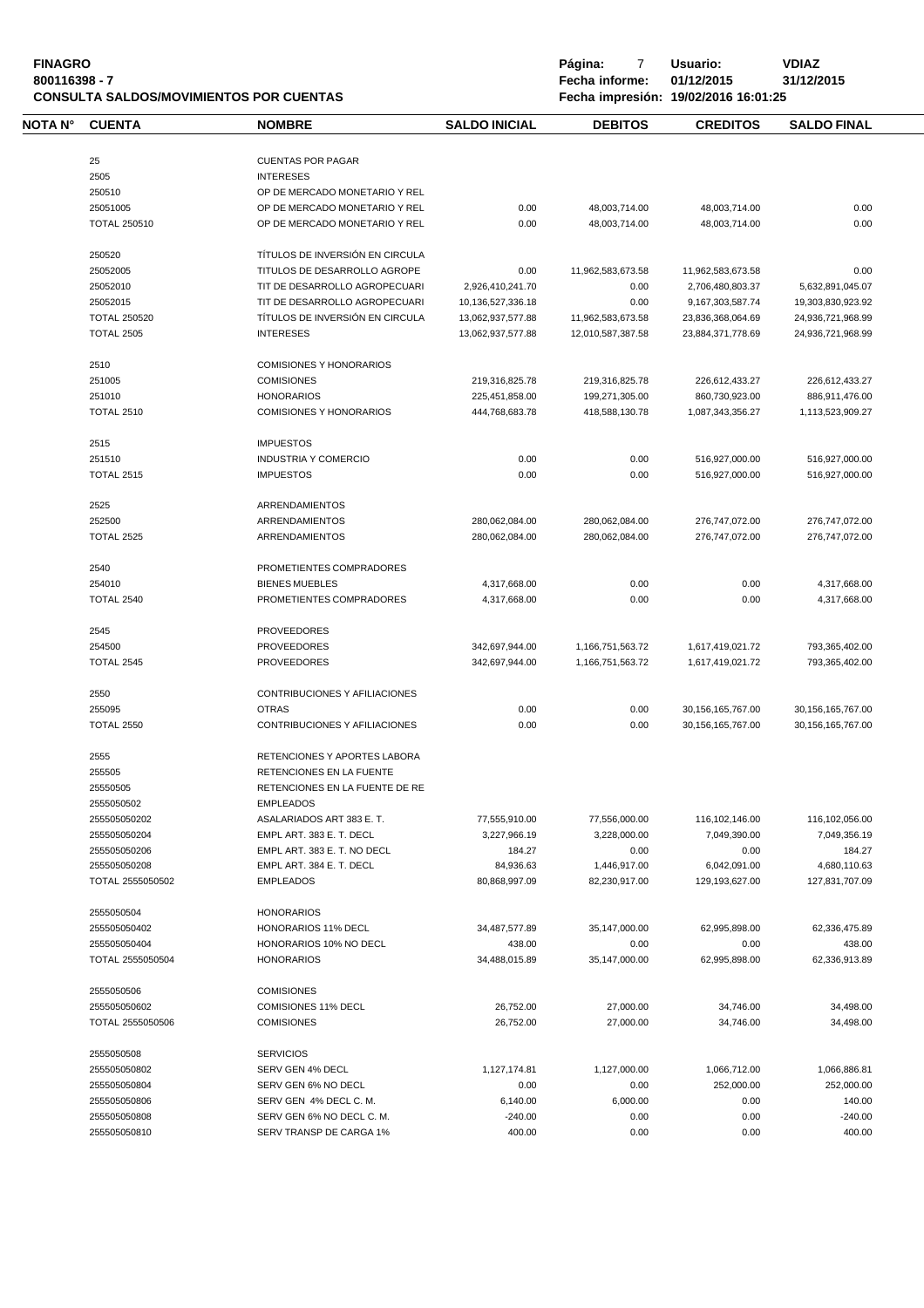**FINAGRO**
**800116398 - 7**
**CONSULTA SALDOS/MOVIMIENTOS POR CUENTAS**

**Página:** 7 **Usuario:** VDIAZ
**Fecha informe:** 01/12/2015 31/12/2015
**Fecha impresión:** 19/02/2016 16:01:25

| NOTA N° | CUENTA | NOMBRE | SALDO INICIAL | DEBITOS | CREDITOS | SALDO FINAL |
|---|---|---|---|---|---|---|
| | 25 | CUENTAS POR PAGAR | | | | |
| | 2505 | INTERESES | | | | |
| | 250510 | OP DE MERCADO MONETARIO Y REL | | | | |
| | 25051005 | OP DE MERCADO MONETARIO Y REL | 0.00 | 48,003,714.00 | 48,003,714.00 | 0.00 |
| | TOTAL 250510 | OP DE MERCADO MONETARIO Y REL | 0.00 | 48,003,714.00 | 48,003,714.00 | 0.00 |
| | 250520 | TÍTULOS DE INVERSIÓN EN CIRCULA | | | | |
| | 25052005 | TITULOS DE DESARROLLO AGROPE | 0.00 | 11,962,583,673.58 | 11,962,583,673.58 | 0.00 |
| | 25052010 | TIT DE DESARROLLO AGROPECUARI | 2,926,410,241.70 | 0.00 | 2,706,480,803.37 | 5,632,891,045.07 |
| | 25052015 | TIT DE DESARROLLO AGROPECUARI | 10,136,527,336.18 | 0.00 | 9,167,303,587.74 | 19,303,830,923.92 |
| | TOTAL 250520 | TÍTULOS DE INVERSIÓN EN CIRCULA | 13,062,937,577.88 | 11,962,583,673.58 | 23,836,368,064.69 | 24,936,721,968.99 |
| | TOTAL 2505 | INTERESES | 13,062,937,577.88 | 12,010,587,387.58 | 23,884,371,778.69 | 24,936,721,968.99 |
| | 2510 | COMISIONES Y HONORARIOS | | | | |
| | 251005 | COMISIONES | 219,316,825.78 | 219,316,825.78 | 226,612,433.27 | 226,612,433.27 |
| | 251010 | HONORARIOS | 225,451,858.00 | 199,271,305.00 | 860,730,923.00 | 886,911,476.00 |
| | TOTAL 2510 | COMISIONES Y HONORARIOS | 444,768,683.78 | 418,588,130.78 | 1,087,343,356.27 | 1,113,523,909.27 |
| | 2515 | IMPUESTOS | | | | |
| | 251510 | INDUSTRIA Y COMERCIO | 0.00 | 0.00 | 516,927,000.00 | 516,927,000.00 |
| | TOTAL 2515 | IMPUESTOS | 0.00 | 0.00 | 516,927,000.00 | 516,927,000.00 |
| | 2525 | ARRENDAMIENTOS | | | | |
| | 252500 | ARRENDAMIENTOS | 280,062,084.00 | 280,062,084.00 | 276,747,072.00 | 276,747,072.00 |
| | TOTAL 2525 | ARRENDAMIENTOS | 280,062,084.00 | 280,062,084.00 | 276,747,072.00 | 276,747,072.00 |
| | 2540 | PROMETIENTES COMPRADORES | | | | |
| | 254010 | BIENES MUEBLES | 4,317,668.00 | 0.00 | 0.00 | 4,317,668.00 |
| | TOTAL 2540 | PROMETIENTES COMPRADORES | 4,317,668.00 | 0.00 | 0.00 | 4,317,668.00 |
| | 2545 | PROVEEDORES | | | | |
| | 254500 | PROVEEDORES | 342,697,944.00 | 1,166,751,563.72 | 1,617,419,021.72 | 793,365,402.00 |
| | TOTAL 2545 | PROVEEDORES | 342,697,944.00 | 1,166,751,563.72 | 1,617,419,021.72 | 793,365,402.00 |
| | 2550 | CONTRIBUCIONES Y AFILIACIONES | | | | |
| | 255095 | OTRAS | 0.00 | 0.00 | 30,156,165,767.00 | 30,156,165,767.00 |
| | TOTAL 2550 | CONTRIBUCIONES Y AFILIACIONES | 0.00 | 0.00 | 30,156,165,767.00 | 30,156,165,767.00 |
| | 2555 | RETENCIONES Y APORTES LABORA | | | | |
| | 255505 | RETENCIONES EN LA FUENTE | | | | |
| | 25550505 | RETENCIONES EN LA FUENTE DE RE | | | | |
| | 2555050502 | EMPLEADOS | | | | |
| | 255505050202 | ASALARIADOS ART 383 E. T. | 77,555,910.00 | 77,556,000.00 | 116,102,146.00 | 116,102,056.00 |
| | 255505050204 | EMPL ART. 383 E. T. DECL | 3,227,966.19 | 3,228,000.00 | 7,049,390.00 | 7,049,356.19 |
| | 255505050206 | EMPL ART. 383 E. T. NO DECL | 184.27 | 0.00 | 0.00 | 184.27 |
| | 255505050208 | EMPL ART. 384 E. T. DECL | 84,936.63 | 1,446,917.00 | 6,042,091.00 | 4,680,110.63 |
| | TOTAL 2555050502 | EMPLEADOS | 80,868,997.09 | 82,230,917.00 | 129,193,627.00 | 127,831,707.09 |
| | 2555050504 | HONORARIOS | | | | |
| | 255505050402 | HONORARIOS 11% DECL | 34,487,577.89 | 35,147,000.00 | 62,995,898.00 | 62,336,475.89 |
| | 255505050404 | HONORARIOS 10% NO DECL | 438.00 | 0.00 | 0.00 | 438.00 |
| | TOTAL 2555050504 | HONORARIOS | 34,488,015.89 | 35,147,000.00 | 62,995,898.00 | 62,336,913.89 |
| | 2555050506 | COMISIONES | | | | |
| | 255505050602 | COMISIONES 11% DECL | 26,752.00 | 27,000.00 | 34,746.00 | 34,498.00 |
| | TOTAL 2555050506 | COMISIONES | 26,752.00 | 27,000.00 | 34,746.00 | 34,498.00 |
| | 2555050508 | SERVICIOS | | | | |
| | 255505050802 | SERV GEN 4% DECL | 1,127,174.81 | 1,127,000.00 | 1,066,712.00 | 1,066,886.81 |
| | 255505050804 | SERV GEN 6% NO DECL | 0.00 | 0.00 | 252,000.00 | 252,000.00 |
| | 255505050806 | SERV GEN 4% DECL C. M. | 6,140.00 | 6,000.00 | 0.00 | 140.00 |
| | 255505050808 | SERV GEN 6% NO DECL C. M. | -240.00 | 0.00 | 0.00 | -240.00 |
| | 255505050810 | SERV TRANSP DE CARGA 1% | 400.00 | 0.00 | 0.00 | 400.00 |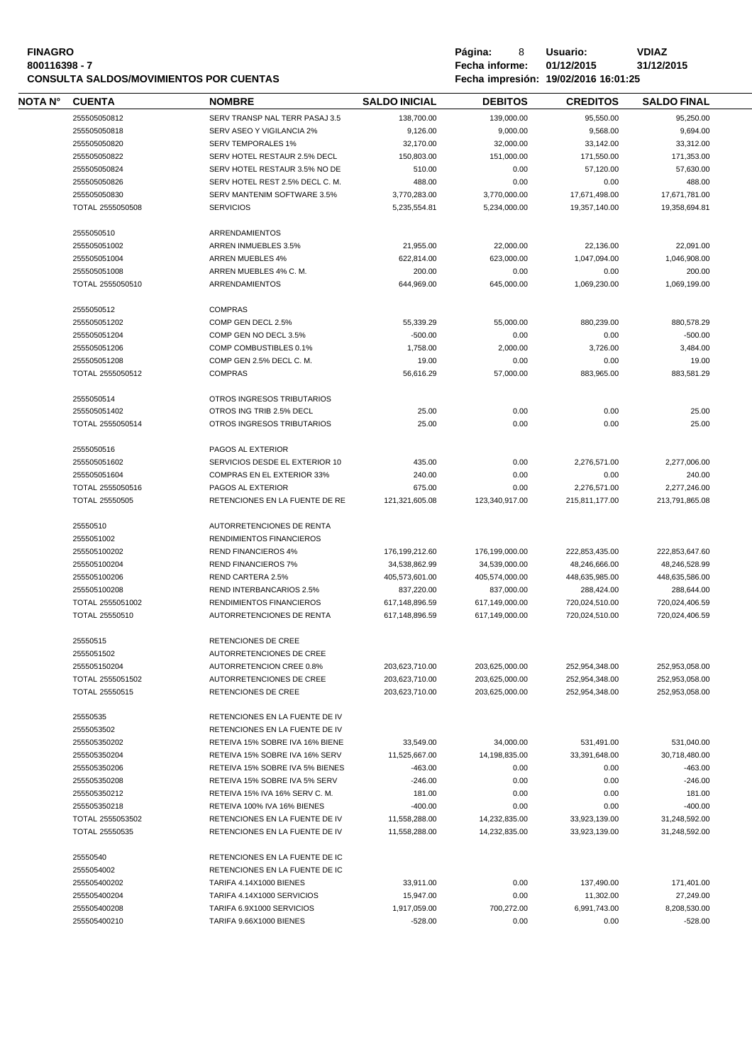**FINAGRO**
**800116398 - 7**
**CONSULTA SALDOS/MOVIMIENTOS POR CUENTAS**

**Usuario:** VDIAZ
**Fecha informe:** 01/12/2015 31/12/2015
**Fecha impresión:** 19/02/2016 16:01:25

| NOTA N° | CUENTA | NOMBRE | SALDO INICIAL | DEBITOS | CREDITOS | SALDO FINAL |
|---|---|---|---|---|---|---|
| | 255505050812 | SERV TRANSP NAL TERR PASAJ 3.5 | 138,700.00 | 139,000.00 | 95,550.00 | 95,250.00 |
| | 255505050818 | SERV ASEO Y VIGILANCIA 2% | 9,126.00 | 9,000.00 | 9,568.00 | 9,694.00 |
| | 255505050820 | SERV TEMPORALES 1% | 32,170.00 | 32,000.00 | 33,142.00 | 33,312.00 |
| | 255505050822 | SERV HOTEL RESTAUR 2.5% DECL | 150,803.00 | 151,000.00 | 171,550.00 | 171,353.00 |
| | 255505050824 | SERV HOTEL RESTAUR 3.5% NO DE | 510.00 | 0.00 | 57,120.00 | 57,630.00 |
| | 255505050826 | SERV HOTEL REST 2.5% DECL C. M. | 488.00 | 0.00 | 0.00 | 488.00 |
| | 255505050830 | SERV MANTENIM SOFTWARE 3.5% | 3,770,283.00 | 3,770,000.00 | 17,671,498.00 | 17,671,781.00 |
| | TOTAL 2555050508 | SERVICIOS | 5,235,554.81 | 5,234,000.00 | 19,357,140.00 | 19,358,694.81 |
| | 2555050510 | ARRENDAMIENTOS | | | | |
| | 255505051002 | ARREN INMUEBLES 3.5% | 21,955.00 | 22,000.00 | 22,136.00 | 22,091.00 |
| | 255505051004 | ARREN MUEBLES 4% | 622,814.00 | 623,000.00 | 1,047,094.00 | 1,046,908.00 |
| | 255505051008 | ARREN MUEBLES 4% C. M. | 200.00 | 0.00 | 0.00 | 200.00 |
| | TOTAL 2555050510 | ARRENDAMIENTOS | 644,969.00 | 645,000.00 | 1,069,230.00 | 1,069,199.00 |
| | 2555050512 | COMPRAS | | | | |
| | 255505051202 | COMP GEN DECL 2.5% | 55,339.29 | 55,000.00 | 880,239.00 | 880,578.29 |
| | 255505051204 | COMP GEN NO DECL 3.5% | -500.00 | 0.00 | 0.00 | -500.00 |
| | 255505051206 | COMP COMBUSTIBLES 0.1% | 1,758.00 | 2,000.00 | 3,726.00 | 3,484.00 |
| | 255505051208 | COMP GEN 2.5% DECL C. M. | 19.00 | 0.00 | 0.00 | 19.00 |
| | TOTAL 2555050512 | COMPRAS | 56,616.29 | 57,000.00 | 883,965.00 | 883,581.29 |
| | 2555050514 | OTROS INGRESOS TRIBUTARIOS | | | | |
| | 255505051402 | OTROS ING TRIB 2.5% DECL | 25.00 | 0.00 | 0.00 | 25.00 |
| | TOTAL 2555050514 | OTROS INGRESOS TRIBUTARIOS | 25.00 | 0.00 | 0.00 | 25.00 |
| | 2555050516 | PAGOS AL EXTERIOR | | | | |
| | 255505051602 | SERVICIOS DESDE EL EXTERIOR 10 | 435.00 | 0.00 | 2,276,571.00 | 2,277,006.00 |
| | 255505051604 | COMPRAS EN EL EXTERIOR 33% | 240.00 | 0.00 | 0.00 | 240.00 |
| | TOTAL 2555050516 | PAGOS AL EXTERIOR | 675.00 | 0.00 | 2,276,571.00 | 2,277,246.00 |
| | TOTAL 25550505 | RETENCIONES EN LA FUENTE DE RE | 121,321,605.08 | 123,340,917.00 | 215,811,177.00 | 213,791,865.08 |
| | 25550510 | AUTORRETENCIONES DE RENTA | | | | |
| | 2555051002 | RENDIMIENTOS FINANCIEROS | | | | |
| | 255505100202 | REND FINANCIEROS 4% | 176,199,212.60 | 176,199,000.00 | 222,853,435.00 | 222,853,647.60 |
| | 255505100204 | REND FINANCIEROS 7% | 34,538,862.99 | 34,539,000.00 | 48,246,666.00 | 48,246,528.99 |
| | 255505100206 | REND CARTERA 2.5% | 405,573,601.00 | 405,574,000.00 | 448,635,985.00 | 448,635,586.00 |
| | 255505100208 | REND INTERBANCARIOS 2.5% | 837,220.00 | 837,000.00 | 288,424.00 | 288,644.00 |
| | TOTAL 2555051002 | RENDIMIENTOS FINANCIEROS | 617,148,896.59 | 617,149,000.00 | 720,024,510.00 | 720,024,406.59 |
| | TOTAL 25550510 | AUTORRETENCIONES DE RENTA | 617,148,896.59 | 617,149,000.00 | 720,024,510.00 | 720,024,406.59 |
| | 25550515 | RETENCIONES DE CREE | | | | |
| | 2555051502 | AUTORRETENCIONES DE CREE | | | | |
| | 255505150204 | AUTORRETENCION CREE 0.8% | 203,623,710.00 | 203,625,000.00 | 252,954,348.00 | 252,953,058.00 |
| | TOTAL 2555051502 | AUTORRETENCIONES DE CREE | 203,623,710.00 | 203,625,000.00 | 252,954,348.00 | 252,953,058.00 |
| | TOTAL 25550515 | RETENCIONES DE CREE | 203,623,710.00 | 203,625,000.00 | 252,954,348.00 | 252,953,058.00 |
| | 25550535 | RETENCIONES EN LA FUENTE DE IV | | | | |
| | 2555053502 | RETENCIONES EN LA FUENTE DE IV | | | | |
| | 255505350202 | RETEIVA 15% SOBRE IVA 16% BIENE | 33,549.00 | 34,000.00 | 531,491.00 | 531,040.00 |
| | 255505350204 | RETEIVA 15% SOBRE IVA 16% SERV | 11,525,667.00 | 14,198,835.00 | 33,391,648.00 | 30,718,480.00 |
| | 255505350206 | RETEIVA 15% SOBRE IVA 5% BIENES | -463.00 | 0.00 | 0.00 | -463.00 |
| | 255505350208 | RETEIVA 15% SOBRE IVA 5% SERV | -246.00 | 0.00 | 0.00 | -246.00 |
| | 255505350212 | RETEIVA 15% IVA 16% SERV C. M. | 181.00 | 0.00 | 0.00 | 181.00 |
| | 255505350218 | RETEIVA 100% IVA 16% BIENES | -400.00 | 0.00 | 0.00 | -400.00 |
| | TOTAL 2555053502 | RETENCIONES EN LA FUENTE DE IV | 11,558,288.00 | 14,232,835.00 | 33,923,139.00 | 31,248,592.00 |
| | TOTAL 25550535 | RETENCIONES EN LA FUENTE DE IV | 11,558,288.00 | 14,232,835.00 | 33,923,139.00 | 31,248,592.00 |
| | 25550540 | RETENCIONES EN LA FUENTE DE IC | | | | |
| | 2555054002 | RETENCIONES EN LA FUENTE DE IC | | | | |
| | 255505400202 | TARIFA 4.14X1000 BIENES | 33,911.00 | 0.00 | 137,490.00 | 171,401.00 |
| | 255505400204 | TARIFA 4.14X1000 SERVICIOS | 15,947.00 | 0.00 | 11,302.00 | 27,249.00 |
| | 255505400208 | TARIFA 6.9X1000 SERVICIOS | 1,917,059.00 | 700,272.00 | 6,991,743.00 | 8,208,530.00 |
| | 255505400210 | TARIFA 9.66X1000 BIENES | -528.00 | 0.00 | 0.00 | -528.00 |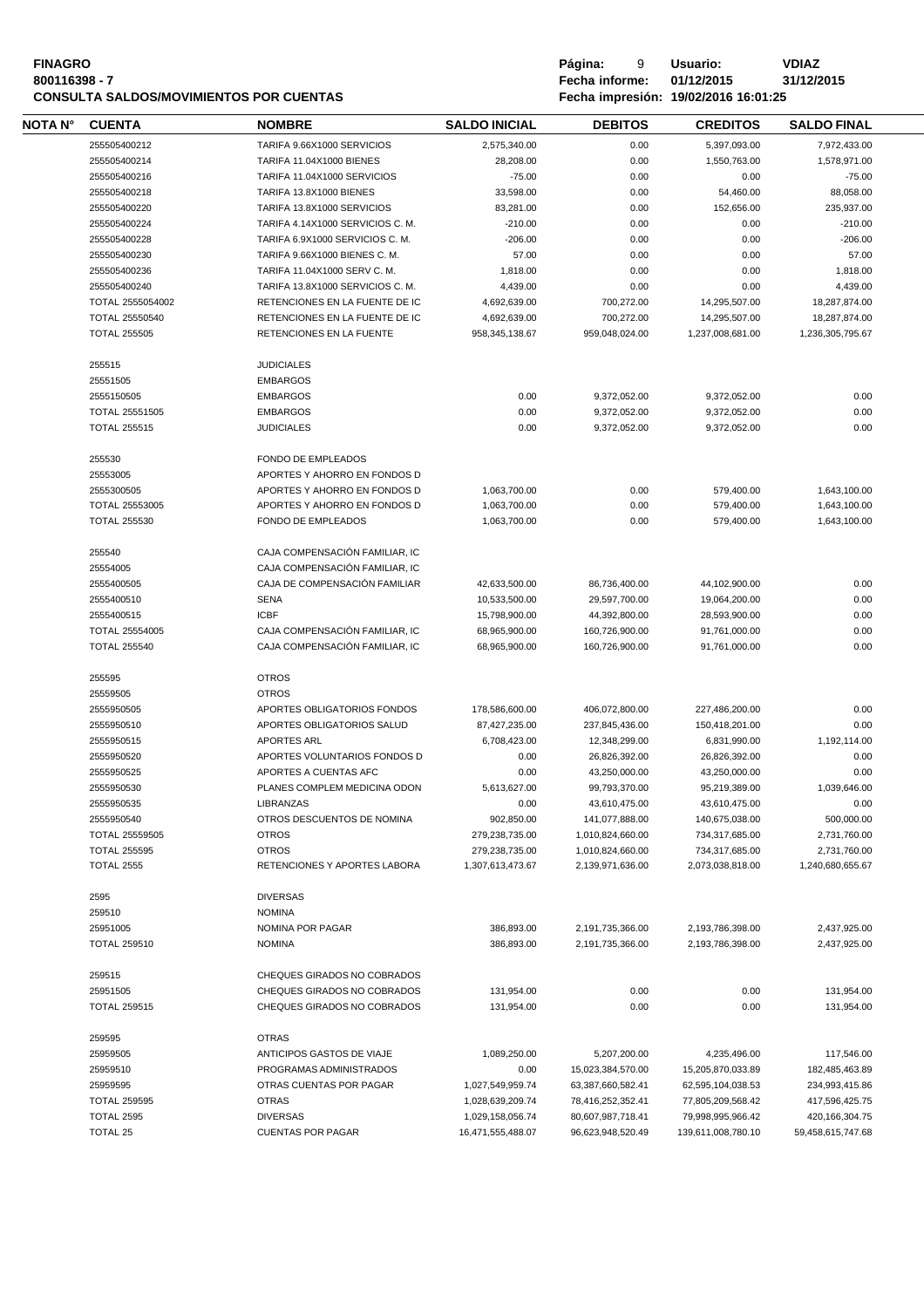**FINAGRO**
**800116398 - 7**
**CONSULTA SALDOS/MOVIMIENTOS POR CUENTAS**

**Página:** 9 **Usuario:** **VDIAZ**
**Fecha informe:** **01/12/2015** **31/12/2015**
**Fecha impresión: 19/02/2016 16:01:25**

| NOTA N° | CUENTA | NOMBRE | SALDO INICIAL | DEBITOS | CREDITOS | SALDO FINAL |
|---|---|---|---|---|---|---|
| | 255505400212 | TARIFA 9.66X1000 SERVICIOS | 2,575,340.00 | 0.00 | 5,397,093.00 | 7,972,433.00 |
| | 255505400214 | TARIFA 11.04X1000 BIENES | 28,208.00 | 0.00 | 1,550,763.00 | 1,578,971.00 |
| | 255505400216 | TARIFA 11.04X1000 SERVICIOS | -75.00 | 0.00 | 0.00 | -75.00 |
| | 255505400218 | TARIFA 13.8X1000 BIENES | 33,598.00 | 0.00 | 54,460.00 | 88,058.00 |
| | 255505400220 | TARIFA 13.8X1000 SERVICIOS | 83,281.00 | 0.00 | 152,656.00 | 235,937.00 |
| | 255505400224 | TARIFA 4.14X1000 SERVICIOS C. M. | -210.00 | 0.00 | 0.00 | -210.00 |
| | 255505400228 | TARIFA 6.9X1000 SERVICIOS C. M. | -206.00 | 0.00 | 0.00 | -206.00 |
| | 255505400230 | TARIFA 9.66X1000 BIENES C. M. | 57.00 | 0.00 | 0.00 | 57.00 |
| | 255505400236 | TARIFA 11.04X1000 SERV C. M. | 1,818.00 | 0.00 | 0.00 | 1,818.00 |
| | 255505400240 | TARIFA 13.8X1000 SERVICIOS C. M. | 4,439.00 | 0.00 | 0.00 | 4,439.00 |
| | TOTAL 2555054002 | RETENCIONES EN LA FUENTE DE IC | 4,692,639.00 | 700,272.00 | 14,295,507.00 | 18,287,874.00 |
| | TOTAL 25550540 | RETENCIONES EN LA FUENTE DE IC | 4,692,639.00 | 700,272.00 | 14,295,507.00 | 18,287,874.00 |
| | TOTAL 255505 | RETENCIONES EN LA FUENTE | 958,345,138.67 | 959,048,024.00 | 1,237,008,681.00 | 1,236,305,795.67 |
| | | | | | | |
| | 255515 | JUDICIALES | | | | |
| | 25551505 | EMBARGOS | | | | |
| | 2555150505 | EMBARGOS | 0.00 | 9,372,052.00 | 9,372,052.00 | 0.00 |
| | TOTAL 25551505 | EMBARGOS | 0.00 | 9,372,052.00 | 9,372,052.00 | 0.00 |
| | TOTAL 255515 | JUDICIALES | 0.00 | 9,372,052.00 | 9,372,052.00 | 0.00 |
| | | | | | | |
| | 255530 | FONDO DE EMPLEADOS | | | | |
| | 25553005 | APORTES Y AHORRO EN FONDOS D | | | | |
| | 2555300505 | APORTES Y AHORRO EN FONDOS D | 1,063,700.00 | 0.00 | 579,400.00 | 1,643,100.00 |
| | TOTAL 25553005 | APORTES Y AHORRO EN FONDOS D | 1,063,700.00 | 0.00 | 579,400.00 | 1,643,100.00 |
| | TOTAL 255530 | FONDO DE EMPLEADOS | 1,063,700.00 | 0.00 | 579,400.00 | 1,643,100.00 |
| | | | | | | |
| | 255540 | CAJA COMPENSACIÓN FAMILIAR, IC | | | | |
| | 25554005 | CAJA COMPENSACIÓN FAMILIAR, IC | | | | |
| | 2555400505 | CAJA DE COMPENSACIÓN FAMILIAR | 42,633,500.00 | 86,736,400.00 | 44,102,900.00 | 0.00 |
| | 2555400510 | SENA | 10,533,500.00 | 29,597,700.00 | 19,064,200.00 | 0.00 |
| | 2555400515 | ICBF | 15,798,900.00 | 44,392,800.00 | 28,593,900.00 | 0.00 |
| | TOTAL 25554005 | CAJA COMPENSACIÓN FAMILIAR, IC | 68,965,900.00 | 160,726,900.00 | 91,761,000.00 | 0.00 |
| | TOTAL 255540 | CAJA COMPENSACIÓN FAMILIAR, IC | 68,965,900.00 | 160,726,900.00 | 91,761,000.00 | 0.00 |
| | | | | | | |
| | 255595 | OTROS | | | | |
| | 25559505 | OTROS | | | | |
| | 2555950505 | APORTES OBLIGATORIOS FONDOS | 178,586,600.00 | 406,072,800.00 | 227,486,200.00 | 0.00 |
| | 2555950510 | APORTES OBLIGATORIOS SALUD | 87,427,235.00 | 237,845,436.00 | 150,418,201.00 | 0.00 |
| | 2555950515 | APORTES ARL | 6,708,423.00 | 12,348,299.00 | 6,831,990.00 | 1,192,114.00 |
| | 2555950520 | APORTES VOLUNTARIOS FONDOS D | 0.00 | 26,826,392.00 | 26,826,392.00 | 0.00 |
| | 2555950525 | APORTES A CUENTAS AFC | 0.00 | 43,250,000.00 | 43,250,000.00 | 0.00 |
| | 2555950530 | PLANES COMPLEM MEDICINA ODON | 5,613,627.00 | 99,793,370.00 | 95,219,389.00 | 1,039,646.00 |
| | 2555950535 | LIBRANZAS | 0.00 | 43,610,475.00 | 43,610,475.00 | 0.00 |
| | 2555950540 | OTROS DESCUENTOS DE NOMINA | 902,850.00 | 141,077,888.00 | 140,675,038.00 | 500,000.00 |
| | TOTAL 25559505 | OTROS | 279,238,735.00 | 1,010,824,660.00 | 734,317,685.00 | 2,731,760.00 |
| | TOTAL 255595 | OTROS | 279,238,735.00 | 1,010,824,660.00 | 734,317,685.00 | 2,731,760.00 |
| | TOTAL 2555 | RETENCIONES Y APORTES LABORA | 1,307,613,473.67 | 2,139,971,636.00 | 2,073,038,818.00 | 1,240,680,655.67 |
| | | | | | | |
| | 2595 | DIVERSAS | | | | |
| | 259510 | NOMINA | | | | |
| | 25951005 | NOMINA POR PAGAR | 386,893.00 | 2,191,735,366.00 | 2,193,786,398.00 | 2,437,925.00 |
| | TOTAL 259510 | NOMINA | 386,893.00 | 2,191,735,366.00 | 2,193,786,398.00 | 2,437,925.00 |
| | | | | | | |
| | 259515 | CHEQUES GIRADOS NO COBRADOS | | | | |
| | 25951505 | CHEQUES GIRADOS NO COBRADOS | 131,954.00 | 0.00 | 0.00 | 131,954.00 |
| | TOTAL 259515 | CHEQUES GIRADOS NO COBRADOS | 131,954.00 | 0.00 | 0.00 | 131,954.00 |
| | | | | | | |
| | 259595 | OTRAS | | | | |
| | 25959505 | ANTICIPOS GASTOS DE VIAJE | 1,089,250.00 | 5,207,200.00 | 4,235,496.00 | 117,546.00 |
| | 25959510 | PROGRAMAS ADMINISTRADOS | 0.00 | 15,023,384,570.00 | 15,205,870,033.89 | 182,485,463.89 |
| | 25959595 | OTRAS CUENTAS POR PAGAR | 1,027,549,959.74 | 63,387,660,582.41 | 62,595,104,038.53 | 234,993,415.86 |
| | TOTAL 259595 | OTRAS | 1,028,639,209.74 | 78,416,252,352.41 | 77,805,209,568.42 | 417,596,425.75 |
| | TOTAL 2595 | DIVERSAS | 1,029,158,056.74 | 80,607,987,718.41 | 79,998,995,966.42 | 420,166,304.75 |
| | TOTAL 25 | CUENTAS POR PAGAR | 16,471,555,488.07 | 96,623,948,520.49 | 139,611,008,780.10 | 59,458,615,747.68 |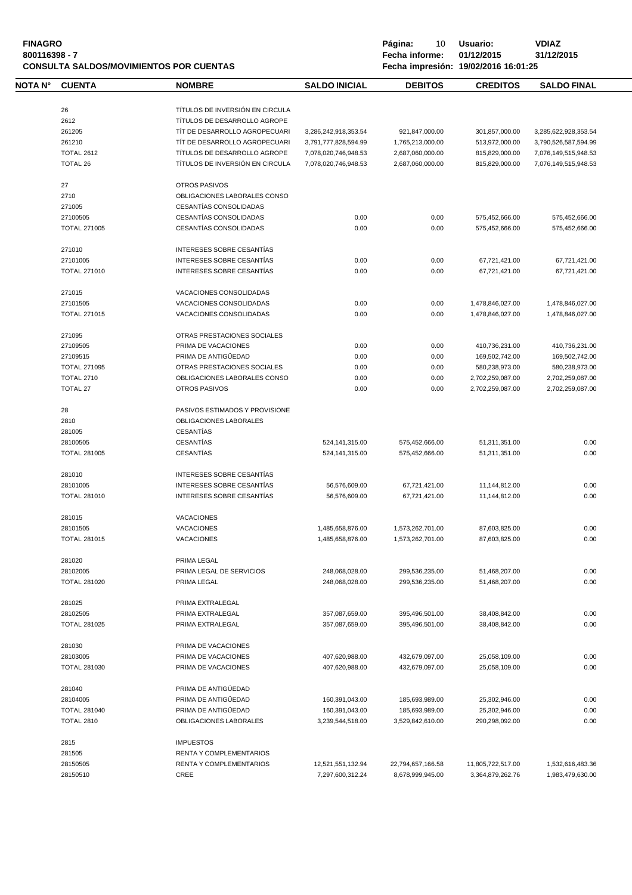**FINAGRO**
**800116398 - 7**
**CONSULTA SALDOS/MOVIMIENTOS POR CUENTAS**

**Página:** 10 **Usuario:** VDIAZ
**Fecha informe:** 01/12/2015 31/12/2015
**Fecha impresión:** 19/02/2016 16:01:25

| NOTA N° | CUENTA | NOMBRE | SALDO INICIAL | DEBITOS | CREDITOS | SALDO FINAL |
|---|---|---|---|---|---|---|
| | 26 | TÍTULOS DE INVERSIÓN EN CIRCULA | | | | |
| | 2612 | TÍTULOS DE DESARROLLO AGROPE | | | | |
| | 261205 | TÍT DE DESARROLLO AGROPECUARI | 3,286,242,918,353.54 | 921,847,000.00 | 301,857,000.00 | 3,285,622,928,353.54 |
| | 261210 | TÍT DE DESARROLLO AGROPECUARI | 3,791,777,828,594.99 | 1,765,213,000.00 | 513,972,000.00 | 3,790,526,587,594.99 |
| | TOTAL 2612 | TÍTULOS DE DESARROLLO AGROPE | 7,078,020,746,948.53 | 2,687,060,000.00 | 815,829,000.00 | 7,076,149,515,948.53 |
| | TOTAL 26 | TÍTULOS DE INVERSIÓN EN CIRCULA | 7,078,020,746,948.53 | 2,687,060,000.00 | 815,829,000.00 | 7,076,149,515,948.53 |
| | 27 | OTROS PASIVOS | | | | |
| | 2710 | OBLIGACIONES LABORALES CONSO | | | | |
| | 271005 | CESANTÍAS CONSOLIDADAS | | | | |
| | 27100505 | CESANTÍAS CONSOLIDADAS | 0.00 | 0.00 | 575,452,666.00 | 575,452,666.00 |
| | TOTAL 271005 | CESANTÍAS CONSOLIDADAS | 0.00 | 0.00 | 575,452,666.00 | 575,452,666.00 |
| | 271010 | INTERESES SOBRE CESANTÍAS | | | | |
| | 27101005 | INTERESES SOBRE CESANTÍAS | 0.00 | 0.00 | 67,721,421.00 | 67,721,421.00 |
| | TOTAL 271010 | INTERESES SOBRE CESANTÍAS | 0.00 | 0.00 | 67,721,421.00 | 67,721,421.00 |
| | 271015 | VACACIONES CONSOLIDADAS | | | | |
| | 27101505 | VACACIONES CONSOLIDADAS | 0.00 | 0.00 | 1,478,846,027.00 | 1,478,846,027.00 |
| | TOTAL 271015 | VACACIONES CONSOLIDADAS | 0.00 | 0.00 | 1,478,846,027.00 | 1,478,846,027.00 |
| | 271095 | OTRAS PRESTACIONES SOCIALES | | | | |
| | 27109505 | PRIMA DE VACACIONES | 0.00 | 0.00 | 410,736,231.00 | 410,736,231.00 |
| | 27109515 | PRIMA DE ANTIGÜEDAD | 0.00 | 0.00 | 169,502,742.00 | 169,502,742.00 |
| | TOTAL 271095 | OTRAS PRESTACIONES SOCIALES | 0.00 | 0.00 | 580,238,973.00 | 580,238,973.00 |
| | TOTAL 2710 | OBLIGACIONES LABORALES CONSO | 0.00 | 0.00 | 2,702,259,087.00 | 2,702,259,087.00 |
| | TOTAL 27 | OTROS PASIVOS | 0.00 | 0.00 | 2,702,259,087.00 | 2,702,259,087.00 |
| | 28 | PASIVOS ESTIMADOS Y PROVISIONE | | | | |
| | 2810 | OBLIGACIONES LABORALES | | | | |
| | 281005 | CESANTÍAS | | | | |
| | 28100505 | CESANTÍAS | 524,141,315.00 | 575,452,666.00 | 51,311,351.00 | 0.00 |
| | TOTAL 281005 | CESANTÍAS | 524,141,315.00 | 575,452,666.00 | 51,311,351.00 | 0.00 |
| | 281010 | INTERESES SOBRE CESANTÍAS | | | | |
| | 28101005 | INTERESES SOBRE CESANTÍAS | 56,576,609.00 | 67,721,421.00 | 11,144,812.00 | 0.00 |
| | TOTAL 281010 | INTERESES SOBRE CESANTÍAS | 56,576,609.00 | 67,721,421.00 | 11,144,812.00 | 0.00 |
| | 281015 | VACACIONES | | | | |
| | 28101505 | VACACIONES | 1,485,658,876.00 | 1,573,262,701.00 | 87,603,825.00 | 0.00 |
| | TOTAL 281015 | VACACIONES | 1,485,658,876.00 | 1,573,262,701.00 | 87,603,825.00 | 0.00 |
| | 281020 | PRIMA LEGAL | | | | |
| | 28102005 | PRIMA LEGAL DE SERVICIOS | 248,068,028.00 | 299,536,235.00 | 51,468,207.00 | 0.00 |
| | TOTAL 281020 | PRIMA LEGAL | 248,068,028.00 | 299,536,235.00 | 51,468,207.00 | 0.00 |
| | 281025 | PRIMA EXTRALEGAL | | | | |
| | 28102505 | PRIMA EXTRALEGAL | 357,087,659.00 | 395,496,501.00 | 38,408,842.00 | 0.00 |
| | TOTAL 281025 | PRIMA EXTRALEGAL | 357,087,659.00 | 395,496,501.00 | 38,408,842.00 | 0.00 |
| | 281030 | PRIMA DE VACACIONES | | | | |
| | 28103005 | PRIMA DE VACACIONES | 407,620,988.00 | 432,679,097.00 | 25,058,109.00 | 0.00 |
| | TOTAL 281030 | PRIMA DE VACACIONES | 407,620,988.00 | 432,679,097.00 | 25,058,109.00 | 0.00 |
| | 281040 | PRIMA DE ANTIGÜEDAD | | | | |
| | 28104005 | PRIMA DE ANTIGÜEDAD | 160,391,043.00 | 185,693,989.00 | 25,302,946.00 | 0.00 |
| | TOTAL 281040 | PRIMA DE ANTIGÜEDAD | 160,391,043.00 | 185,693,989.00 | 25,302,946.00 | 0.00 |
| | TOTAL 2810 | OBLIGACIONES LABORALES | 3,239,544,518.00 | 3,529,842,610.00 | 290,298,092.00 | 0.00 |
| | 2815 | IMPUESTOS | | | | |
| | 281505 | RENTA Y COMPLEMENTARIOS | | | | |
| | 28150505 | RENTA Y COMPLEMENTARIOS | 12,521,551,132.94 | 22,794,657,166.58 | 11,805,722,517.00 | 1,532,616,483.36 |
| | 28150510 | CREE | 7,297,600,312.24 | 8,678,999,945.00 | 3,364,879,262.76 | 1,983,479,630.00 |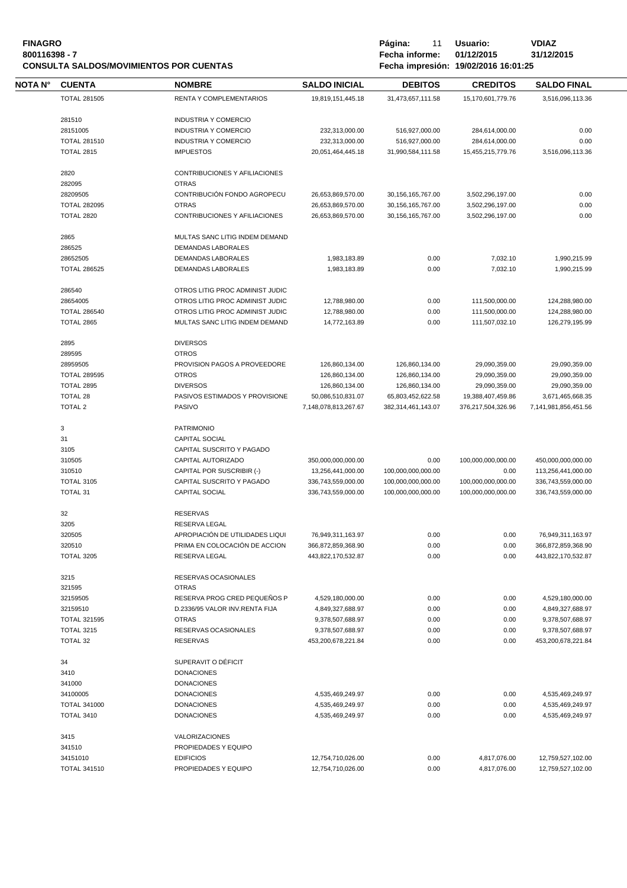**FINAGRO**
**800116398 - 7**
**CONSULTA SALDOS/MOVIMIENTOS POR CUENTAS**

**Página:** 11 **Usuario:** VDIAZ
**Fecha informe:** 01/12/2015 31/12/2015
**Fecha impresión:** 19/02/2016 16:01:25

| NOTA N° | CUENTA | NOMBRE | SALDO INICIAL | DEBITOS | CREDITOS | SALDO FINAL |
|---|---|---|---|---|---|---|
| | TOTAL 281505 | RENTA Y COMPLEMENTARIOS | 19,819,151,445.18 | 31,473,657,111.58 | 15,170,601,779.76 | 3,516,096,113.36 |
| | 281510 | INDUSTRIA Y COMERCIO | | | | |
| | 28151005 | INDUSTRIA Y COMERCIO | 232,313,000.00 | 516,927,000.00 | 284,614,000.00 | 0.00 |
| | TOTAL 281510 | INDUSTRIA Y COMERCIO | 232,313,000.00 | 516,927,000.00 | 284,614,000.00 | 0.00 |
| | TOTAL 2815 | IMPUESTOS | 20,051,464,445.18 | 31,990,584,111.58 | 15,455,215,779.76 | 3,516,096,113.36 |
| | 2820 | CONTRIBUCIONES Y AFILIACIONES | | | | |
| | 282095 | OTRAS | | | | |
| | 28209505 | CONTRIBUCIÓN FONDO AGROPECU | 26,653,869,570.00 | 30,156,165,767.00 | 3,502,296,197.00 | 0.00 |
| | TOTAL 282095 | OTRAS | 26,653,869,570.00 | 30,156,165,767.00 | 3,502,296,197.00 | 0.00 |
| | TOTAL 2820 | CONTRIBUCIONES Y AFILIACIONES | 26,653,869,570.00 | 30,156,165,767.00 | 3,502,296,197.00 | 0.00 |
| | 2865 | MULTAS SANC LITIG INDEM DEMAND | | | | |
| | 286525 | DEMANDAS LABORALES | | | | |
| | 28652505 | DEMANDAS LABORALES | 1,983,183.89 | 0.00 | 7,032.10 | 1,990,215.99 |
| | TOTAL 286525 | DEMANDAS LABORALES | 1,983,183.89 | 0.00 | 7,032.10 | 1,990,215.99 |
| | 286540 | OTROS LITIG PROC ADMINIST JUDIC | | | | |
| | 28654005 | OTROS LITIG PROC ADMINIST JUDIC | 12,788,980.00 | 0.00 | 111,500,000.00 | 124,288,980.00 |
| | TOTAL 286540 | OTROS LITIG PROC ADMINIST JUDIC | 12,788,980.00 | 0.00 | 111,500,000.00 | 124,288,980.00 |
| | TOTAL 2865 | MULTAS SANC LITIG INDEM DEMAND | 14,772,163.89 | 0.00 | 111,507,032.10 | 126,279,195.99 |
| | 2895 | DIVERSOS | | | | |
| | 289595 | OTROS | | | | |
| | 28959505 | PROVISION PAGOS A PROVEEDORE | 126,860,134.00 | 126,860,134.00 | 29,090,359.00 | 29,090,359.00 |
| | TOTAL 289595 | OTROS | 126,860,134.00 | 126,860,134.00 | 29,090,359.00 | 29,090,359.00 |
| | TOTAL 2895 | DIVERSOS | 126,860,134.00 | 126,860,134.00 | 29,090,359.00 | 29,090,359.00 |
| | TOTAL 28 | PASIVOS ESTIMADOS Y PROVISIONE | 50,086,510,831.07 | 65,803,452,622.58 | 19,388,407,459.86 | 3,671,465,668.35 |
| | TOTAL 2 | PASIVO | 7,148,078,813,267.67 | 382,314,461,143.07 | 376,217,504,326.96 | 7,141,981,856,451.56 |
| | 3 | PATRIMONIO | | | | |
| | 31 | CAPITAL SOCIAL | | | | |
| | 3105 | CAPITAL SUSCRITO Y PAGADO | | | | |
| | 310505 | CAPITAL AUTORIZADO | 350,000,000,000.00 | 0.00 | 100,000,000,000.00 | 450,000,000,000.00 |
| | 310510 | CAPITAL POR SUSCRIBIR (-) | 13,256,441,000.00 | 100,000,000,000.00 | 0.00 | 113,256,441,000.00 |
| | TOTAL 3105 | CAPITAL SUSCRITO Y PAGADO | 336,743,559,000.00 | 100,000,000,000.00 | 100,000,000,000.00 | 336,743,559,000.00 |
| | TOTAL 31 | CAPITAL SOCIAL | 336,743,559,000.00 | 100,000,000,000.00 | 100,000,000,000.00 | 336,743,559,000.00 |
| | 32 | RESERVAS | | | | |
| | 3205 | RESERVA LEGAL | | | | |
| | 320505 | APROPIACIÓN DE UTILIDADES LIQUI | 76,949,311,163.97 | 0.00 | 0.00 | 76,949,311,163.97 |
| | 320510 | PRIMA EN COLOCACIÓN DE ACCION | 366,872,859,368.90 | 0.00 | 0.00 | 366,872,859,368.90 |
| | TOTAL 3205 | RESERVA LEGAL | 443,822,170,532.87 | 0.00 | 0.00 | 443,822,170,532.87 |
| | 3215 | RESERVAS OCASIONALES | | | | |
| | 321595 | OTRAS | | | | |
| | 32159505 | RESERVA PROG CRED PEQUEÑOS P | 4,529,180,000.00 | 0.00 | 0.00 | 4,529,180,000.00 |
| | 32159510 | D.2336/95 VALOR INV.RENTA FIJA | 4,849,327,688.97 | 0.00 | 0.00 | 4,849,327,688.97 |
| | TOTAL 321595 | OTRAS | 9,378,507,688.97 | 0.00 | 0.00 | 9,378,507,688.97 |
| | TOTAL 3215 | RESERVAS OCASIONALES | 9,378,507,688.97 | 0.00 | 0.00 | 9,378,507,688.97 |
| | TOTAL 32 | RESERVAS | 453,200,678,221.84 | 0.00 | 0.00 | 453,200,678,221.84 |
| | 34 | SUPERAVIT O DÉFICIT | | | | |
| | 3410 | DONACIONES | | | | |
| | 341000 | DONACIONES | | | | |
| | 34100005 | DONACIONES | 4,535,469,249.97 | 0.00 | 0.00 | 4,535,469,249.97 |
| | TOTAL 341000 | DONACIONES | 4,535,469,249.97 | 0.00 | 0.00 | 4,535,469,249.97 |
| | TOTAL 3410 | DONACIONES | 4,535,469,249.97 | 0.00 | 0.00 | 4,535,469,249.97 |
| | 3415 | VALORIZACIONES | | | | |
| | 341510 | PROPIEDADES Y EQUIPO | | | | |
| | 34151010 | EDIFICIOS | 12,754,710,026.00 | 0.00 | 4,817,076.00 | 12,759,527,102.00 |
| | TOTAL 341510 | PROPIEDADES Y EQUIPO | 12,754,710,026.00 | 0.00 | 4,817,076.00 | 12,759,527,102.00 |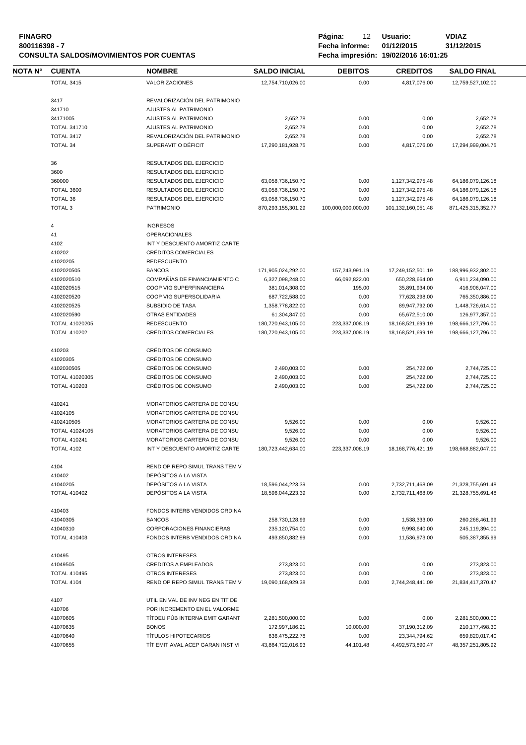**FINAGRO**
**800116398 - 7**
**CONSULTA SALDOS/MOVIMIENTOS POR CUENTAS**

**Página:** 12 **Usuario:** VDIAZ
**Fecha informe:** 01/12/2015 31/12/2015
**Fecha impresión:** 19/02/2016 16:01:25

| NOTA N° | CUENTA | NOMBRE | SALDO INICIAL | DEBITOS | CREDITOS | SALDO FINAL |
|---|---|---|---|---|---|---|
| | TOTAL 3415 | VALORIZACIONES | 12,754,710,026.00 | 0.00 | 4,817,076.00 | 12,759,527,102.00 |
| | 3417 | REVALORIZACIÓN DEL PATRIMONIO | | | | |
| | 341710 | AJUSTES AL PATRIMONIO | | | | |
| | 34171005 | AJUSTES AL PATRIMONIO | 2,652.78 | 0.00 | 0.00 | 2,652.78 |
| | TOTAL 341710 | AJUSTES AL PATRIMONIO | 2,652.78 | 0.00 | 0.00 | 2,652.78 |
| | TOTAL 3417 | REVALORIZACIÓN DEL PATRIMONIO | 2,652.78 | 0.00 | 0.00 | 2,652.78 |
| | TOTAL 34 | SUPERAVIT O DÉFICIT | 17,290,181,928.75 | 0.00 | 4,817,076.00 | 17,294,999,004.75 |
| | 36 | RESULTADOS DEL EJERCICIO | | | | |
| | 3600 | RESULTADOS DEL EJERCICIO | | | | |
| | 360000 | RESULTADOS DEL EJERCICIO | 63,058,736,150.70 | 0.00 | 1,127,342,975.48 | 64,186,079,126.18 |
| | TOTAL 3600 | RESULTADOS DEL EJERCICIO | 63,058,736,150.70 | 0.00 | 1,127,342,975.48 | 64,186,079,126.18 |
| | TOTAL 36 | RESULTADOS DEL EJERCICIO | 63,058,736,150.70 | 0.00 | 1,127,342,975.48 | 64,186,079,126.18 |
| | TOTAL 3 | PATRIMONIO | 870,293,155,301.29 | 100,000,000,000.00 | 101,132,160,051.48 | 871,425,315,352.77 |
| | 4 | INGRESOS | | | | |
| | 41 | OPERACIONALES | | | | |
| | 4102 | INT Y DESCUENTO AMORTIZ CARTE | | | | |
| | 410202 | CRÉDITOS COMERCIALES | | | | |
| | 41020205 | REDESCUENTO | | | | |
| | 4102020505 | BANCOS | 171,905,024,292.00 | 157,243,991.19 | 17,249,152,501.19 | 188,996,932,802.00 |
| | 4102020510 | COMPAÑÍAS DE FINANCIAMIENTO C | 6,327,098,248.00 | 66,092,822.00 | 650,228,664.00 | 6,911,234,090.00 |
| | 4102020515 | COOP VIG SUPERFINANCIERA | 381,014,308.00 | 195.00 | 35,891,934.00 | 416,906,047.00 |
| | 4102020520 | COOP VIG SUPERSOLIDARIA | 687,722,588.00 | 0.00 | 77,628,298.00 | 765,350,886.00 |
| | 4102020525 | SUBSIDIO DE TASA | 1,358,778,822.00 | 0.00 | 89,947,792.00 | 1,448,726,614.00 |
| | 4102020590 | OTRAS ENTIDADES | 61,304,847.00 | 0.00 | 65,672,510.00 | 126,977,357.00 |
| | TOTAL 41020205 | REDESCUENTO | 180,720,943,105.00 | 223,337,008.19 | 18,168,521,699.19 | 198,666,127,796.00 |
| | TOTAL 410202 | CRÉDITOS COMERCIALES | 180,720,943,105.00 | 223,337,008.19 | 18,168,521,699.19 | 198,666,127,796.00 |
| | 410203 | CRÉDITOS DE CONSUMO | | | | |
| | 41020305 | CRÉDITOS DE CONSUMO | | | | |
| | 4102030505 | CRÉDITOS DE CONSUMO | 2,490,003.00 | 0.00 | 254,722.00 | 2,744,725.00 |
| | TOTAL 41020305 | CRÉDITOS DE CONSUMO | 2,490,003.00 | 0.00 | 254,722.00 | 2,744,725.00 |
| | TOTAL 410203 | CRÉDITOS DE CONSUMO | 2,490,003.00 | 0.00 | 254,722.00 | 2,744,725.00 |
| | 410241 | MORATORIOS CARTERA DE CONSU | | | | |
| | 41024105 | MORATORIOS CARTERA DE CONSU | | | | |
| | 4102410505 | MORATORIOS CARTERA DE CONSU | 9,526.00 | 0.00 | 0.00 | 9,526.00 |
| | TOTAL 41024105 | MORATORIOS CARTERA DE CONSU | 9,526.00 | 0.00 | 0.00 | 9,526.00 |
| | TOTAL 410241 | MORATORIOS CARTERA DE CONSU | 9,526.00 | 0.00 | 0.00 | 9,526.00 |
| | TOTAL 4102 | INT Y DESCUENTO AMORTIZ CARTE | 180,723,442,634.00 | 223,337,008.19 | 18,168,776,421.19 | 198,668,882,047.00 |
| | 4104 | REND OP REPO SIMUL TRANS TEM V | | | | |
| | 410402 | DEPÓSITOS A LA VISTA | | | | |
| | 41040205 | DEPÓSITOS A LA VISTA | 18,596,044,223.39 | 0.00 | 2,732,711,468.09 | 21,328,755,691.48 |
| | TOTAL 410402 | DEPÓSITOS A LA VISTA | 18,596,044,223.39 | 0.00 | 2,732,711,468.09 | 21,328,755,691.48 |
| | 410403 | FONDOS INTERB VENDIDOS ORDINA | | | | |
| | 41040305 | BANCOS | 258,730,128.99 | 0.00 | 1,538,333.00 | 260,268,461.99 |
| | 41040310 | CORPORACIONES FINANCIERAS | 235,120,754.00 | 0.00 | 9,998,640.00 | 245,119,394.00 |
| | TOTAL 410403 | FONDOS INTERB VENDIDOS ORDINA | 493,850,882.99 | 0.00 | 11,536,973.00 | 505,387,855.99 |
| | 410495 | OTROS INTERESES | | | | |
| | 41049505 | CREDITOS A EMPLEADOS | 273,823.00 | 0.00 | 0.00 | 273,823.00 |
| | TOTAL 410495 | OTROS INTERESES | 273,823.00 | 0.00 | 0.00 | 273,823.00 |
| | TOTAL 4104 | REND OP REPO SIMUL TRANS TEM V | 19,090,168,929.38 | 0.00 | 2,744,248,441.09 | 21,834,417,370.47 |
| | 4107 | UTIL EN VAL DE INV NEG EN TIT DE | | | | |
| | 410706 | POR INCREMENTO EN EL VALORME | | | | |
| | 41070605 | TÍTDEU PÚB INTERNA EMIT GARANT | 2,281,500,000.00 | 0.00 | 0.00 | 2,281,500,000.00 |
| | 41070635 | BONOS | 172,997,186.21 | 10,000.00 | 37,190,312.09 | 210,177,498.30 |
| | 41070640 | TÍTULOS HIPOTECARIOS | 636,475,222.78 | 0.00 | 23,344,794.62 | 659,820,017.40 |
| | 41070655 | TÍT EMIT AVAL ACEP GARAN INST VI | 43,864,722,016.93 | 44,101.48 | 4,492,573,890.47 | 48,357,251,805.92 |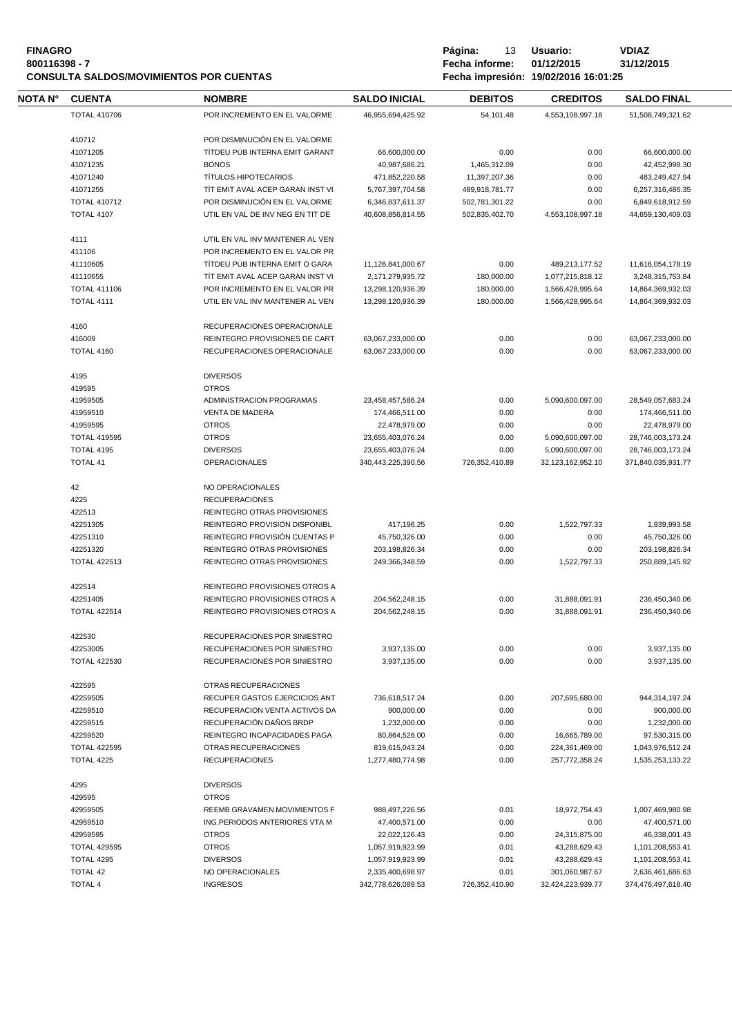**FINAGRO**
**800116398 - 7**
**CONSULTA SALDOS/MOVIMIENTOS POR CUENTAS**

**Usuario:** VDIAZ
**Fecha informe:** 01/12/2015 31/12/2015
**Fecha impresión:** 19/02/2016 16:01:25

| NOTA N° | CUENTA | NOMBRE | SALDO INICIAL | DEBITOS | CREDITOS | SALDO FINAL |
|---|---|---|---|---|---|---|
| | TOTAL 410706 | POR INCREMENTO EN EL VALORME | 46,955,694,425.92 | 54,101.48 | 4,553,108,997.18 | 51,508,749,321.62 |
| | 410712 | POR DISMINUCIÓN EN EL VALORME | | | | |
| | 41071205 | TÍTDEU PÚB INTERNA EMIT GARANT | 66,600,000.00 | 0.00 | 0.00 | 66,600,000.00 |
| | 41071235 | BONOS | 40,987,686.21 | 1,465,312.09 | 0.00 | 42,452,998.30 |
| | 41071240 | TÍTULOS HIPOTECARIOS | 471,852,220.58 | 11,397,207.36 | 0.00 | 483,249,427.94 |
| | 41071255 | TÍT EMIT AVAL ACEP GARAN INST VI | 5,767,397,704.58 | 489,918,781.77 | 0.00 | 6,257,316,486.35 |
| | TOTAL 410712 | POR DISMINUCIÓN EN EL VALORME | 6,346,837,611.37 | 502,781,301.22 | 0.00 | 6,849,618,912.59 |
| | TOTAL 4107 | UTIL EN VAL DE INV NEG EN TIT DE | 40,608,856,814.55 | 502,835,402.70 | 4,553,108,997.18 | 44,659,130,409.03 |
| | 4111 | UTIL EN VAL INV MANTENER AL VEN | | | | |
| | 411106 | POR INCREMENTO EN EL VALOR PR | | | | |
| | 41110605 | TÍTDEU PÚB INTERNA EMIT O GARA | 11,126,841,000.67 | 0.00 | 489,213,177.52 | 11,616,054,178.19 |
| | 41110655 | TÍT EMIT AVAL ACEP GARAN INST VI | 2,171,279,935.72 | 180,000.00 | 1,077,215,818.12 | 3,248,315,753.84 |
| | TOTAL 411106 | POR INCREMENTO EN EL VALOR PR | 13,298,120,936.39 | 180,000.00 | 1,566,428,995.64 | 14,864,369,932.03 |
| | TOTAL 4111 | UTIL EN VAL INV MANTENER AL VEN | 13,298,120,936.39 | 180,000.00 | 1,566,428,995.64 | 14,864,369,932.03 |
| | 4160 | RECUPERACIONES OPERACIONALE | | | | |
| | 416009 | REINTEGRO PROVISIONES DE CART | 63,067,233,000.00 | 0.00 | 0.00 | 63,067,233,000.00 |
| | TOTAL 4160 | RECUPERACIONES OPERACIONALE | 63,067,233,000.00 | 0.00 | 0.00 | 63,067,233,000.00 |
| | 4195 | DIVERSOS | | | | |
| | 419595 | OTROS | | | | |
| | 41959505 | ADMINISTRACION PROGRAMAS | 23,458,457,586.24 | 0.00 | 5,090,600,097.00 | 28,549,057,683.24 |
| | 41959510 | VENTA DE MADERA | 174,466,511.00 | 0.00 | 0.00 | 174,466,511.00 |
| | 41959595 | OTROS | 22,478,979.00 | 0.00 | 0.00 | 22,478,979.00 |
| | TOTAL 419595 | OTROS | 23,655,403,076.24 | 0.00 | 5,090,600,097.00 | 28,746,003,173.24 |
| | TOTAL 4195 | DIVERSOS | 23,655,403,076.24 | 0.00 | 5,090,600,097.00 | 28,746,003,173.24 |
| | TOTAL 41 | OPERACIONALES | 340,443,225,390.56 | 726,352,410.89 | 32,123,162,952.10 | 371,840,035,931.77 |
| | 42 | NO OPERACIONALES | | | | |
| | 4225 | RECUPERACIONES | | | | |
| | 422513 | REINTEGRO OTRAS PROVISIONES | | | | |
| | 42251305 | REINTEGRO PROVISION DISPONIBL | 417,196.25 | 0.00 | 1,522,797.33 | 1,939,993.58 |
| | 42251310 | REINTEGRO PROVISIÓN CUENTAS P | 45,750,326.00 | 0.00 | 0.00 | 45,750,326.00 |
| | 42251320 | REINTEGRO OTRAS PROVISIONES | 203,198,826.34 | 0.00 | 0.00 | 203,198,826.34 |
| | TOTAL 422513 | REINTEGRO OTRAS PROVISIONES | 249,366,348.59 | 0.00 | 1,522,797.33 | 250,889,145.92 |
| | 422514 | REINTEGRO PROVISIONES OTROS A | | | | |
| | 42251405 | REINTEGRO PROVISIONES OTROS A | 204,562,248.15 | 0.00 | 31,888,091.91 | 236,450,340.06 |
| | TOTAL 422514 | REINTEGRO PROVISIONES OTROS A | 204,562,248.15 | 0.00 | 31,888,091.91 | 236,450,340.06 |
| | 422530 | RECUPERACIONES POR SINIESTRO | | | | |
| | 42253005 | RECUPERACIONES POR SINIESTRO | 3,937,135.00 | 0.00 | 0.00 | 3,937,135.00 |
| | TOTAL 422530 | RECUPERACIONES POR SINIESTRO | 3,937,135.00 | 0.00 | 0.00 | 3,937,135.00 |
| | 422595 | OTRAS RECUPERACIONES | | | | |
| | 42259505 | RECUPER GASTOS EJERCICIOS ANT | 736,618,517.24 | 0.00 | 207,695,680.00 | 944,314,197.24 |
| | 42259510 | RECUPERACION VENTA ACTIVOS DA | 900,000.00 | 0.00 | 0.00 | 900,000.00 |
| | 42259515 | RECUPERACIÓN DAÑOS BRDP | 1,232,000.00 | 0.00 | 0.00 | 1,232,000.00 |
| | 42259520 | REINTEGRO INCAPACIDADES PAGA | 80,864,526.00 | 0.00 | 16,665,789.00 | 97,530,315.00 |
| | TOTAL 422595 | OTRAS RECUPERACIONES | 819,615,043.24 | 0.00 | 224,361,469.00 | 1,043,976,512.24 |
| | TOTAL 4225 | RECUPERACIONES | 1,277,480,774.98 | 0.00 | 257,772,358.24 | 1,535,253,133.22 |
| | 4295 | DIVERSOS | | | | |
| | 429595 | OTROS | | | | |
| | 42959505 | REEMB GRAVAMEN MOVIMIENTOS F | 988,497,226.56 | 0.01 | 18,972,754.43 | 1,007,469,980.98 |
| | 42959510 | ING.PERIODOS ANTERIORES VTA M | 47,400,571.00 | 0.00 | 0.00 | 47,400,571.00 |
| | 42959595 | OTROS | 22,022,126.43 | 0.00 | 24,315,875.00 | 46,338,001.43 |
| | TOTAL 429595 | OTROS | 1,057,919,923.99 | 0.01 | 43,288,629.43 | 1,101,208,553.41 |
| | TOTAL 4295 | DIVERSOS | 1,057,919,923.99 | 0.01 | 43,288,629.43 | 1,101,208,553.41 |
| | TOTAL 42 | NO OPERACIONALES | 2,335,400,698.97 | 0.01 | 301,060,987.67 | 2,636,461,686.63 |
| | TOTAL 4 | INGRESOS | 342,778,626,089.53 | 726,352,410.90 | 32,424,223,939.77 | 374,476,497,618.40 |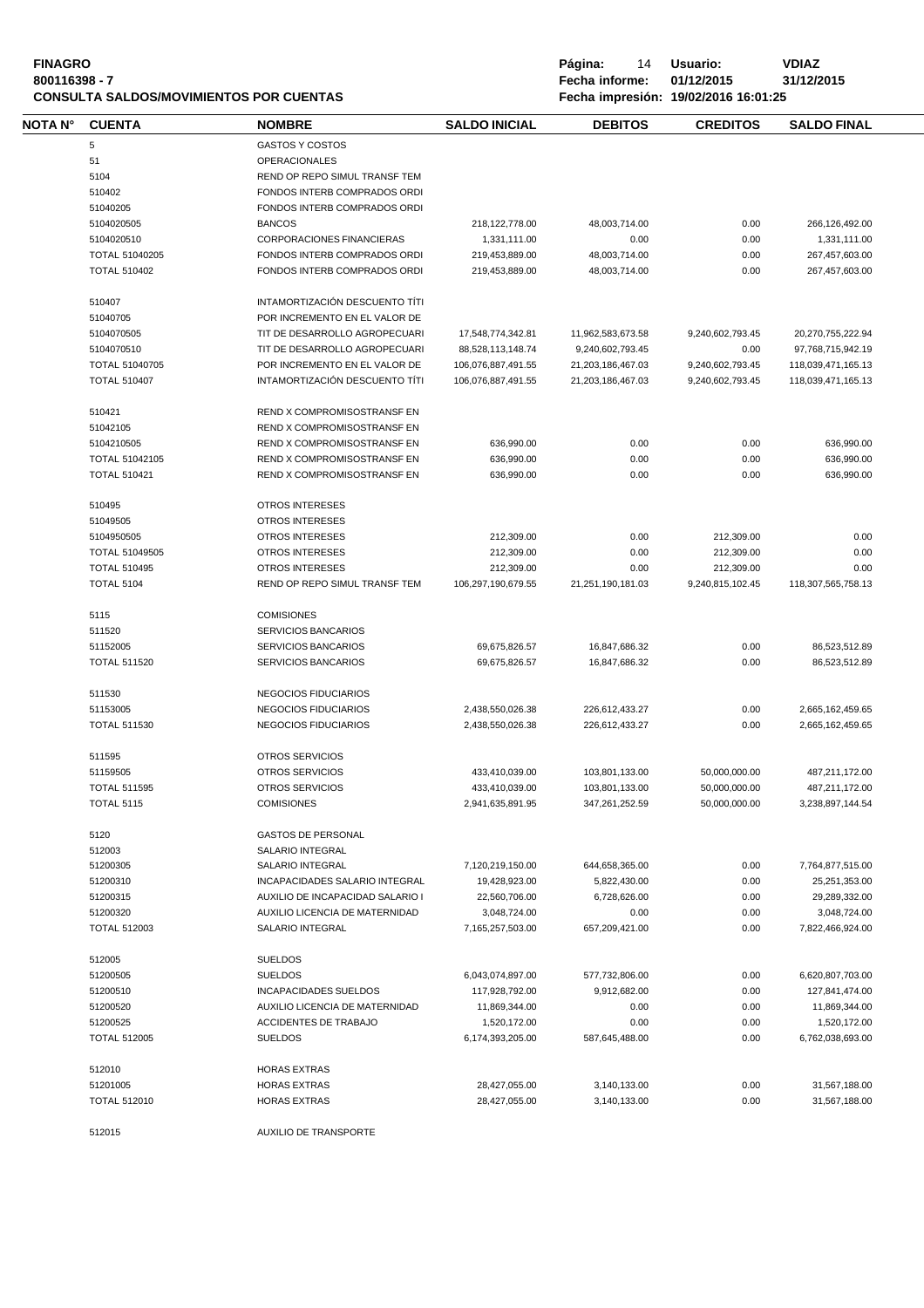**FINAGRO**
**800116398 - 7**
**CONSULTA SALDOS/MOVIMIENTOS POR CUENTAS**

**Usuario:** VDIAZ
**Fecha informe:** 01/12/2015 31/12/2015
**Fecha impresión:** 19/02/2016 16:01:25

| NOTA N° | CUENTA | NOMBRE | SALDO INICIAL | DEBITOS | CREDITOS | SALDO FINAL |
|---|---|---|---|---|---|---|
| | 5 | GASTOS Y COSTOS | | | | |
| | 51 | OPERACIONALES | | | | |
| | 5104 | REND OP REPO SIMUL TRANSF TEM | | | | |
| | 510402 | FONDOS INTERB COMPRADOS ORDI | | | | |
| | 51040205 | FONDOS INTERB COMPRADOS ORDI | | | | |
| | 5104020505 | BANCOS | 218,122,778.00 | 48,003,714.00 | 0.00 | 266,126,492.00 |
| | 5104020510 | CORPORACIONES FINANCIERAS | 1,331,111.00 | 0.00 | 0.00 | 1,331,111.00 |
| | TOTAL 51040205 | FONDOS INTERB COMPRADOS ORDI | 219,453,889.00 | 48,003,714.00 | 0.00 | 267,457,603.00 |
| | TOTAL 510402 | FONDOS INTERB COMPRADOS ORDI | 219,453,889.00 | 48,003,714.00 | 0.00 | 267,457,603.00 |
| | 510407 | INTAMORTIZACIÓN DESCUENTO TÍTI | | | | |
| | 51040705 | POR INCREMENTO EN EL VALOR DE | | | | |
| | 5104070505 | TIT DE DESARROLLO AGROPECUARI | 17,548,774,342.81 | 11,962,583,673.58 | 9,240,602,793.45 | 20,270,755,222.94 |
| | 5104070510 | TIT DE DESARROLLO AGROPECUARI | 88,528,113,148.74 | 9,240,602,793.45 | 0.00 | 97,768,715,942.19 |
| | TOTAL 51040705 | POR INCREMENTO EN EL VALOR DE | 106,076,887,491.55 | 21,203,186,467.03 | 9,240,602,793.45 | 118,039,471,165.13 |
| | TOTAL 510407 | INTAMORTIZACIÓN DESCUENTO TÍTI | 106,076,887,491.55 | 21,203,186,467.03 | 9,240,602,793.45 | 118,039,471,165.13 |
| | 510421 | REND X COMPROMISOSTRANSF EN | | | | |
| | 51042105 | REND X COMPROMISOSTRANSF EN | | | | |
| | 5104210505 | REND X COMPROMISOSTRANSF EN | 636,990.00 | 0.00 | 0.00 | 636,990.00 |
| | TOTAL 51042105 | REND X COMPROMISOSTRANSF EN | 636,990.00 | 0.00 | 0.00 | 636,990.00 |
| | TOTAL 510421 | REND X COMPROMISOSTRANSF EN | 636,990.00 | 0.00 | 0.00 | 636,990.00 |
| | 510495 | OTROS INTERESES | | | | |
| | 51049505 | OTROS INTERESES | | | | |
| | 5104950505 | OTROS INTERESES | 212,309.00 | 0.00 | 212,309.00 | 0.00 |
| | TOTAL 51049505 | OTROS INTERESES | 212,309.00 | 0.00 | 212,309.00 | 0.00 |
| | TOTAL 510495 | OTROS INTERESES | 212,309.00 | 0.00 | 212,309.00 | 0.00 |
| | TOTAL 5104 | REND OP REPO SIMUL TRANSF TEM | 106,297,190,679.55 | 21,251,190,181.03 | 9,240,815,102.45 | 118,307,565,758.13 |
| | 5115 | COMISIONES | | | | |
| | 511520 | SERVICIOS BANCARIOS | | | | |
| | 51152005 | SERVICIOS BANCARIOS | 69,675,826.57 | 16,847,686.32 | 0.00 | 86,523,512.89 |
| | TOTAL 511520 | SERVICIOS BANCARIOS | 69,675,826.57 | 16,847,686.32 | 0.00 | 86,523,512.89 |
| | 511530 | NEGOCIOS FIDUCIARIOS | | | | |
| | 51153005 | NEGOCIOS FIDUCIARIOS | 2,438,550,026.38 | 226,612,433.27 | 0.00 | 2,665,162,459.65 |
| | TOTAL 511530 | NEGOCIOS FIDUCIARIOS | 2,438,550,026.38 | 226,612,433.27 | 0.00 | 2,665,162,459.65 |
| | 511595 | OTROS SERVICIOS | | | | |
| | 51159505 | OTROS SERVICIOS | 433,410,039.00 | 103,801,133.00 | 50,000,000.00 | 487,211,172.00 |
| | TOTAL 511595 | OTROS SERVICIOS | 433,410,039.00 | 103,801,133.00 | 50,000,000.00 | 487,211,172.00 |
| | TOTAL 5115 | COMISIONES | 2,941,635,891.95 | 347,261,252.59 | 50,000,000.00 | 3,238,897,144.54 |
| | 5120 | GASTOS DE PERSONAL | | | | |
| | 512003 | SALARIO INTEGRAL | | | | |
| | 51200305 | SALARIO INTEGRAL | 7,120,219,150.00 | 644,658,365.00 | 0.00 | 7,764,877,515.00 |
| | 51200310 | INCAPACIDADES SALARIO INTEGRAL | 19,428,923.00 | 5,822,430.00 | 0.00 | 25,251,353.00 |
| | 51200315 | AUXILIO DE INCAPACIDAD SALARIO I | 22,560,706.00 | 6,728,626.00 | 0.00 | 29,289,332.00 |
| | 51200320 | AUXILIO LICENCIA DE MATERNIDAD | 3,048,724.00 | 0.00 | 0.00 | 3,048,724.00 |
| | TOTAL 512003 | SALARIO INTEGRAL | 7,165,257,503.00 | 657,209,421.00 | 0.00 | 7,822,466,924.00 |
| | 512005 | SUELDOS | | | | |
| | 51200505 | SUELDOS | 6,043,074,897.00 | 577,732,806.00 | 0.00 | 6,620,807,703.00 |
| | 51200510 | INCAPACIDADES SUELDOS | 117,928,792.00 | 9,912,682.00 | 0.00 | 127,841,474.00 |
| | 51200520 | AUXILIO LICENCIA DE MATERNIDAD | 11,869,344.00 | 0.00 | 0.00 | 11,869,344.00 |
| | 51200525 | ACCIDENTES DE TRABAJO | 1,520,172.00 | 0.00 | 0.00 | 1,520,172.00 |
| | TOTAL 512005 | SUELDOS | 6,174,393,205.00 | 587,645,488.00 | 0.00 | 6,762,038,693.00 |
| | 512010 | HORAS EXTRAS | | | | |
| | 51201005 | HORAS EXTRAS | 28,427,055.00 | 3,140,133.00 | 0.00 | 31,567,188.00 |
| | TOTAL 512010 | HORAS EXTRAS | 28,427,055.00 | 3,140,133.00 | 0.00 | 31,567,188.00 |
| | 512015 | AUXILIO DE TRANSPORTE | | | | |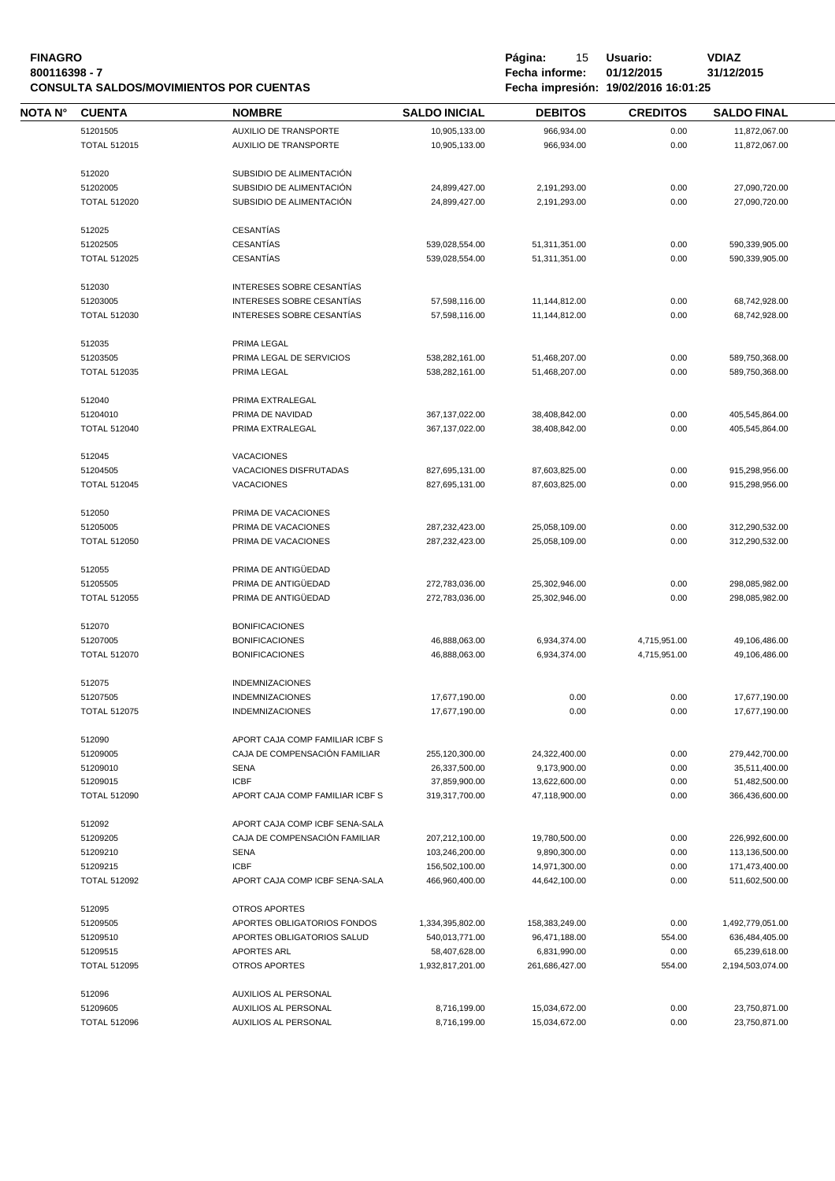**FINAGRO**
**800116398 - 7**
**CONSULTA SALDOS/MOVIMIENTOS POR CUENTAS**

**Usuario:** VDIAZ
**Fecha informe:** 01/12/2015 31/12/2015
**Fecha impresión:** 19/02/2016 16:01:25

| NOTA N° | CUENTA | NOMBRE | SALDO INICIAL | DEBITOS | CREDITOS | SALDO FINAL |
|---|---|---|---|---|---|---|
| | 51201505 | AUXILIO DE TRANSPORTE | 10,905,133.00 | 966,934.00 | 0.00 | 11,872,067.00 |
| | TOTAL 512015 | AUXILIO DE TRANSPORTE | 10,905,133.00 | 966,934.00 | 0.00 | 11,872,067.00 |
| | 512020 | SUBSIDIO DE ALIMENTACIÓN | | | | |
| | 51202005 | SUBSIDIO DE ALIMENTACIÓN | 24,899,427.00 | 2,191,293.00 | 0.00 | 27,090,720.00 |
| | TOTAL 512020 | SUBSIDIO DE ALIMENTACIÓN | 24,899,427.00 | 2,191,293.00 | 0.00 | 27,090,720.00 |
| | 512025 | CESANTÍAS | | | | |
| | 51202505 | CESANTÍAS | 539,028,554.00 | 51,311,351.00 | 0.00 | 590,339,905.00 |
| | TOTAL 512025 | CESANTÍAS | 539,028,554.00 | 51,311,351.00 | 0.00 | 590,339,905.00 |
| | 512030 | INTERESES SOBRE CESANTÍAS | | | | |
| | 51203005 | INTERESES SOBRE CESANTÍAS | 57,598,116.00 | 11,144,812.00 | 0.00 | 68,742,928.00 |
| | TOTAL 512030 | INTERESES SOBRE CESANTÍAS | 57,598,116.00 | 11,144,812.00 | 0.00 | 68,742,928.00 |
| | 512035 | PRIMA LEGAL | | | | |
| | 51203505 | PRIMA LEGAL DE SERVICIOS | 538,282,161.00 | 51,468,207.00 | 0.00 | 589,750,368.00 |
| | TOTAL 512035 | PRIMA LEGAL | 538,282,161.00 | 51,468,207.00 | 0.00 | 589,750,368.00 |
| | 512040 | PRIMA EXTRALEGAL | | | | |
| | 51204010 | PRIMA DE NAVIDAD | 367,137,022.00 | 38,408,842.00 | 0.00 | 405,545,864.00 |
| | TOTAL 512040 | PRIMA EXTRALEGAL | 367,137,022.00 | 38,408,842.00 | 0.00 | 405,545,864.00 |
| | 512045 | VACACIONES | | | | |
| | 51204505 | VACACIONES DISFRUTADAS | 827,695,131.00 | 87,603,825.00 | 0.00 | 915,298,956.00 |
| | TOTAL 512045 | VACACIONES | 827,695,131.00 | 87,603,825.00 | 0.00 | 915,298,956.00 |
| | 512050 | PRIMA DE VACACIONES | | | | |
| | 51205005 | PRIMA DE VACACIONES | 287,232,423.00 | 25,058,109.00 | 0.00 | 312,290,532.00 |
| | TOTAL 512050 | PRIMA DE VACACIONES | 287,232,423.00 | 25,058,109.00 | 0.00 | 312,290,532.00 |
| | 512055 | PRIMA DE ANTIGÜEDAD | | | | |
| | 51205505 | PRIMA DE ANTIGÜEDAD | 272,783,036.00 | 25,302,946.00 | 0.00 | 298,085,982.00 |
| | TOTAL 512055 | PRIMA DE ANTIGÜEDAD | 272,783,036.00 | 25,302,946.00 | 0.00 | 298,085,982.00 |
| | 512070 | BONIFICACIONES | | | | |
| | 51207005 | BONIFICACIONES | 46,888,063.00 | 6,934,374.00 | 4,715,951.00 | 49,106,486.00 |
| | TOTAL 512070 | BONIFICACIONES | 46,888,063.00 | 6,934,374.00 | 4,715,951.00 | 49,106,486.00 |
| | 512075 | INDEMNIZACIONES | | | | |
| | 51207505 | INDEMNIZACIONES | 17,677,190.00 | 0.00 | 0.00 | 17,677,190.00 |
| | TOTAL 512075 | INDEMNIZACIONES | 17,677,190.00 | 0.00 | 0.00 | 17,677,190.00 |
| | 512090 | APORT CAJA COMP FAMILIAR ICBF S | | | | |
| | 51209005 | CAJA DE COMPENSACIÓN FAMILIAR | 255,120,300.00 | 24,322,400.00 | 0.00 | 279,442,700.00 |
| | 51209010 | SENA | 26,337,500.00 | 9,173,900.00 | 0.00 | 35,511,400.00 |
| | 51209015 | ICBF | 37,859,900.00 | 13,622,600.00 | 0.00 | 51,482,500.00 |
| | TOTAL 512090 | APORT CAJA COMP FAMILIAR ICBF S | 319,317,700.00 | 47,118,900.00 | 0.00 | 366,436,600.00 |
| | 512092 | APORT CAJA COMP ICBF SENA-SALA | | | | |
| | 51209205 | CAJA DE COMPENSACIÓN FAMILIAR | 207,212,100.00 | 19,780,500.00 | 0.00 | 226,992,600.00 |
| | 51209210 | SENA | 103,246,200.00 | 9,890,300.00 | 0.00 | 113,136,500.00 |
| | 51209215 | ICBF | 156,502,100.00 | 14,971,300.00 | 0.00 | 171,473,400.00 |
| | TOTAL 512092 | APORT CAJA COMP ICBF SENA-SALA | 466,960,400.00 | 44,642,100.00 | 0.00 | 511,602,500.00 |
| | 512095 | OTROS APORTES | | | | |
| | 51209505 | APORTES OBLIGATORIOS FONDOS | 1,334,395,802.00 | 158,383,249.00 | 0.00 | 1,492,779,051.00 |
| | 51209510 | APORTES OBLIGATORIOS SALUD | 540,013,771.00 | 96,471,188.00 | 554.00 | 636,484,405.00 |
| | 51209515 | APORTES ARL | 58,407,628.00 | 6,831,990.00 | 0.00 | 65,239,618.00 |
| | TOTAL 512095 | OTROS APORTES | 1,932,817,201.00 | 261,686,427.00 | 554.00 | 2,194,503,074.00 |
| | 512096 | AUXILIOS AL PERSONAL | | | | |
| | 51209605 | AUXILIOS AL PERSONAL | 8,716,199.00 | 15,034,672.00 | 0.00 | 23,750,871.00 |
| | TOTAL 512096 | AUXILIOS AL PERSONAL | 8,716,199.00 | 15,034,672.00 | 0.00 | 23,750,871.00 |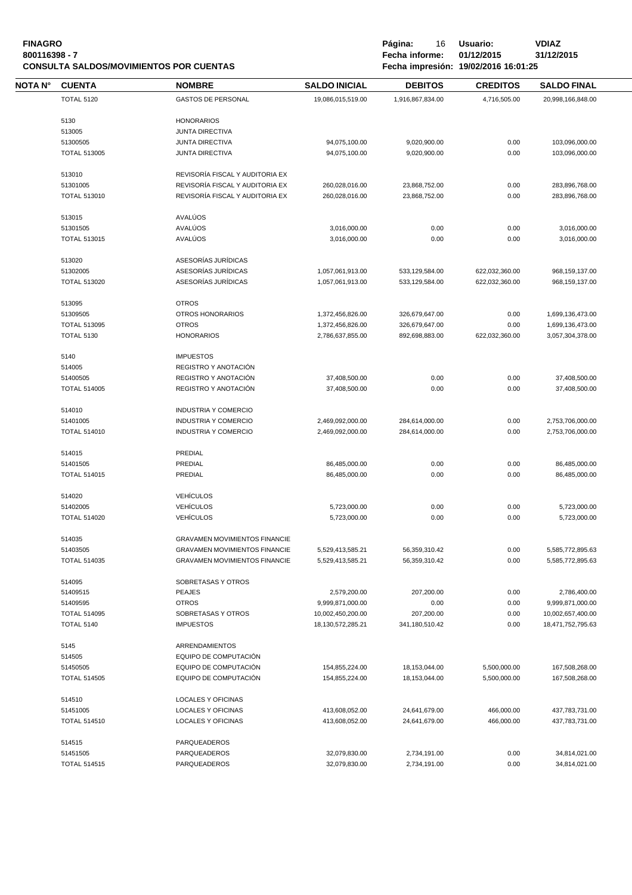**FINAGRO**
**800116398 - 7**
**CONSULTA SALDOS/MOVIMIENTOS POR CUENTAS**

**Página:** 16 **Usuario:** **VDIAZ**
**Fecha informe:** **01/12/2015** **31/12/2015**
**Fecha impresión:** **19/02/2016 16:01:25**

| NOTA N° | CUENTA | NOMBRE | SALDO INICIAL | DEBITOS | CREDITOS | SALDO FINAL |
|---|---|---|---|---|---|---|
| | TOTAL 5120 | GASTOS DE PERSONAL | 19,086,015,519.00 | 1,916,867,834.00 | 4,716,505.00 | 20,998,166,848.00 |
| | 5130 | HONORARIOS | | | | |
| | 513005 | JUNTA DIRECTIVA | | | | |
| | 51300505 | JUNTA DIRECTIVA | 94,075,100.00 | 9,020,900.00 | 0.00 | 103,096,000.00 |
| | TOTAL 513005 | JUNTA DIRECTIVA | 94,075,100.00 | 9,020,900.00 | 0.00 | 103,096,000.00 |
| | 513010 | REVISORÍA FISCAL Y AUDITORIA EX | | | | |
| | 51301005 | REVISORÍA FISCAL Y AUDITORIA EX | 260,028,016.00 | 23,868,752.00 | 0.00 | 283,896,768.00 |
| | TOTAL 513010 | REVISORÍA FISCAL Y AUDITORIA EX | 260,028,016.00 | 23,868,752.00 | 0.00 | 283,896,768.00 |
| | 513015 | AVALÚOS | | | | |
| | 51301505 | AVALÚOS | 3,016,000.00 | 0.00 | 0.00 | 3,016,000.00 |
| | TOTAL 513015 | AVALÚOS | 3,016,000.00 | 0.00 | 0.00 | 3,016,000.00 |
| | 513020 | ASESORÍAS JURÍDICAS | | | | |
| | 51302005 | ASESORÍAS JURÍDICAS | 1,057,061,913.00 | 533,129,584.00 | 622,032,360.00 | 968,159,137.00 |
| | TOTAL 513020 | ASESORÍAS JURÍDICAS | 1,057,061,913.00 | 533,129,584.00 | 622,032,360.00 | 968,159,137.00 |
| | 513095 | OTROS | | | | |
| | 51309505 | OTROS HONORARIOS | 1,372,456,826.00 | 326,679,647.00 | 0.00 | 1,699,136,473.00 |
| | TOTAL 513095 | OTROS | 1,372,456,826.00 | 326,679,647.00 | 0.00 | 1,699,136,473.00 |
| | TOTAL 5130 | HONORARIOS | 2,786,637,855.00 | 892,698,883.00 | 622,032,360.00 | 3,057,304,378.00 |
| | 5140 | IMPUESTOS | | | | |
| | 514005 | REGISTRO Y ANOTACIÓN | | | | |
| | 51400505 | REGISTRO Y ANOTACIÓN | 37,408,500.00 | 0.00 | 0.00 | 37,408,500.00 |
| | TOTAL 514005 | REGISTRO Y ANOTACIÓN | 37,408,500.00 | 0.00 | 0.00 | 37,408,500.00 |
| | 514010 | INDUSTRIA Y COMERCIO | | | | |
| | 51401005 | INDUSTRIA Y COMERCIO | 2,469,092,000.00 | 284,614,000.00 | 0.00 | 2,753,706,000.00 |
| | TOTAL 514010 | INDUSTRIA Y COMERCIO | 2,469,092,000.00 | 284,614,000.00 | 0.00 | 2,753,706,000.00 |
| | 514015 | PREDIAL | | | | |
| | 51401505 | PREDIAL | 86,485,000.00 | 0.00 | 0.00 | 86,485,000.00 |
| | TOTAL 514015 | PREDIAL | 86,485,000.00 | 0.00 | 0.00 | 86,485,000.00 |
| | 514020 | VEHÍCULOS | | | | |
| | 51402005 | VEHÍCULOS | 5,723,000.00 | 0.00 | 0.00 | 5,723,000.00 |
| | TOTAL 514020 | VEHÍCULOS | 5,723,000.00 | 0.00 | 0.00 | 5,723,000.00 |
| | 514035 | GRAVAMEN MOVIMIENTOS FINANCIE | | | | |
| | 51403505 | GRAVAMEN MOVIMIENTOS FINANCIE | 5,529,413,585.21 | 56,359,310.42 | 0.00 | 5,585,772,895.63 |
| | TOTAL 514035 | GRAVAMEN MOVIMIENTOS FINANCIE | 5,529,413,585.21 | 56,359,310.42 | 0.00 | 5,585,772,895.63 |
| | 514095 | SOBRETASAS Y OTROS | | | | |
| | 51409515 | PEAJES | 2,579,200.00 | 207,200.00 | 0.00 | 2,786,400.00 |
| | 51409595 | OTROS | 9,999,871,000.00 | 0.00 | 0.00 | 9,999,871,000.00 |
| | TOTAL 514095 | SOBRETASAS Y OTROS | 10,002,450,200.00 | 207,200.00 | 0.00 | 10,002,657,400.00 |
| | TOTAL 5140 | IMPUESTOS | 18,130,572,285.21 | 341,180,510.42 | 0.00 | 18,471,752,795.63 |
| | 5145 | ARRENDAMIENTOS | | | | |
| | 514505 | EQUIPO DE COMPUTACIÓN | | | | |
| | 51450505 | EQUIPO DE COMPUTACIÓN | 154,855,224.00 | 18,153,044.00 | 5,500,000.00 | 167,508,268.00 |
| | TOTAL 514505 | EQUIPO DE COMPUTACIÓN | 154,855,224.00 | 18,153,044.00 | 5,500,000.00 | 167,508,268.00 |
| | 514510 | LOCALES Y OFICINAS | | | | |
| | 51451005 | LOCALES Y OFICINAS | 413,608,052.00 | 24,641,679.00 | 466,000.00 | 437,783,731.00 |
| | TOTAL 514510 | LOCALES Y OFICINAS | 413,608,052.00 | 24,641,679.00 | 466,000.00 | 437,783,731.00 |
| | 514515 | PARQUEADEROS | | | | |
| | 51451505 | PARQUEADEROS | 32,079,830.00 | 2,734,191.00 | 0.00 | 34,814,021.00 |
| | TOTAL 514515 | PARQUEADEROS | 32,079,830.00 | 2,734,191.00 | 0.00 | 34,814,021.00 |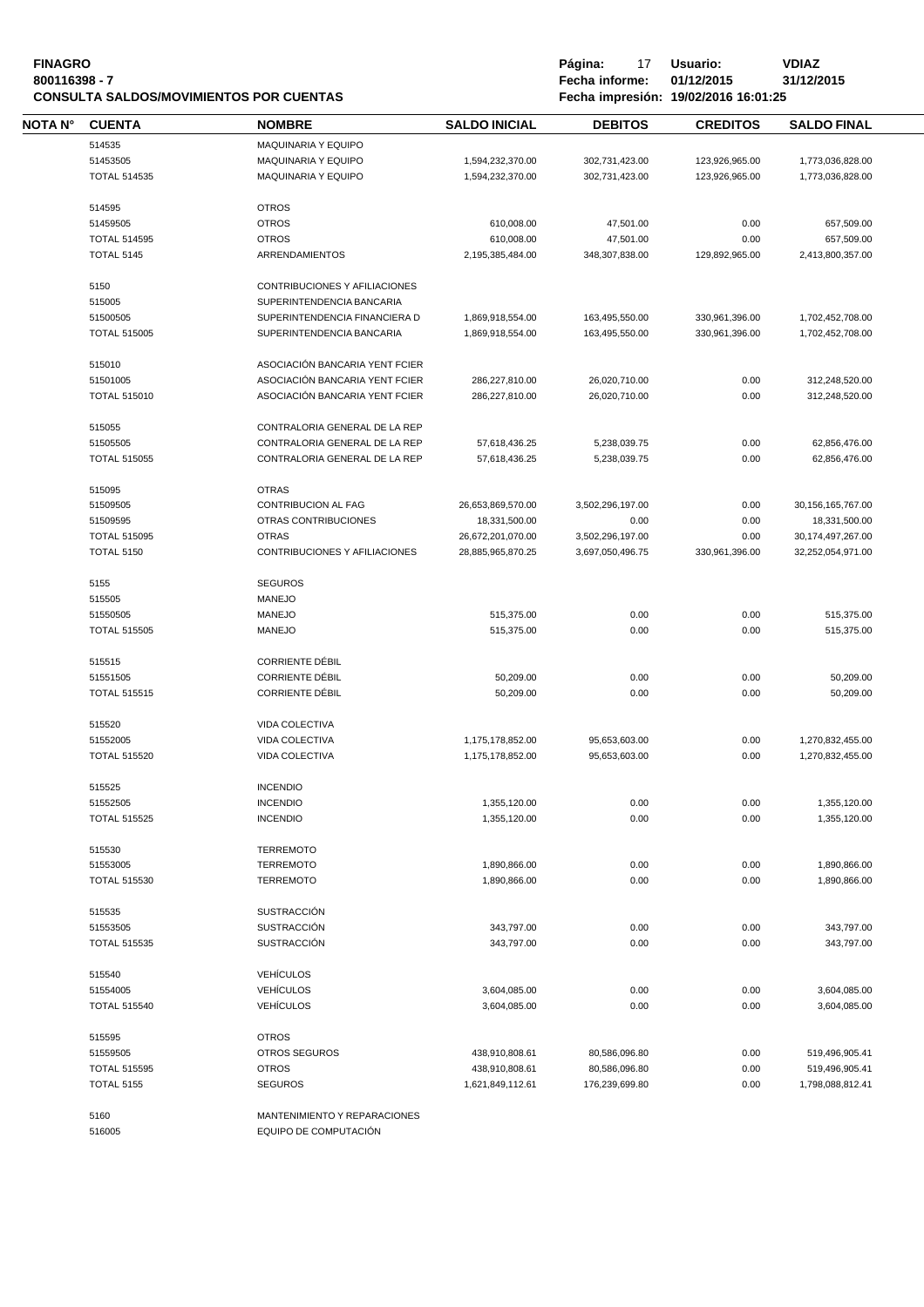**FINAGRO**
**800116398 - 7**
**CONSULTA SALDOS/MOVIMIENTOS POR CUENTAS**

**Usuario:** VDIAZ
**Fecha informe:** 01/12/2015 31/12/2015
**Fecha impresión:** 19/02/2016 16:01:25

| NOTA N° | CUENTA | NOMBRE | SALDO INICIAL | DEBITOS | CREDITOS | SALDO FINAL |
|---|---|---|---|---|---|---|
| | 514535 | MAQUINARIA Y EQUIPO | | | | |
| | 51453505 | MAQUINARIA Y EQUIPO | 1,594,232,370.00 | 302,731,423.00 | 123,926,965.00 | 1,773,036,828.00 |
| | TOTAL 514535 | MAQUINARIA Y EQUIPO | 1,594,232,370.00 | 302,731,423.00 | 123,926,965.00 | 1,773,036,828.00 |
| | 514595 | OTROS | | | | |
| | 51459505 | OTROS | 610,008.00 | 47,501.00 | 0.00 | 657,509.00 |
| | TOTAL 514595 | OTROS | 610,008.00 | 47,501.00 | 0.00 | 657,509.00 |
| | TOTAL 5145 | ARRENDAMIENTOS | 2,195,385,484.00 | 348,307,838.00 | 129,892,965.00 | 2,413,800,357.00 |
| | 5150 | CONTRIBUCIONES Y AFILIACIONES | | | | |
| | 515005 | SUPERINTENDENCIA BANCARIA | | | | |
| | 51500505 | SUPERINTENDENCIA FINANCIERA D | 1,869,918,554.00 | 163,495,550.00 | 330,961,396.00 | 1,702,452,708.00 |
| | TOTAL 515005 | SUPERINTENDENCIA BANCARIA | 1,869,918,554.00 | 163,495,550.00 | 330,961,396.00 | 1,702,452,708.00 |
| | 515010 | ASOCIACIÓN BANCARIA YENT FCIER | | | | |
| | 51501005 | ASOCIACIÓN BANCARIA YENT FCIER | 286,227,810.00 | 26,020,710.00 | 0.00 | 312,248,520.00 |
| | TOTAL 515010 | ASOCIACIÓN BANCARIA YENT FCIER | 286,227,810.00 | 26,020,710.00 | 0.00 | 312,248,520.00 |
| | 515055 | CONTRALORIA GENERAL DE LA REP | | | | |
| | 51505505 | CONTRALORIA GENERAL DE LA REP | 57,618,436.25 | 5,238,039.75 | 0.00 | 62,856,476.00 |
| | TOTAL 515055 | CONTRALORIA GENERAL DE LA REP | 57,618,436.25 | 5,238,039.75 | 0.00 | 62,856,476.00 |
| | 515095 | OTRAS | | | | |
| | 51509505 | CONTRIBUCION AL FAG | 26,653,869,570.00 | 3,502,296,197.00 | 0.00 | 30,156,165,767.00 |
| | 51509595 | OTRAS CONTRIBUCIONES | 18,331,500.00 | 0.00 | 0.00 | 18,331,500.00 |
| | TOTAL 515095 | OTRAS | 26,672,201,070.00 | 3,502,296,197.00 | 0.00 | 30,174,497,267.00 |
| | TOTAL 5150 | CONTRIBUCIONES Y AFILIACIONES | 28,885,965,870.25 | 3,697,050,496.75 | 330,961,396.00 | 32,252,054,971.00 |
| | 5155 | SEGUROS | | | | |
| | 515505 | MANEJO | | | | |
| | 51550505 | MANEJO | 515,375.00 | 0.00 | 0.00 | 515,375.00 |
| | TOTAL 515505 | MANEJO | 515,375.00 | 0.00 | 0.00 | 515,375.00 |
| | 515515 | CORRIENTE DÉBIL | | | | |
| | 51551505 | CORRIENTE DÉBIL | 50,209.00 | 0.00 | 0.00 | 50,209.00 |
| | TOTAL 515515 | CORRIENTE DÉBIL | 50,209.00 | 0.00 | 0.00 | 50,209.00 |
| | 515520 | VIDA COLECTIVA | | | | |
| | 51552005 | VIDA COLECTIVA | 1,175,178,852.00 | 95,653,603.00 | 0.00 | 1,270,832,455.00 |
| | TOTAL 515520 | VIDA COLECTIVA | 1,175,178,852.00 | 95,653,603.00 | 0.00 | 1,270,832,455.00 |
| | 515525 | INCENDIO | | | | |
| | 51552505 | INCENDIO | 1,355,120.00 | 0.00 | 0.00 | 1,355,120.00 |
| | TOTAL 515525 | INCENDIO | 1,355,120.00 | 0.00 | 0.00 | 1,355,120.00 |
| | 515530 | TERREMOTO | | | | |
| | 51553005 | TERREMOTO | 1,890,866.00 | 0.00 | 0.00 | 1,890,866.00 |
| | TOTAL 515530 | TERREMOTO | 1,890,866.00 | 0.00 | 0.00 | 1,890,866.00 |
| | 515535 | SUSTRACCIÓN | | | | |
| | 51553505 | SUSTRACCIÓN | 343,797.00 | 0.00 | 0.00 | 343,797.00 |
| | TOTAL 515535 | SUSTRACCIÓN | 343,797.00 | 0.00 | 0.00 | 343,797.00 |
| | 515540 | VEHÍCULOS | | | | |
| | 51554005 | VEHÍCULOS | 3,604,085.00 | 0.00 | 0.00 | 3,604,085.00 |
| | TOTAL 515540 | VEHÍCULOS | 3,604,085.00 | 0.00 | 0.00 | 3,604,085.00 |
| | 515595 | OTROS | | | | |
| | 51559505 | OTROS SEGUROS | 438,910,808.61 | 80,586,096.80 | 0.00 | 519,496,905.41 |
| | TOTAL 515595 | OTROS | 438,910,808.61 | 80,586,096.80 | 0.00 | 519,496,905.41 |
| | TOTAL 5155 | SEGUROS | 1,621,849,112.61 | 176,239,699.80 | 0.00 | 1,798,088,812.41 |
| | 5160 | MANTENIMIENTO Y REPARACIONES | | | | |
| | 516005 | EQUIPO DE COMPUTACIÓN | | | | |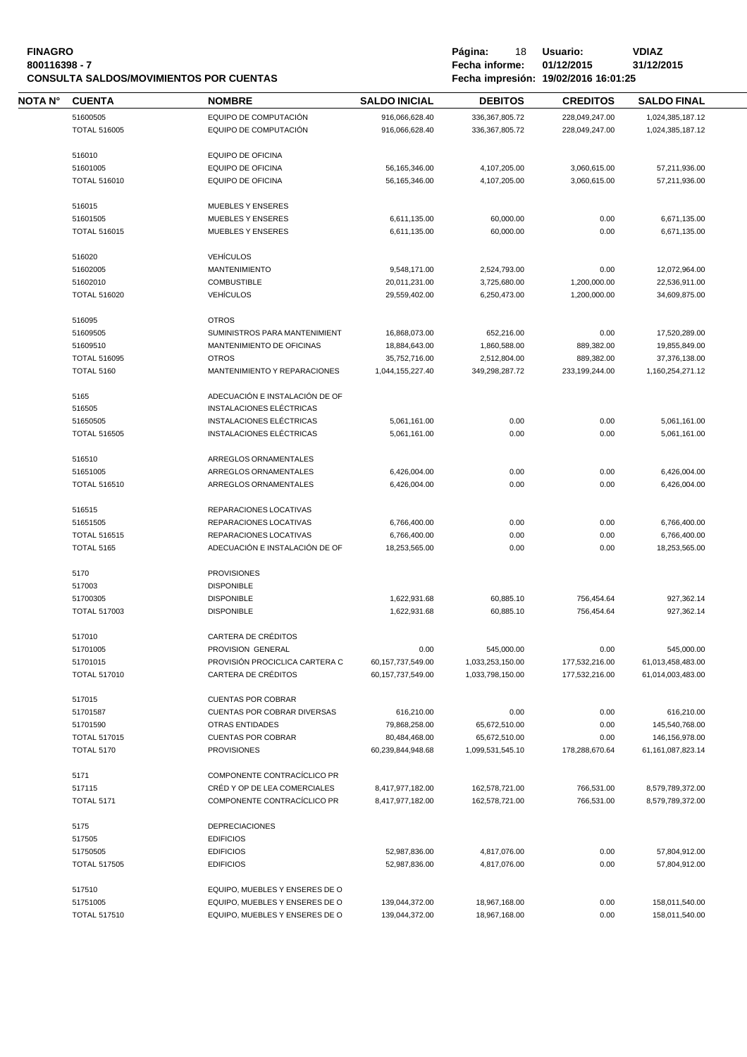**FINAGRO**
**800116398 - 7**
**CONSULTA SALDOS/MOVIMIENTOS POR CUENTAS**

**Página:** 18 **Usuario:** **VDIAZ**
**Fecha informe:** 01/12/2015 **31/12/2015**
**Fecha impresión: 19/02/2016 16:01:25**

| NOTA N° | CUENTA | NOMBRE | SALDO INICIAL | DEBITOS | CREDITOS | SALDO FINAL |
|---|---|---|---|---|---|---|
| | 51600505 | EQUIPO DE COMPUTACIÓN | 916,066,628.40 | 336,367,805.72 | 228,049,247.00 | 1,024,385,187.12 |
| | TOTAL 516005 | EQUIPO DE COMPUTACIÓN | 916,066,628.40 | 336,367,805.72 | 228,049,247.00 | 1,024,385,187.12 |
| | 516010 | EQUIPO DE OFICINA | | | | |
| | 51601005 | EQUIPO DE OFICINA | 56,165,346.00 | 4,107,205.00 | 3,060,615.00 | 57,211,936.00 |
| | TOTAL 516010 | EQUIPO DE OFICINA | 56,165,346.00 | 4,107,205.00 | 3,060,615.00 | 57,211,936.00 |
| | 516015 | MUEBLES Y ENSERES | | | | |
| | 51601505 | MUEBLES Y ENSERES | 6,611,135.00 | 60,000.00 | 0.00 | 6,671,135.00 |
| | TOTAL 516015 | MUEBLES Y ENSERES | 6,611,135.00 | 60,000.00 | 0.00 | 6,671,135.00 |
| | 516020 | VEHÍCULOS | | | | |
| | 51602005 | MANTENIMIENTO | 9,548,171.00 | 2,524,793.00 | 0.00 | 12,072,964.00 |
| | 51602010 | COMBUSTIBLE | 20,011,231.00 | 3,725,680.00 | 1,200,000.00 | 22,536,911.00 |
| | TOTAL 516020 | VEHÍCULOS | 29,559,402.00 | 6,250,473.00 | 1,200,000.00 | 34,609,875.00 |
| | 516095 | OTROS | | | | |
| | 51609505 | SUMINISTROS PARA MANTENIMIENT | 16,868,073.00 | 652,216.00 | 0.00 | 17,520,289.00 |
| | 51609510 | MANTENIMIENTO DE OFICINAS | 18,884,643.00 | 1,860,588.00 | 889,382.00 | 19,855,849.00 |
| | TOTAL 516095 | OTROS | 35,752,716.00 | 2,512,804.00 | 889,382.00 | 37,376,138.00 |
| | TOTAL 5160 | MANTENIMIENTO Y REPARACIONES | 1,044,155,227.40 | 349,298,287.72 | 233,199,244.00 | 1,160,254,271.12 |
| | 5165 | ADECUACIÓN E INSTALACIÓN DE OF | | | | |
| | 516505 | INSTALACIONES ELÉCTRICAS | | | | |
| | 51650505 | INSTALACIONES ELÉCTRICAS | 5,061,161.00 | 0.00 | 0.00 | 5,061,161.00 |
| | TOTAL 516505 | INSTALACIONES ELÉCTRICAS | 5,061,161.00 | 0.00 | 0.00 | 5,061,161.00 |
| | 516510 | ARREGLOS ORNAMENTALES | | | | |
| | 51651005 | ARREGLOS ORNAMENTALES | 6,426,004.00 | 0.00 | 0.00 | 6,426,004.00 |
| | TOTAL 516510 | ARREGLOS ORNAMENTALES | 6,426,004.00 | 0.00 | 0.00 | 6,426,004.00 |
| | 516515 | REPARACIONES LOCATIVAS | | | | |
| | 51651505 | REPARACIONES LOCATIVAS | 6,766,400.00 | 0.00 | 0.00 | 6,766,400.00 |
| | TOTAL 516515 | REPARACIONES LOCATIVAS | 6,766,400.00 | 0.00 | 0.00 | 6,766,400.00 |
| | TOTAL 5165 | ADECUACIÓN E INSTALACIÓN DE OF | 18,253,565.00 | 0.00 | 0.00 | 18,253,565.00 |
| | 5170 | PROVISIONES | | | | |
| | 517003 | DISPONIBLE | | | | |
| | 51700305 | DISPONIBLE | 1,622,931.68 | 60,885.10 | 756,454.64 | 927,362.14 |
| | TOTAL 517003 | DISPONIBLE | 1,622,931.68 | 60,885.10 | 756,454.64 | 927,362.14 |
| | 517010 | CARTERA DE CRÉDITOS | | | | |
| | 51701005 | PROVISION GENERAL | 0.00 | 545,000.00 | 0.00 | 545,000.00 |
| | 51701015 | PROVISIÓN PROCICLICA CARTERA C | 60,157,737,549.00 | 1,033,253,150.00 | 177,532,216.00 | 61,013,458,483.00 |
| | TOTAL 517010 | CARTERA DE CRÉDITOS | 60,157,737,549.00 | 1,033,798,150.00 | 177,532,216.00 | 61,014,003,483.00 |
| | 517015 | CUENTAS POR COBRAR | | | | |
| | 51701587 | CUENTAS POR COBRAR DIVERSAS | 616,210.00 | 0.00 | 0.00 | 616,210.00 |
| | 51701590 | OTRAS ENTIDADES | 79,868,258.00 | 65,672,510.00 | 0.00 | 145,540,768.00 |
| | TOTAL 517015 | CUENTAS POR COBRAR | 80,484,468.00 | 65,672,510.00 | 0.00 | 146,156,978.00 |
| | TOTAL 5170 | PROVISIONES | 60,239,844,948.68 | 1,099,531,545.10 | 178,288,670.64 | 61,161,087,823.14 |
| | 5171 | COMPONENTE CONTRACÍCLICO PR | | | | |
| | 517115 | CRÉD Y OP DE LEA COMERCIALES | 8,417,977,182.00 | 162,578,721.00 | 766,531.00 | 8,579,789,372.00 |
| | TOTAL 5171 | COMPONENTE CONTRACÍCLICO PR | 8,417,977,182.00 | 162,578,721.00 | 766,531.00 | 8,579,789,372.00 |
| | 5175 | DEPRECIACIONES | | | | |
| | 517505 | EDIFICIOS | | | | |
| | 51750505 | EDIFICIOS | 52,987,836.00 | 4,817,076.00 | 0.00 | 57,804,912.00 |
| | TOTAL 517505 | EDIFICIOS | 52,987,836.00 | 4,817,076.00 | 0.00 | 57,804,912.00 |
| | 517510 | EQUIPO, MUEBLES Y ENSERES DE O | | | | |
| | 51751005 | EQUIPO, MUEBLES Y ENSERES DE O | 139,044,372.00 | 18,967,168.00 | 0.00 | 158,011,540.00 |
| | TOTAL 517510 | EQUIPO, MUEBLES Y ENSERES DE O | 139,044,372.00 | 18,967,168.00 | 0.00 | 158,011,540.00 |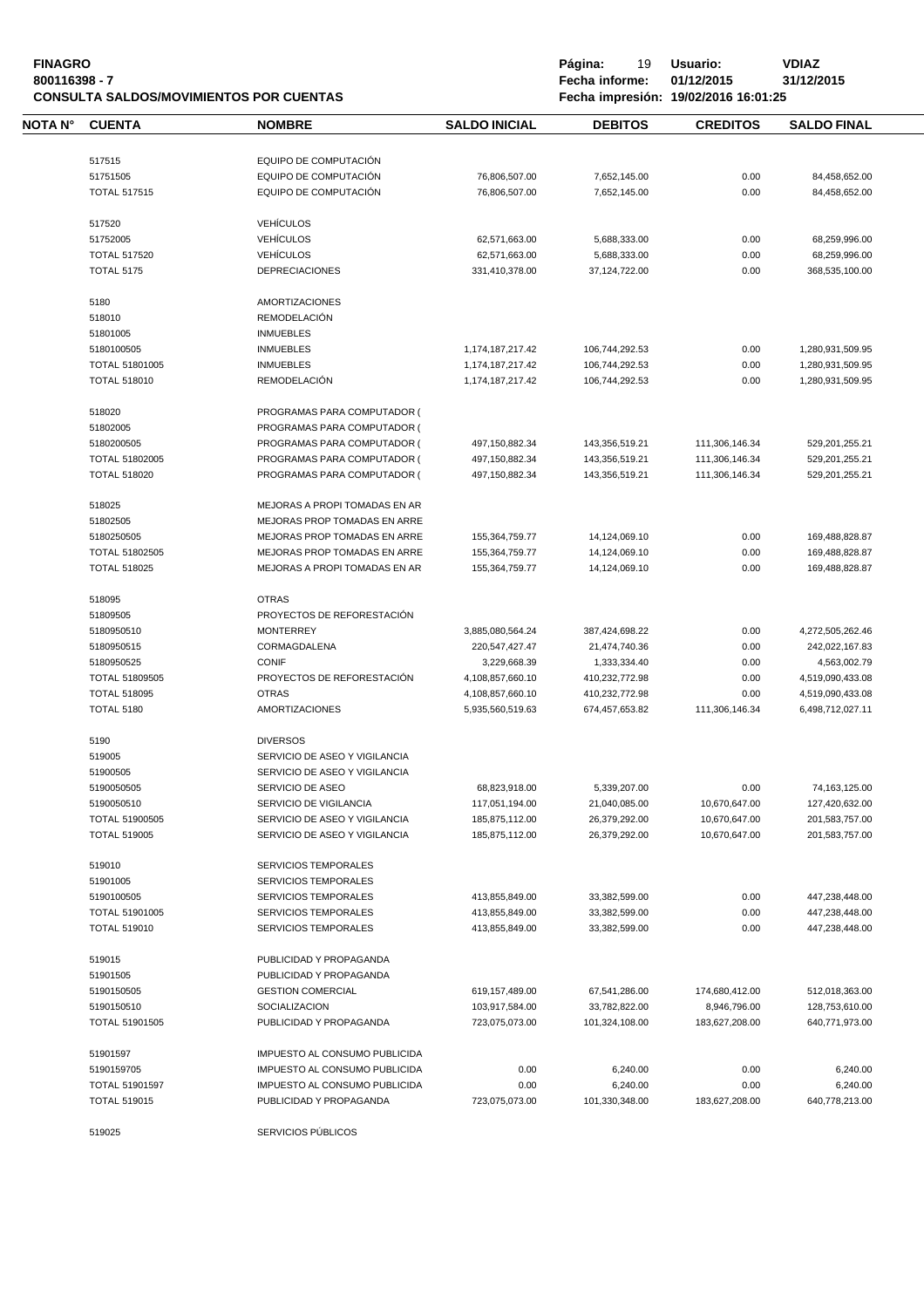**FINAGRO**
**800116398 - 7**
**CONSULTA SALDOS/MOVIMIENTOS POR CUENTAS**

**Usuario:** VDIAZ
**Fecha informe:** 01/12/2015 31/12/2015
**Fecha impresión:** 19/02/2016 16:01:25

| NOTA N° | CUENTA | NOMBRE | SALDO INICIAL | DEBITOS | CREDITOS | SALDO FINAL |
|---|---|---|---|---|---|---|
| | 517515 | EQUIPO DE COMPUTACIÓN | | | | |
| | 51751505 | EQUIPO DE COMPUTACIÓN | 76,806,507.00 | 7,652,145.00 | 0.00 | 84,458,652.00 |
| | TOTAL 517515 | EQUIPO DE COMPUTACIÓN | 76,806,507.00 | 7,652,145.00 | 0.00 | 84,458,652.00 |
| | 517520 | VEHÍCULOS | | | | |
| | 51752005 | VEHÍCULOS | 62,571,663.00 | 5,688,333.00 | 0.00 | 68,259,996.00 |
| | TOTAL 517520 | VEHÍCULOS | 62,571,663.00 | 5,688,333.00 | 0.00 | 68,259,996.00 |
| | TOTAL 5175 | DEPRECIACIONES | 331,410,378.00 | 37,124,722.00 | 0.00 | 368,535,100.00 |
| | 5180 | AMORTIZACIONES | | | | |
| | 518010 | REMODELACIÓN | | | | |
| | 51801005 | INMUEBLES | | | | |
| | 5180100505 | INMUEBLES | 1,174,187,217.42 | 106,744,292.53 | 0.00 | 1,280,931,509.95 |
| | TOTAL 51801005 | INMUEBLES | 1,174,187,217.42 | 106,744,292.53 | 0.00 | 1,280,931,509.95 |
| | TOTAL 518010 | REMODELACIÓN | 1,174,187,217.42 | 106,744,292.53 | 0.00 | 1,280,931,509.95 |
| | 518020 | PROGRAMAS PARA COMPUTADOR ( | | | | |
| | 51802005 | PROGRAMAS PARA COMPUTADOR ( | | | | |
| | 5180200505 | PROGRAMAS PARA COMPUTADOR ( | 497,150,882.34 | 143,356,519.21 | 111,306,146.34 | 529,201,255.21 |
| | TOTAL 51802005 | PROGRAMAS PARA COMPUTADOR ( | 497,150,882.34 | 143,356,519.21 | 111,306,146.34 | 529,201,255.21 |
| | TOTAL 518020 | PROGRAMAS PARA COMPUTADOR ( | 497,150,882.34 | 143,356,519.21 | 111,306,146.34 | 529,201,255.21 |
| | 518025 | MEJORAS A PROPI TOMADAS EN AR | | | | |
| | 51802505 | MEJORAS PROP TOMADAS EN ARRE | | | | |
| | 5180250505 | MEJORAS PROP TOMADAS EN ARRE | 155,364,759.77 | 14,124,069.10 | 0.00 | 169,488,828.87 |
| | TOTAL 51802505 | MEJORAS PROP TOMADAS EN ARRE | 155,364,759.77 | 14,124,069.10 | 0.00 | 169,488,828.87 |
| | TOTAL 518025 | MEJORAS A PROPI TOMADAS EN AR | 155,364,759.77 | 14,124,069.10 | 0.00 | 169,488,828.87 |
| | 518095 | OTRAS | | | | |
| | 51809505 | PROYECTOS DE REFORESTACIÓN | | | | |
| | 5180950510 | MONTERREY | 3,885,080,564.24 | 387,424,698.22 | 0.00 | 4,272,505,262.46 |
| | 5180950515 | CORMAGDALENA | 220,547,427.47 | 21,474,740.36 | 0.00 | 242,022,167.83 |
| | 5180950525 | CONIF | 3,229,668.39 | 1,333,334.40 | 0.00 | 4,563,002.79 |
| | TOTAL 51809505 | PROYECTOS DE REFORESTACIÓN | 4,108,857,660.10 | 410,232,772.98 | 0.00 | 4,519,090,433.08 |
| | TOTAL 518095 | OTRAS | 4,108,857,660.10 | 410,232,772.98 | 0.00 | 4,519,090,433.08 |
| | TOTAL 5180 | AMORTIZACIONES | 5,935,560,519.63 | 674,457,653.82 | 111,306,146.34 | 6,498,712,027.11 |
| | 5190 | DIVERSOS | | | | |
| | 519005 | SERVICIO DE ASEO Y VIGILANCIA | | | | |
| | 51900505 | SERVICIO DE ASEO Y VIGILANCIA | | | | |
| | 5190050505 | SERVICIO DE ASEO | 68,823,918.00 | 5,339,207.00 | 0.00 | 74,163,125.00 |
| | 5190050510 | SERVICIO DE VIGILANCIA | 117,051,194.00 | 21,040,085.00 | 10,670,647.00 | 127,420,632.00 |
| | TOTAL 51900505 | SERVICIO DE ASEO Y VIGILANCIA | 185,875,112.00 | 26,379,292.00 | 10,670,647.00 | 201,583,757.00 |
| | TOTAL 519005 | SERVICIO DE ASEO Y VIGILANCIA | 185,875,112.00 | 26,379,292.00 | 10,670,647.00 | 201,583,757.00 |
| | 519010 | SERVICIOS TEMPORALES | | | | |
| | 51901005 | SERVICIOS TEMPORALES | | | | |
| | 5190100505 | SERVICIOS TEMPORALES | 413,855,849.00 | 33,382,599.00 | 0.00 | 447,238,448.00 |
| | TOTAL 51901005 | SERVICIOS TEMPORALES | 413,855,849.00 | 33,382,599.00 | 0.00 | 447,238,448.00 |
| | TOTAL 519010 | SERVICIOS TEMPORALES | 413,855,849.00 | 33,382,599.00 | 0.00 | 447,238,448.00 |
| | 519015 | PUBLICIDAD Y PROPAGANDA | | | | |
| | 51901505 | PUBLICIDAD Y PROPAGANDA | | | | |
| | 5190150505 | GESTION COMERCIAL | 619,157,489.00 | 67,541,286.00 | 174,680,412.00 | 512,018,363.00 |
| | 5190150510 | SOCIALIZACION | 103,917,584.00 | 33,782,822.00 | 8,946,796.00 | 128,753,610.00 |
| | TOTAL 51901505 | PUBLICIDAD Y PROPAGANDA | 723,075,073.00 | 101,324,108.00 | 183,627,208.00 | 640,771,973.00 |
| | 51901597 | IMPUESTO AL CONSUMO PUBLICIDA | | | | |
| | 5190159705 | IMPUESTO AL CONSUMO PUBLICIDA | 0.00 | 6,240.00 | 0.00 | 6,240.00 |
| | TOTAL 51901597 | IMPUESTO AL CONSUMO PUBLICIDA | 0.00 | 6,240.00 | 0.00 | 6,240.00 |
| | TOTAL 519015 | PUBLICIDAD Y PROPAGANDA | 723,075,073.00 | 101,330,348.00 | 183,627,208.00 | 640,778,213.00 |
| | 519025 | SERVICIOS PÚBLICOS | | | | |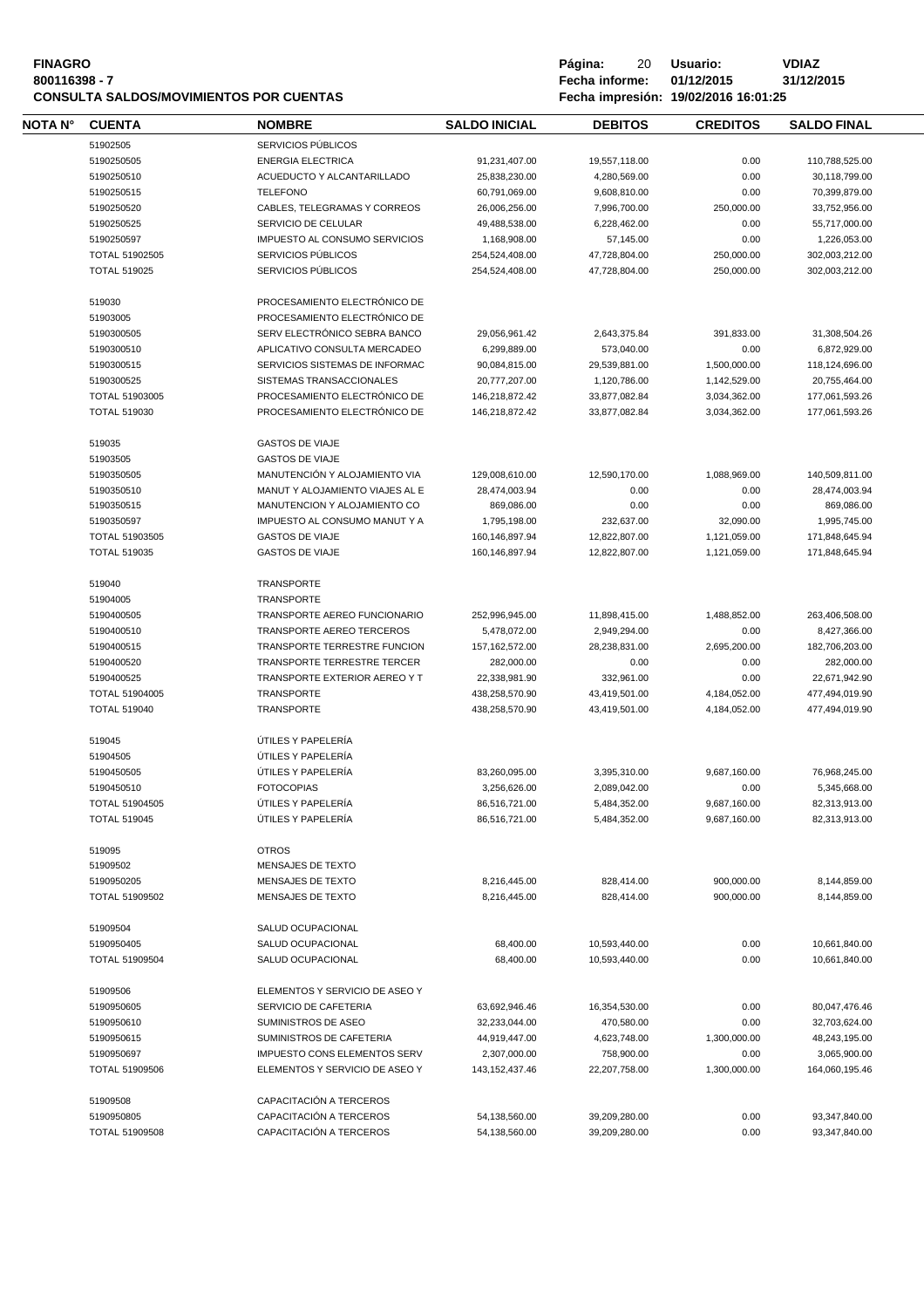**FINAGRO**
**800116398 - 7**
**CONSULTA SALDOS/MOVIMIENTOS POR CUENTAS**

**Página:** 20 **Usuario:** VDIAZ
**Fecha informe:** 01/12/2015 31/12/2015
**Fecha impresión:** 19/02/2016 16:01:25

| NOTA N° | CUENTA | NOMBRE | SALDO INICIAL | DEBITOS | CREDITOS | SALDO FINAL |
|---|---|---|---|---|---|---|
| | 51902505 | SERVICIOS PÚBLICOS | | | | |
| | 5190250505 | ENERGIA ELECTRICA | 91,231,407.00 | 19,557,118.00 | 0.00 | 110,788,525.00 |
| | 5190250510 | ACUEDUCTO Y ALCANTARILLADO | 25,838,230.00 | 4,280,569.00 | 0.00 | 30,118,799.00 |
| | 5190250515 | TELEFONO | 60,791,069.00 | 9,608,810.00 | 0.00 | 70,399,879.00 |
| | 5190250520 | CABLES, TELEGRAMAS Y CORREOS | 26,006,256.00 | 7,996,700.00 | 250,000.00 | 33,752,956.00 |
| | 5190250525 | SERVICIO DE CELULAR | 49,488,538.00 | 6,228,462.00 | 0.00 | 55,717,000.00 |
| | 5190250597 | IMPUESTO AL CONSUMO SERVICIOS | 1,168,908.00 | 57,145.00 | 0.00 | 1,226,053.00 |
| | TOTAL 51902505 | SERVICIOS PÚBLICOS | 254,524,408.00 | 47,728,804.00 | 250,000.00 | 302,003,212.00 |
| | TOTAL 519025 | SERVICIOS PÚBLICOS | 254,524,408.00 | 47,728,804.00 | 250,000.00 | 302,003,212.00 |
| | 519030 | PROCESAMIENTO ELECTRÓNICO DE | | | | |
| | 51903005 | PROCESAMIENTO ELECTRÓNICO DE | | | | |
| | 5190300505 | SERV ELECTRÓNICO SEBRA BANCO | 29,056,961.42 | 2,643,375.84 | 391,833.00 | 31,308,504.26 |
| | 5190300510 | APLICATIVO CONSULTA MERCADEO | 6,299,889.00 | 573,040.00 | 0.00 | 6,872,929.00 |
| | 5190300515 | SERVICIOS SISTEMAS DE INFORMAC | 90,084,815.00 | 29,539,881.00 | 1,500,000.00 | 118,124,696.00 |
| | 5190300525 | SISTEMAS TRANSACCIONALES | 20,777,207.00 | 1,120,786.00 | 1,142,529.00 | 20,755,464.00 |
| | TOTAL 51903005 | PROCESAMIENTO ELECTRÓNICO DE | 146,218,872.42 | 33,877,082.84 | 3,034,362.00 | 177,061,593.26 |
| | TOTAL 519030 | PROCESAMIENTO ELECTRÓNICO DE | 146,218,872.42 | 33,877,082.84 | 3,034,362.00 | 177,061,593.26 |
| | 519035 | GASTOS DE VIAJE | | | | |
| | 51903505 | GASTOS DE VIAJE | | | | |
| | 5190350505 | MANUTENCIÓN Y ALOJAMIENTO VIA | 129,008,610.00 | 12,590,170.00 | 1,088,969.00 | 140,509,811.00 |
| | 5190350510 | MANUT Y ALOJAMIENTO VIAJES AL E | 28,474,003.94 | 0.00 | 0.00 | 28,474,003.94 |
| | 5190350515 | MANUTENCION Y ALOJAMIENTO CO | 869,086.00 | 0.00 | 0.00 | 869,086.00 |
| | 5190350597 | IMPUESTO AL CONSUMO MANUT Y A | 1,795,198.00 | 232,637.00 | 32,090.00 | 1,995,745.00 |
| | TOTAL 51903505 | GASTOS DE VIAJE | 160,146,897.94 | 12,822,807.00 | 1,121,059.00 | 171,848,645.94 |
| | TOTAL 519035 | GASTOS DE VIAJE | 160,146,897.94 | 12,822,807.00 | 1,121,059.00 | 171,848,645.94 |
| | 519040 | TRANSPORTE | | | | |
| | 51904005 | TRANSPORTE | | | | |
| | 5190400505 | TRANSPORTE AEREO FUNCIONARIO | 252,996,945.00 | 11,898,415.00 | 1,488,852.00 | 263,406,508.00 |
| | 5190400510 | TRANSPORTE AEREO TERCEROS | 5,478,072.00 | 2,949,294.00 | 0.00 | 8,427,366.00 |
| | 5190400515 | TRANSPORTE TERRESTRE FUNCION | 157,162,572.00 | 28,238,831.00 | 2,695,200.00 | 182,706,203.00 |
| | 5190400520 | TRANSPORTE TERRESTRE TERCER | 282,000.00 | 0.00 | 0.00 | 282,000.00 |
| | 5190400525 | TRANSPORTE EXTERIOR AEREO Y T | 22,338,981.90 | 332,961.00 | 0.00 | 22,671,942.90 |
| | TOTAL 51904005 | TRANSPORTE | 438,258,570.90 | 43,419,501.00 | 4,184,052.00 | 477,494,019.90 |
| | TOTAL 519040 | TRANSPORTE | 438,258,570.90 | 43,419,501.00 | 4,184,052.00 | 477,494,019.90 |
| | 519045 | ÚTILES Y PAPELERÍA | | | | |
| | 51904505 | ÚTILES Y PAPELERÍA | | | | |
| | 5190450505 | ÚTILES Y PAPELERÍA | 83,260,095.00 | 3,395,310.00 | 9,687,160.00 | 76,968,245.00 |
| | 5190450510 | FOTOCOPIAS | 3,256,626.00 | 2,089,042.00 | 0.00 | 5,345,668.00 |
| | TOTAL 51904505 | ÚTILES Y PAPELERÍA | 86,516,721.00 | 5,484,352.00 | 9,687,160.00 | 82,313,913.00 |
| | TOTAL 519045 | ÚTILES Y PAPELERÍA | 86,516,721.00 | 5,484,352.00 | 9,687,160.00 | 82,313,913.00 |
| | 519095 | OTROS | | | | |
| | 51909502 | MENSAJES DE TEXTO | | | | |
| | 5190950205 | MENSAJES DE TEXTO | 8,216,445.00 | 828,414.00 | 900,000.00 | 8,144,859.00 |
| | TOTAL 51909502 | MENSAJES DE TEXTO | 8,216,445.00 | 828,414.00 | 900,000.00 | 8,144,859.00 |
| | 51909504 | SALUD OCUPACIONAL | | | | |
| | 5190950405 | SALUD OCUPACIONAL | 68,400.00 | 10,593,440.00 | 0.00 | 10,661,840.00 |
| | TOTAL 51909504 | SALUD OCUPACIONAL | 68,400.00 | 10,593,440.00 | 0.00 | 10,661,840.00 |
| | 51909506 | ELEMENTOS Y SERVICIO DE ASEO Y | | | | |
| | 5190950605 | SERVICIO DE CAFETERIA | 63,692,946.46 | 16,354,530.00 | 0.00 | 80,047,476.46 |
| | 5190950610 | SUMINISTROS DE ASEO | 32,233,044.00 | 470,580.00 | 0.00 | 32,703,624.00 |
| | 5190950615 | SUMINISTROS DE CAFETERIA | 44,919,447.00 | 4,623,748.00 | 1,300,000.00 | 48,243,195.00 |
| | 5190950697 | IMPUESTO CONS ELEMENTOS SERV | 2,307,000.00 | 758,900.00 | 0.00 | 3,065,900.00 |
| | TOTAL 51909506 | ELEMENTOS Y SERVICIO DE ASEO Y | 143,152,437.46 | 22,207,758.00 | 1,300,000.00 | 164,060,195.46 |
| | 51909508 | CAPACITACIÓN A TERCEROS | | | | |
| | 5190950805 | CAPACITACIÓN A TERCEROS | 54,138,560.00 | 39,209,280.00 | 0.00 | 93,347,840.00 |
| | TOTAL 51909508 | CAPACITACIÓN A TERCEROS | 54,138,560.00 | 39,209,280.00 | 0.00 | 93,347,840.00 |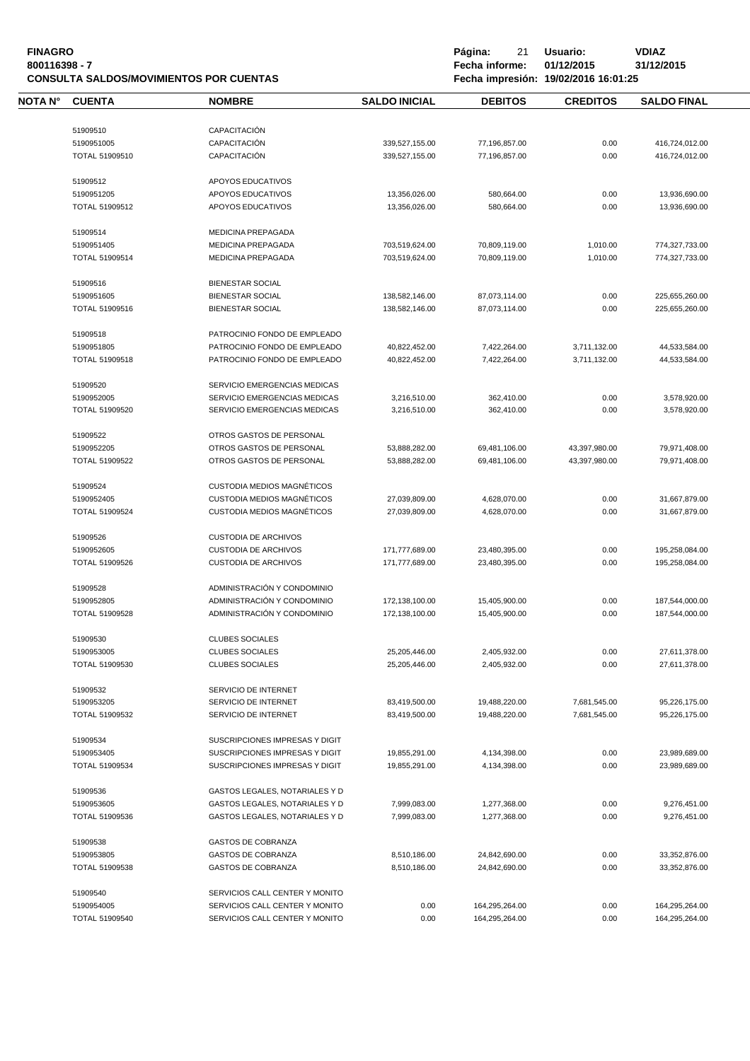**FINAGRO**
**800116398 - 7**
**CONSULTA SALDOS/MOVIMIENTOS POR CUENTAS**

**Página:** 21 **Usuario:** **VDIAZ**
**Fecha informe:** **01/12/2015** **31/12/2015**
**Fecha impresión: 19/02/2016 16:01:25**

| NOTA N° | CUENTA | NOMBRE | SALDO INICIAL | DEBITOS | CREDITOS | SALDO FINAL |
|---|---|---|---|---|---|---|
| | 51909510 | CAPACITACIÓN | | | | |
| | 5190951005 | CAPACITACIÓN | 339,527,155.00 | 77,196,857.00 | 0.00 | 416,724,012.00 |
| | TOTAL 51909510 | CAPACITACIÓN | 339,527,155.00 | 77,196,857.00 | 0.00 | 416,724,012.00 |
| | 51909512 | APOYOS EDUCATIVOS | | | | |
| | 5190951205 | APOYOS EDUCATIVOS | 13,356,026.00 | 580,664.00 | 0.00 | 13,936,690.00 |
| | TOTAL 51909512 | APOYOS EDUCATIVOS | 13,356,026.00 | 580,664.00 | 0.00 | 13,936,690.00 |
| | 51909514 | MEDICINA PREPAGADA | | | | |
| | 5190951405 | MEDICINA PREPAGADA | 703,519,624.00 | 70,809,119.00 | 1,010.00 | 774,327,733.00 |
| | TOTAL 51909514 | MEDICINA PREPAGADA | 703,519,624.00 | 70,809,119.00 | 1,010.00 | 774,327,733.00 |
| | 51909516 | BIENESTAR SOCIAL | | | | |
| | 5190951605 | BIENESTAR SOCIAL | 138,582,146.00 | 87,073,114.00 | 0.00 | 225,655,260.00 |
| | TOTAL 51909516 | BIENESTAR SOCIAL | 138,582,146.00 | 87,073,114.00 | 0.00 | 225,655,260.00 |
| | 51909518 | PATROCINIO FONDO DE EMPLEADO | | | | |
| | 5190951805 | PATROCINIO FONDO DE EMPLEADO | 40,822,452.00 | 7,422,264.00 | 3,711,132.00 | 44,533,584.00 |
| | TOTAL 51909518 | PATROCINIO FONDO DE EMPLEADO | 40,822,452.00 | 7,422,264.00 | 3,711,132.00 | 44,533,584.00 |
| | 51909520 | SERVICIO EMERGENCIAS MEDICAS | | | | |
| | 5190952005 | SERVICIO EMERGENCIAS MEDICAS | 3,216,510.00 | 362,410.00 | 0.00 | 3,578,920.00 |
| | TOTAL 51909520 | SERVICIO EMERGENCIAS MEDICAS | 3,216,510.00 | 362,410.00 | 0.00 | 3,578,920.00 |
| | 51909522 | OTROS GASTOS DE PERSONAL | | | | |
| | 5190952205 | OTROS GASTOS DE PERSONAL | 53,888,282.00 | 69,481,106.00 | 43,397,980.00 | 79,971,408.00 |
| | TOTAL 51909522 | OTROS GASTOS DE PERSONAL | 53,888,282.00 | 69,481,106.00 | 43,397,980.00 | 79,971,408.00 |
| | 51909524 | CUSTODIA MEDIOS MAGNÉTICOS | | | | |
| | 5190952405 | CUSTODIA MEDIOS MAGNÉTICOS | 27,039,809.00 | 4,628,070.00 | 0.00 | 31,667,879.00 |
| | TOTAL 51909524 | CUSTODIA MEDIOS MAGNÉTICOS | 27,039,809.00 | 4,628,070.00 | 0.00 | 31,667,879.00 |
| | 51909526 | CUSTODIA DE ARCHIVOS | | | | |
| | 5190952605 | CUSTODIA DE ARCHIVOS | 171,777,689.00 | 23,480,395.00 | 0.00 | 195,258,084.00 |
| | TOTAL 51909526 | CUSTODIA DE ARCHIVOS | 171,777,689.00 | 23,480,395.00 | 0.00 | 195,258,084.00 |
| | 51909528 | ADMINISTRACIÓN Y CONDOMINIO | | | | |
| | 5190952805 | ADMINISTRACIÓN Y CONDOMINIO | 172,138,100.00 | 15,405,900.00 | 0.00 | 187,544,000.00 |
| | TOTAL 51909528 | ADMINISTRACIÓN Y CONDOMINIO | 172,138,100.00 | 15,405,900.00 | 0.00 | 187,544,000.00 |
| | 51909530 | CLUBES SOCIALES | | | | |
| | 5190953005 | CLUBES SOCIALES | 25,205,446.00 | 2,405,932.00 | 0.00 | 27,611,378.00 |
| | TOTAL 51909530 | CLUBES SOCIALES | 25,205,446.00 | 2,405,932.00 | 0.00 | 27,611,378.00 |
| | 51909532 | SERVICIO DE INTERNET | | | | |
| | 5190953205 | SERVICIO DE INTERNET | 83,419,500.00 | 19,488,220.00 | 7,681,545.00 | 95,226,175.00 |
| | TOTAL 51909532 | SERVICIO DE INTERNET | 83,419,500.00 | 19,488,220.00 | 7,681,545.00 | 95,226,175.00 |
| | 51909534 | SUSCRIPCIONES IMPRESAS Y DIGIT | | | | |
| | 5190953405 | SUSCRIPCIONES IMPRESAS Y DIGIT | 19,855,291.00 | 4,134,398.00 | 0.00 | 23,989,689.00 |
| | TOTAL 51909534 | SUSCRIPCIONES IMPRESAS Y DIGIT | 19,855,291.00 | 4,134,398.00 | 0.00 | 23,989,689.00 |
| | 51909536 | GASTOS LEGALES, NOTARIALES Y D | | | | |
| | 5190953605 | GASTOS LEGALES, NOTARIALES Y D | 7,999,083.00 | 1,277,368.00 | 0.00 | 9,276,451.00 |
| | TOTAL 51909536 | GASTOS LEGALES, NOTARIALES Y D | 7,999,083.00 | 1,277,368.00 | 0.00 | 9,276,451.00 |
| | 51909538 | GASTOS DE COBRANZA | | | | |
| | 5190953805 | GASTOS DE COBRANZA | 8,510,186.00 | 24,842,690.00 | 0.00 | 33,352,876.00 |
| | TOTAL 51909538 | GASTOS DE COBRANZA | 8,510,186.00 | 24,842,690.00 | 0.00 | 33,352,876.00 |
| | 51909540 | SERVICIOS CALL CENTER Y MONITO | | | | |
| | 5190954005 | SERVICIOS CALL CENTER Y MONITO | 0.00 | 164,295,264.00 | 0.00 | 164,295,264.00 |
| | TOTAL 51909540 | SERVICIOS CALL CENTER Y MONITO | 0.00 | 164,295,264.00 | 0.00 | 164,295,264.00 |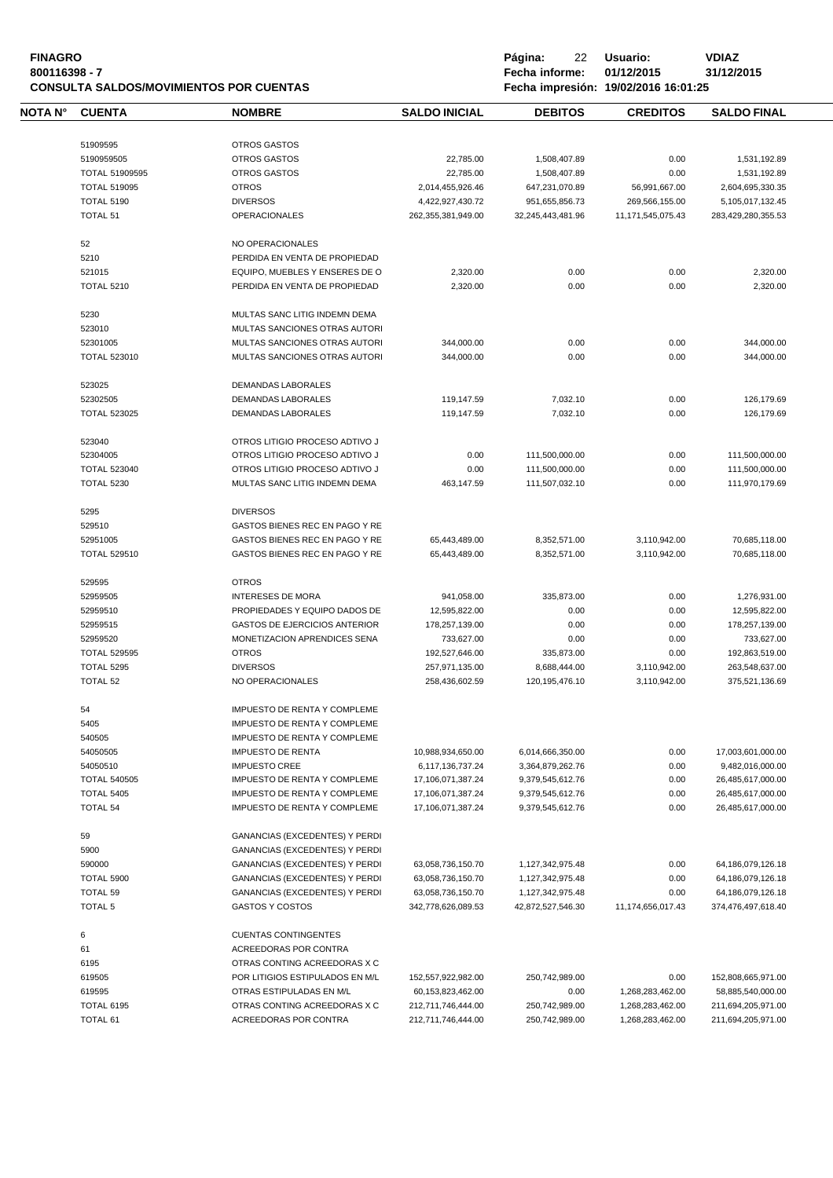| NOTA N° | CUENTA | NOMBRE | SALDO INICIAL | DEBITOS | CREDITOS | SALDO FINAL |
|---|---|---|---|---|---|---|
| | 51909595 | OTROS GASTOS | | | | |
| | 5190959505 | OTROS GASTOS | 22,785.00 | 1,508,407.89 | 0.00 | 1,531,192.89 |
| | TOTAL 51909595 | OTROS GASTOS | 22,785.00 | 1,508,407.89 | 0.00 | 1,531,192.89 |
| | TOTAL 519095 | OTROS | 2,014,455,926.46 | 647,231,070.89 | 56,991,667.00 | 2,604,695,330.35 |
| | TOTAL 5190 | DIVERSOS | 4,422,927,430.72 | 951,655,856.73 | 269,566,155.00 | 5,105,017,132.45 |
| | TOTAL 51 | OPERACIONALES | 262,355,381,949.00 | 32,245,443,481.96 | 11,171,545,075.43 | 283,429,280,355.53 |
| | 52 | NO OPERACIONALES | | | | |
| | 5210 | PERDIDA EN VENTA DE PROPIEDAD | | | | |
| | 521015 | EQUIPO, MUEBLES Y ENSERES DE O | 2,320.00 | 0.00 | 0.00 | 2,320.00 |
| | TOTAL 5210 | PERDIDA EN VENTA DE PROPIEDAD | 2,320.00 | 0.00 | 0.00 | 2,320.00 |
| | 5230 | MULTAS SANC LITIG INDEMN DEMA | | | | |
| | 523010 | MULTAS SANCIONES OTRAS AUTORI | | | | |
| | 52301005 | MULTAS SANCIONES OTRAS AUTORI | 344,000.00 | 0.00 | 0.00 | 344,000.00 |
| | TOTAL 523010 | MULTAS SANCIONES OTRAS AUTORI | 344,000.00 | 0.00 | 0.00 | 344,000.00 |
| | 523025 | DEMANDAS LABORALES | | | | |
| | 52302505 | DEMANDAS LABORALES | 119,147.59 | 7,032.10 | 0.00 | 126,179.69 |
| | TOTAL 523025 | DEMANDAS LABORALES | 119,147.59 | 7,032.10 | 0.00 | 126,179.69 |
| | 523040 | OTROS LITIGIO PROCESO ADTIVO J | | | | |
| | 52304005 | OTROS LITIGIO PROCESO ADTIVO J | 0.00 | 111,500,000.00 | 0.00 | 111,500,000.00 |
| | TOTAL 523040 | OTROS LITIGIO PROCESO ADTIVO J | 0.00 | 111,500,000.00 | 0.00 | 111,500,000.00 |
| | TOTAL 5230 | MULTAS SANC LITIG INDEMN DEMA | 463,147.59 | 111,507,032.10 | 0.00 | 111,970,179.69 |
| | 5295 | DIVERSOS | | | | |
| | 529510 | GASTOS BIENES REC EN PAGO Y RE | | | | |
| | 52951005 | GASTOS BIENES REC EN PAGO Y RE | 65,443,489.00 | 8,352,571.00 | 3,110,942.00 | 70,685,118.00 |
| | TOTAL 529510 | GASTOS BIENES REC EN PAGO Y RE | 65,443,489.00 | 8,352,571.00 | 3,110,942.00 | 70,685,118.00 |
| | 529595 | OTROS | | | | |
| | 52959505 | INTERESES DE MORA | 941,058.00 | 335,873.00 | 0.00 | 1,276,931.00 |
| | 52959510 | PROPIEDADES Y EQUIPO DADOS DE | 12,595,822.00 | 0.00 | 0.00 | 12,595,822.00 |
| | 52959515 | GASTOS DE EJERCICIOS ANTERIOR | 178,257,139.00 | 0.00 | 0.00 | 178,257,139.00 |
| | 52959520 | MONETIZACION APRENDICES SENA | 733,627.00 | 0.00 | 0.00 | 733,627.00 |
| | TOTAL 529595 | OTROS | 192,527,646.00 | 335,873.00 | 0.00 | 192,863,519.00 |
| | TOTAL 5295 | DIVERSOS | 257,971,135.00 | 8,688,444.00 | 3,110,942.00 | 263,548,637.00 |
| | TOTAL 52 | NO OPERACIONALES | 258,436,602.59 | 120,195,476.10 | 3,110,942.00 | 375,521,136.69 |
| | 54 | IMPUESTO DE RENTA Y COMPLEME | | | | |
| | 5405 | IMPUESTO DE RENTA Y COMPLEME | | | | |
| | 540505 | IMPUESTO DE RENTA Y COMPLEME | | | | |
| | 54050505 | IMPUESTO DE RENTA | 10,988,934,650.00 | 6,014,666,350.00 | 0.00 | 17,003,601,000.00 |
| | 54050510 | IMPUESTO CREE | 6,117,136,737.24 | 3,364,879,262.76 | 0.00 | 9,482,016,000.00 |
| | TOTAL 540505 | IMPUESTO DE RENTA Y COMPLEME | 17,106,071,387.24 | 9,379,545,612.76 | 0.00 | 26,485,617,000.00 |
| | TOTAL 5405 | IMPUESTO DE RENTA Y COMPLEME | 17,106,071,387.24 | 9,379,545,612.76 | 0.00 | 26,485,617,000.00 |
| | TOTAL 54 | IMPUESTO DE RENTA Y COMPLEME | 17,106,071,387.24 | 9,379,545,612.76 | 0.00 | 26,485,617,000.00 |
| | 59 | GANANCIAS (EXCEDENTES) Y PERDI | | | | |
| | 5900 | GANANCIAS (EXCEDENTES) Y PERDI | | | | |
| | 590000 | GANANCIAS (EXCEDENTES) Y PERDI | 63,058,736,150.70 | 1,127,342,975.48 | 0.00 | 64,186,079,126.18 |
| | TOTAL 5900 | GANANCIAS (EXCEDENTES) Y PERDI | 63,058,736,150.70 | 1,127,342,975.48 | 0.00 | 64,186,079,126.18 |
| | TOTAL 59 | GANANCIAS (EXCEDENTES) Y PERDI | 63,058,736,150.70 | 1,127,342,975.48 | 0.00 | 64,186,079,126.18 |
| | TOTAL 5 | GASTOS Y COSTOS | 342,778,626,089.53 | 42,872,527,546.30 | 11,174,656,017.43 | 374,476,497,618.40 |
| | 6 | CUENTAS CONTINGENTES | | | | |
| | 61 | ACREEDORAS POR CONTRA | | | | |
| | 6195 | OTRAS CONTING ACREEDORAS X C | | | | |
| | 619505 | POR LITIGIOS ESTIPULADOS EN M/L | 152,557,922,982.00 | 250,742,989.00 | 0.00 | 152,808,665,971.00 |
| | 619595 | OTRAS ESTIPULADAS EN M/L | 60,153,823,462.00 | 0.00 | 1,268,283,462.00 | 58,885,540,000.00 |
| | TOTAL 6195 | OTRAS CONTING ACREEDORAS X C | 212,711,746,444.00 | 250,742,989.00 | 1,268,283,462.00 | 211,694,205,971.00 |
| | TOTAL 61 | ACREEDORAS POR CONTRA | 212,711,746,444.00 | 250,742,989.00 | 1,268,283,462.00 | 211,694,205,971.00 |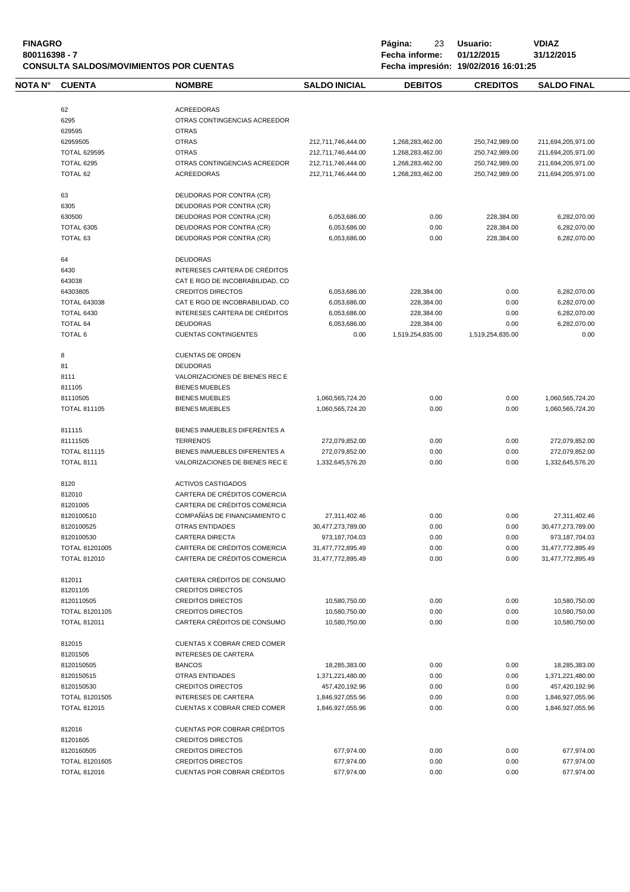| NOTA N° | CUENTA | NOMBRE | SALDO INICIAL | DEBITOS | CREDITOS | SALDO FINAL |
|---|---|---|---|---|---|---|
| | 62 | ACREEDORAS | | | | |
| | 6295 | OTRAS CONTINGENCIAS ACREEDOR | | | | |
| | 629595 | OTRAS | | | | |
| | 62959505 | OTRAS | 212,711,746,444.00 | 1,268,283,462.00 | 250,742,989.00 | 211,694,205,971.00 |
| | TOTAL 629595 | OTRAS | 212,711,746,444.00 | 1,268,283,462.00 | 250,742,989.00 | 211,694,205,971.00 |
| | TOTAL 6295 | OTRAS CONTINGENCIAS ACREEDOR | 212,711,746,444.00 | 1,268,283,462.00 | 250,742,989.00 | 211,694,205,971.00 |
| | TOTAL 62 | ACREEDORAS | 212,711,746,444.00 | 1,268,283,462.00 | 250,742,989.00 | 211,694,205,971.00 |
| | 63 | DEUDORAS POR CONTRA (CR) | | | | |
| | 6305 | DEUDORAS POR CONTRA (CR) | | | | |
| | 630500 | DEUDORAS POR CONTRA (CR) | 6,053,686.00 | 0.00 | 228,384.00 | 6,282,070.00 |
| | TOTAL 6305 | DEUDORAS POR CONTRA (CR) | 6,053,686.00 | 0.00 | 228,384.00 | 6,282,070.00 |
| | TOTAL 63 | DEUDORAS POR CONTRA (CR) | 6,053,686.00 | 0.00 | 228,384.00 | 6,282,070.00 |
| | 64 | DEUDORAS | | | | |
| | 6430 | INTERESES CARTERA DE CRÉDITOS | | | | |
| | 643038 | CAT E RGO DE INCOBRABILIDAD, CO | | | | |
| | 64303805 | CREDITOS DIRECTOS | 6,053,686.00 | 228,384.00 | 0.00 | 6,282,070.00 |
| | TOTAL 643038 | CAT E RGO DE INCOBRABILIDAD, CO | 6,053,686.00 | 228,384.00 | 0.00 | 6,282,070.00 |
| | TOTAL 6430 | INTERESES CARTERA DE CRÉDITOS | 6,053,686.00 | 228,384.00 | 0.00 | 6,282,070.00 |
| | TOTAL 64 | DEUDORAS | 6,053,686.00 | 228,384.00 | 0.00 | 6,282,070.00 |
| | TOTAL 6 | CUENTAS CONTINGENTES | 0.00 | 1,519,254,835.00 | 1,519,254,835.00 | 0.00 |
| | 8 | CUENTAS DE ORDEN | | | | |
| | 81 | DEUDORAS | | | | |
| | 8111 | VALORIZACIONES DE BIENES REC E | | | | |
| | 811105 | BIENES MUEBLES | | | | |
| | 81110505 | BIENES MUEBLES | 1,060,565,724.20 | 0.00 | 0.00 | 1,060,565,724.20 |
| | TOTAL 811105 | BIENES MUEBLES | 1,060,565,724.20 | 0.00 | 0.00 | 1,060,565,724.20 |
| | 811115 | BIENES INMUEBLES DIFERENTES A | | | | |
| | 81111505 | TERRENOS | 272,079,852.00 | 0.00 | 0.00 | 272,079,852.00 |
| | TOTAL 811115 | BIENES INMUEBLES DIFERENTES A | 272,079,852.00 | 0.00 | 0.00 | 272,079,852.00 |
| | TOTAL 8111 | VALORIZACIONES DE BIENES REC E | 1,332,645,576.20 | 0.00 | 0.00 | 1,332,645,576.20 |
| | 8120 | ACTIVOS CASTIGADOS | | | | |
| | 812010 | CARTERA DE CRÉDITOS COMERCIA | | | | |
| | 81201005 | CARTERA DE CRÉDITOS COMERCIA | | | | |
| | 8120100510 | COMPAÑÍAS DE FINANCIAMIENTO C | 27,311,402.46 | 0.00 | 0.00 | 27,311,402.46 |
| | 8120100525 | OTRAS ENTIDADES | 30,477,273,789.00 | 0.00 | 0.00 | 30,477,273,789.00 |
| | 8120100530 | CARTERA DIRECTA | 973,187,704.03 | 0.00 | 0.00 | 973,187,704.03 |
| | TOTAL 81201005 | CARTERA DE CRÉDITOS COMERCIA | 31,477,772,895.49 | 0.00 | 0.00 | 31,477,772,895.49 |
| | TOTAL 812010 | CARTERA DE CRÉDITOS COMERCIA | 31,477,772,895.49 | 0.00 | 0.00 | 31,477,772,895.49 |
| | 812011 | CARTERA CRÉDITOS DE CONSUMO | | | | |
| | 81201105 | CREDITOS DIRECTOS | | | | |
| | 8120110505 | CREDITOS DIRECTOS | 10,580,750.00 | 0.00 | 0.00 | 10,580,750.00 |
| | TOTAL 81201105 | CREDITOS DIRECTOS | 10,580,750.00 | 0.00 | 0.00 | 10,580,750.00 |
| | TOTAL 812011 | CARTERA CRÉDITOS DE CONSUMO | 10,580,750.00 | 0.00 | 0.00 | 10,580,750.00 |
| | 812015 | CUENTAS X COBRAR CRED COMER | | | | |
| | 81201505 | INTERESES DE CARTERA | | | | |
| | 8120150505 | BANCOS | 18,285,383.00 | 0.00 | 0.00 | 18,285,383.00 |
| | 8120150515 | OTRAS ENTIDADES | 1,371,221,480.00 | 0.00 | 0.00 | 1,371,221,480.00 |
| | 8120150530 | CREDITOS DIRECTOS | 457,420,192.96 | 0.00 | 0.00 | 457,420,192.96 |
| | TOTAL 81201505 | INTERESES DE CARTERA | 1,846,927,055.96 | 0.00 | 0.00 | 1,846,927,055.96 |
| | TOTAL 812015 | CUENTAS X COBRAR CRED COMER | 1,846,927,055.96 | 0.00 | 0.00 | 1,846,927,055.96 |
| | 812016 | CUENTAS POR COBRAR CRÉDITOS | | | | |
| | 81201605 | CREDITOS DIRECTOS | | | | |
| | 8120160505 | CREDITOS DIRECTOS | 677,974.00 | 0.00 | 0.00 | 677,974.00 |
| | TOTAL 81201605 | CREDITOS DIRECTOS | 677,974.00 | 0.00 | 0.00 | 677,974.00 |
| | TOTAL 812016 | CUENTAS POR COBRAR CRÉDITOS | 677,974.00 | 0.00 | 0.00 | 677,974.00 |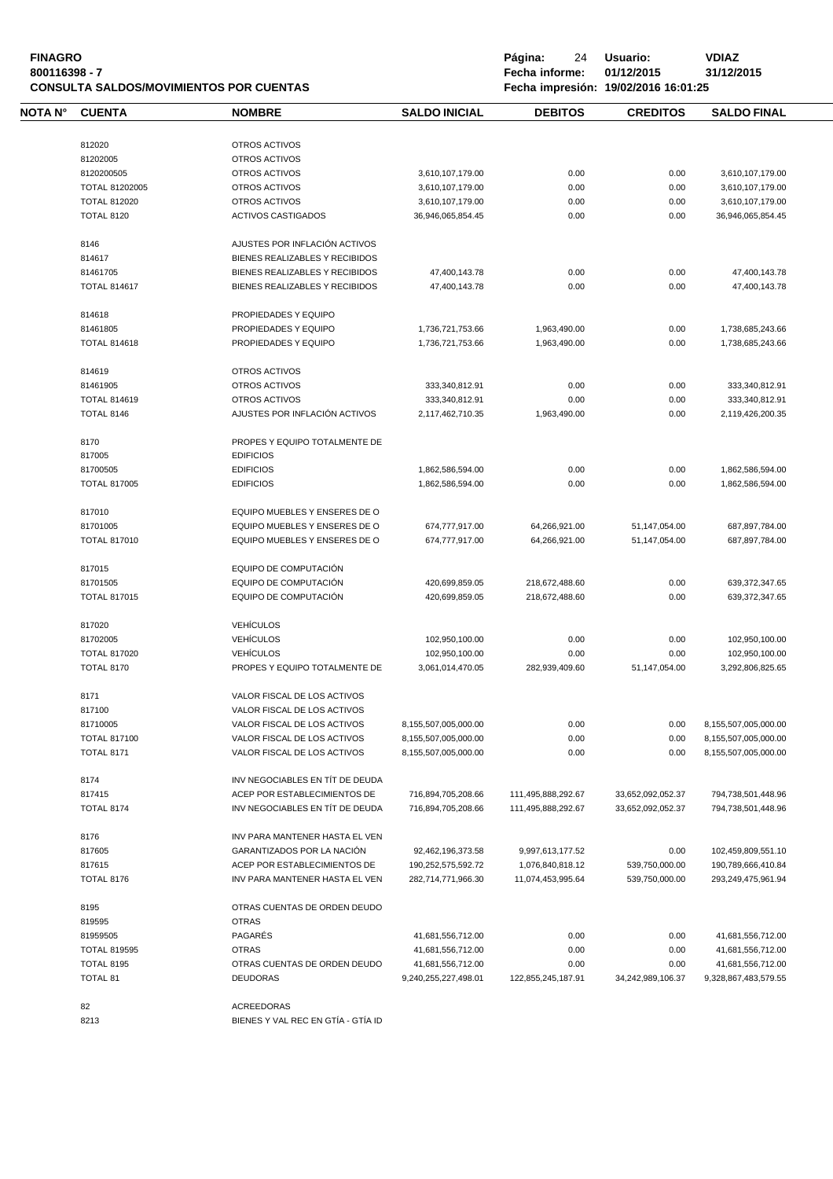**FINAGRO**
**800116398 - 7**
**CONSULTA SALDOS/MOVIMIENTOS POR CUENTAS**

**Página:** 24 **Usuario:** **VDIAZ**
**Fecha informe:** **01/12/2015** **31/12/2015**
**Fecha impresión: 19/02/2016 16:01:25**

| NOTA N° | CUENTA | NOMBRE | SALDO INICIAL | DEBITOS | CREDITOS | SALDO FINAL |
|---|---|---|---|---|---|---|
| | 812020 | OTROS ACTIVOS | | | | |
| | 81202005 | OTROS ACTIVOS | | | | |
| | 8120200505 | OTROS ACTIVOS | 3,610,107,179.00 | 0.00 | 0.00 | 3,610,107,179.00 |
| | TOTAL 81202005 | OTROS ACTIVOS | 3,610,107,179.00 | 0.00 | 0.00 | 3,610,107,179.00 |
| | TOTAL 812020 | OTROS ACTIVOS | 3,610,107,179.00 | 0.00 | 0.00 | 3,610,107,179.00 |
| | TOTAL 8120 | ACTIVOS CASTIGADOS | 36,946,065,854.45 | 0.00 | 0.00 | 36,946,065,854.45 |
| | 8146 | AJUSTES POR INFLACIÓN ACTIVOS | | | | |
| | 814617 | BIENES REALIZABLES Y RECIBIDOS | | | | |
| | 81461705 | BIENES REALIZABLES Y RECIBIDOS | 47,400,143.78 | 0.00 | 0.00 | 47,400,143.78 |
| | TOTAL 814617 | BIENES REALIZABLES Y RECIBIDOS | 47,400,143.78 | 0.00 | 0.00 | 47,400,143.78 |
| | 814618 | PROPIEDADES Y EQUIPO | | | | |
| | 81461805 | PROPIEDADES Y EQUIPO | 1,736,721,753.66 | 1,963,490.00 | 0.00 | 1,738,685,243.66 |
| | TOTAL 814618 | PROPIEDADES Y EQUIPO | 1,736,721,753.66 | 1,963,490.00 | 0.00 | 1,738,685,243.66 |
| | 814619 | OTROS ACTIVOS | | | | |
| | 81461905 | OTROS ACTIVOS | 333,340,812.91 | 0.00 | 0.00 | 333,340,812.91 |
| | TOTAL 814619 | OTROS ACTIVOS | 333,340,812.91 | 0.00 | 0.00 | 333,340,812.91 |
| | TOTAL 8146 | AJUSTES POR INFLACIÓN ACTIVOS | 2,117,462,710.35 | 1,963,490.00 | 0.00 | 2,119,426,200.35 |
| | 8170 | PROPES Y EQUIPO TOTALMENTE DE | | | | |
| | 817005 | EDIFICIOS | | | | |
| | 81700505 | EDIFICIOS | 1,862,586,594.00 | 0.00 | 0.00 | 1,862,586,594.00 |
| | TOTAL 817005 | EDIFICIOS | 1,862,586,594.00 | 0.00 | 0.00 | 1,862,586,594.00 |
| | 817010 | EQUIPO MUEBLES Y ENSERES DE O | | | | |
| | 81701005 | EQUIPO MUEBLES Y ENSERES DE O | 674,777,917.00 | 64,266,921.00 | 51,147,054.00 | 687,897,784.00 |
| | TOTAL 817010 | EQUIPO MUEBLES Y ENSERES DE O | 674,777,917.00 | 64,266,921.00 | 51,147,054.00 | 687,897,784.00 |
| | 817015 | EQUIPO DE COMPUTACIÓN | | | | |
| | 81701505 | EQUIPO DE COMPUTACIÓN | 420,699,859.05 | 218,672,488.60 | 0.00 | 639,372,347.65 |
| | TOTAL 817015 | EQUIPO DE COMPUTACIÓN | 420,699,859.05 | 218,672,488.60 | 0.00 | 639,372,347.65 |
| | 817020 | VEHÍCULOS | | | | |
| | 81702005 | VEHÍCULOS | 102,950,100.00 | 0.00 | 0.00 | 102,950,100.00 |
| | TOTAL 817020 | VEHÍCULOS | 102,950,100.00 | 0.00 | 0.00 | 102,950,100.00 |
| | TOTAL 8170 | PROPES Y EQUIPO TOTALMENTE DE | 3,061,014,470.05 | 282,939,409.60 | 51,147,054.00 | 3,292,806,825.65 |
| | 8171 | VALOR FISCAL DE LOS ACTIVOS | | | | |
| | 817100 | VALOR FISCAL DE LOS ACTIVOS | | | | |
| | 81710005 | VALOR FISCAL DE LOS ACTIVOS | 8,155,507,005,000.00 | 0.00 | 0.00 | 8,155,507,005,000.00 |
| | TOTAL 817100 | VALOR FISCAL DE LOS ACTIVOS | 8,155,507,005,000.00 | 0.00 | 0.00 | 8,155,507,005,000.00 |
| | TOTAL 8171 | VALOR FISCAL DE LOS ACTIVOS | 8,155,507,005,000.00 | 0.00 | 0.00 | 8,155,507,005,000.00 |
| | 8174 | INV NEGOCIABLES EN TÍT DE DEUDA | | | | |
| | 817415 | ACEP POR ESTABLECIMIENTOS DE | 716,894,705,208.66 | 111,495,888,292.67 | 33,652,092,052.37 | 794,738,501,448.96 |
| | TOTAL 8174 | INV NEGOCIABLES EN TÍT DE DEUDA | 716,894,705,208.66 | 111,495,888,292.67 | 33,652,092,052.37 | 794,738,501,448.96 |
| | 8176 | INV PARA MANTENER HASTA EL VEN | | | | |
| | 817605 | GARANTIZADOS POR LA NACIÓN | 92,462,196,373.58 | 9,997,613,177.52 | 0.00 | 102,459,809,551.10 |
| | 817615 | ACEP POR ESTABLECIMIENTOS DE | 190,252,575,592.72 | 1,076,840,818.12 | 539,750,000.00 | 190,789,666,410.84 |
| | TOTAL 8176 | INV PARA MANTENER HASTA EL VEN | 282,714,771,966.30 | 11,074,453,995.64 | 539,750,000.00 | 293,249,475,961.94 |
| | 8195 | OTRAS CUENTAS DE ORDEN DEUDO | | | | |
| | 819595 | OTRAS | | | | |
| | 81959505 | PAGARÉS | 41,681,556,712.00 | 0.00 | 0.00 | 41,681,556,712.00 |
| | TOTAL 819595 | OTRAS | 41,681,556,712.00 | 0.00 | 0.00 | 41,681,556,712.00 |
| | TOTAL 8195 | OTRAS CUENTAS DE ORDEN DEUDO | 41,681,556,712.00 | 0.00 | 0.00 | 41,681,556,712.00 |
| | TOTAL 81 | DEUDORAS | 9,240,255,227,498.01 | 122,855,245,187.91 | 34,242,989,106.37 | 9,328,867,483,579.55 |
| | 82 | ACREEDORAS | | | | |
| | 8213 | BIENES Y VAL REC EN GTÍA - GTÍA ID | | | | |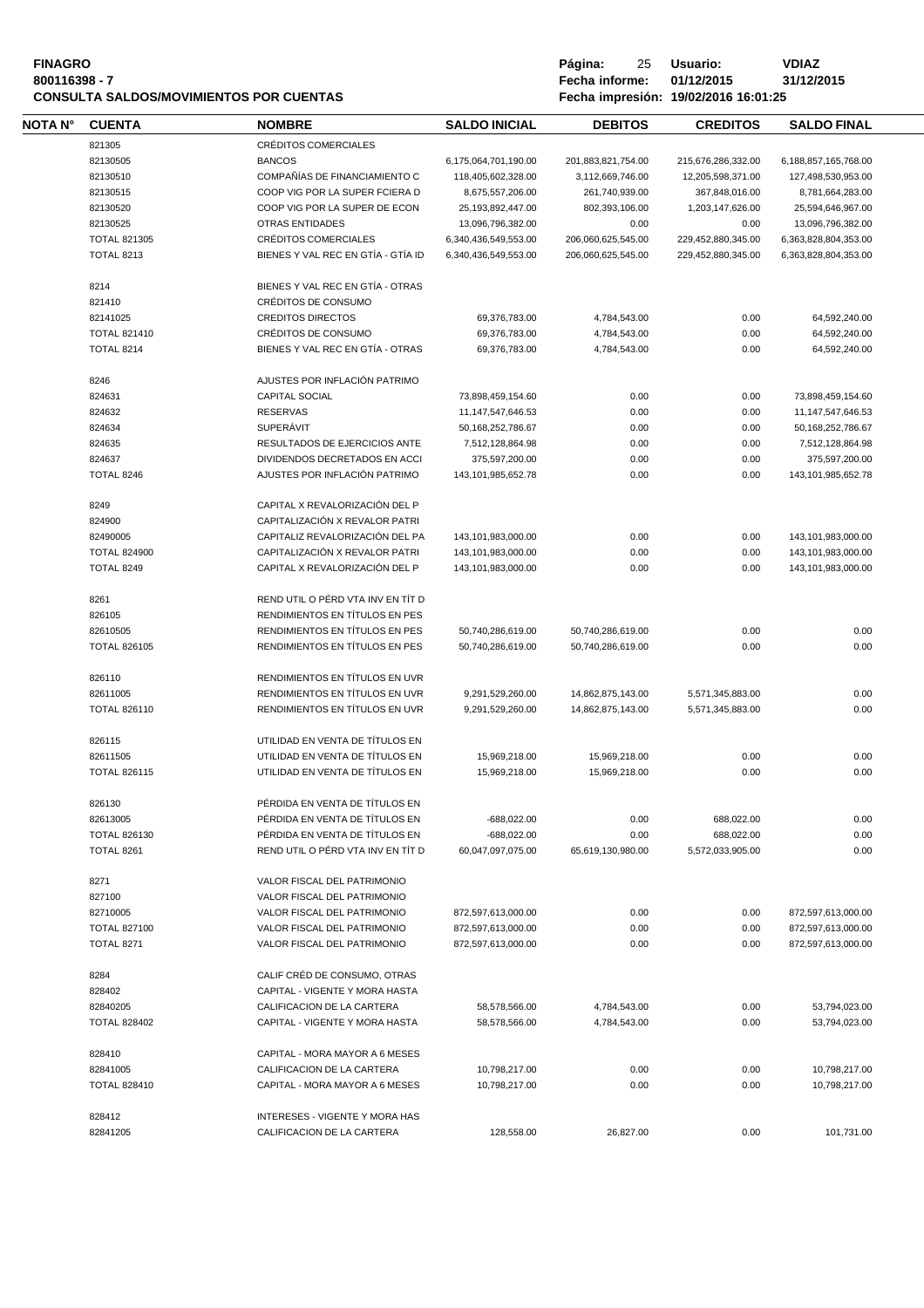**FINAGRO**
**800116398 - 7**
**CONSULTA SALDOS/MOVIMIENTOS POR CUENTAS**

**Página:** 25 **Usuario:** VDIAZ
**Fecha informe:** 01/12/2015 31/12/2015
**Fecha impresión:** 19/02/2016 16:01:25

| NOTA N° | CUENTA | NOMBRE | SALDO INICIAL | DEBITOS | CREDITOS | SALDO FINAL |
|---|---|---|---|---|---|---|
| | 821305 | CRÉDITOS COMERCIALES | | | | |
| | 82130505 | BANCOS | 6,175,064,701,190.00 | 201,883,821,754.00 | 215,676,286,332.00 | 6,188,857,165,768.00 |
| | 82130510 | COMPAÑÍAS DE FINANCIAMIENTO C | 118,405,602,328.00 | 3,112,669,746.00 | 12,205,598,371.00 | 127,498,530,953.00 |
| | 82130515 | COOP VIG POR LA SUPER FCIERA D | 8,675,557,206.00 | 261,740,939.00 | 367,848,016.00 | 8,781,664,283.00 |
| | 82130520 | COOP VIG POR LA SUPER DE ECON | 25,193,892,447.00 | 802,393,106.00 | 1,203,147,626.00 | 25,594,646,967.00 |
| | 82130525 | OTRAS ENTIDADES | 13,096,796,382.00 | 0.00 | 0.00 | 13,096,796,382.00 |
| | TOTAL 821305 | CRÉDITOS COMERCIALES | 6,340,436,549,553.00 | 206,060,625,545.00 | 229,452,880,345.00 | 6,363,828,804,353.00 |
| | TOTAL 8213 | BIENES Y VAL REC EN GTÍA - GTÍA ID | 6,340,436,549,553.00 | 206,060,625,545.00 | 229,452,880,345.00 | 6,363,828,804,353.00 |
| | 8214 | BIENES Y VAL REC EN GTÍA - OTRAS | | | | |
| | 821410 | CRÉDITOS DE CONSUMO | | | | |
| | 82141025 | CREDITOS DIRECTOS | 69,376,783.00 | 4,784,543.00 | 0.00 | 64,592,240.00 |
| | TOTAL 821410 | CRÉDITOS DE CONSUMO | 69,376,783.00 | 4,784,543.00 | 0.00 | 64,592,240.00 |
| | TOTAL 8214 | BIENES Y VAL REC EN GTÍA - OTRAS | 69,376,783.00 | 4,784,543.00 | 0.00 | 64,592,240.00 |
| | 8246 | AJUSTES POR INFLACIÓN PATRIMO | | | | |
| | 824631 | CAPITAL SOCIAL | 73,898,459,154.60 | 0.00 | 0.00 | 73,898,459,154.60 |
| | 824632 | RESERVAS | 11,147,547,646.53 | 0.00 | 0.00 | 11,147,547,646.53 |
| | 824634 | SUPERÁVIT | 50,168,252,786.67 | 0.00 | 0.00 | 50,168,252,786.67 |
| | 824635 | RESULTADOS DE EJERCICIOS ANTE | 7,512,128,864.98 | 0.00 | 0.00 | 7,512,128,864.98 |
| | 824637 | DIVIDENDOS DECRETADOS EN ACCI | 375,597,200.00 | 0.00 | 0.00 | 375,597,200.00 |
| | TOTAL 8246 | AJUSTES POR INFLACIÓN PATRIMO | 143,101,985,652.78 | 0.00 | 0.00 | 143,101,985,652.78 |
| | 8249 | CAPITAL X REVALORIZACIÓN DEL P | | | | |
| | 824900 | CAPITALIZACIÓN X REVALOR PATRI | | | | |
| | 82490005 | CAPITALIZ REVALORIZACIÓN DEL PA | 143,101,983,000.00 | 0.00 | 0.00 | 143,101,983,000.00 |
| | TOTAL 824900 | CAPITALIZACIÓN X REVALOR PATRI | 143,101,983,000.00 | 0.00 | 0.00 | 143,101,983,000.00 |
| | TOTAL 8249 | CAPITAL X REVALORIZACIÓN DEL P | 143,101,983,000.00 | 0.00 | 0.00 | 143,101,983,000.00 |
| | 8261 | REND UTIL O PÉRD VTA INV EN TÍT D | | | | |
| | 826105 | RENDIMIENTOS EN TÍTULOS EN PES | | | | |
| | 82610505 | RENDIMIENTOS EN TÍTULOS EN PES | 50,740,286,619.00 | 50,740,286,619.00 | 0.00 | 0.00 |
| | TOTAL 826105 | RENDIMIENTOS EN TÍTULOS EN PES | 50,740,286,619.00 | 50,740,286,619.00 | 0.00 | 0.00 |
| | 826110 | RENDIMIENTOS EN TÍTULOS EN UVR | | | | |
| | 82611005 | RENDIMIENTOS EN TÍTULOS EN UVR | 9,291,529,260.00 | 14,862,875,143.00 | 5,571,345,883.00 | 0.00 |
| | TOTAL 826110 | RENDIMIENTOS EN TÍTULOS EN UVR | 9,291,529,260.00 | 14,862,875,143.00 | 5,571,345,883.00 | 0.00 |
| | 826115 | UTILIDAD EN VENTA DE TÍTULOS EN | | | | |
| | 82611505 | UTILIDAD EN VENTA DE TÍTULOS EN | 15,969,218.00 | 15,969,218.00 | 0.00 | 0.00 |
| | TOTAL 826115 | UTILIDAD EN VENTA DE TÍTULOS EN | 15,969,218.00 | 15,969,218.00 | 0.00 | 0.00 |
| | 826130 | PÉRDIDA EN VENTA DE TÍTULOS EN | | | | |
| | 82613005 | PÉRDIDA EN VENTA DE TÍTULOS EN | -688,022.00 | 0.00 | 688,022.00 | 0.00 |
| | TOTAL 826130 | PÉRDIDA EN VENTA DE TÍTULOS EN | -688,022.00 | 0.00 | 688,022.00 | 0.00 |
| | TOTAL 8261 | REND UTIL O PÉRD VTA INV EN TÍT D | 60,047,097,075.00 | 65,619,130,980.00 | 5,572,033,905.00 | 0.00 |
| | 8271 | VALOR FISCAL DEL PATRIMONIO | | | | |
| | 827100 | VALOR FISCAL DEL PATRIMONIO | | | | |
| | 82710005 | VALOR FISCAL DEL PATRIMONIO | 872,597,613,000.00 | 0.00 | 0.00 | 872,597,613,000.00 |
| | TOTAL 827100 | VALOR FISCAL DEL PATRIMONIO | 872,597,613,000.00 | 0.00 | 0.00 | 872,597,613,000.00 |
| | TOTAL 8271 | VALOR FISCAL DEL PATRIMONIO | 872,597,613,000.00 | 0.00 | 0.00 | 872,597,613,000.00 |
| | 8284 | CALIF CRÉD DE CONSUMO, OTRAS | | | | |
| | 828402 | CAPITAL - VIGENTE Y MORA HASTA | | | | |
| | 82840205 | CALIFICACION DE LA CARTERA | 58,578,566.00 | 4,784,543.00 | 0.00 | 53,794,023.00 |
| | TOTAL 828402 | CAPITAL - VIGENTE Y MORA HASTA | 58,578,566.00 | 4,784,543.00 | 0.00 | 53,794,023.00 |
| | 828410 | CAPITAL - MORA MAYOR A 6 MESES | | | | |
| | 82841005 | CALIFICACION DE LA CARTERA | 10,798,217.00 | 0.00 | 0.00 | 10,798,217.00 |
| | TOTAL 828410 | CAPITAL - MORA MAYOR A 6 MESES | 10,798,217.00 | 0.00 | 0.00 | 10,798,217.00 |
| | 828412 | INTERESES - VIGENTE Y MORA HAS | | | | |
| | 82841205 | CALIFICACION DE LA CARTERA | 128,558.00 | 26,827.00 | 0.00 | 101,731.00 |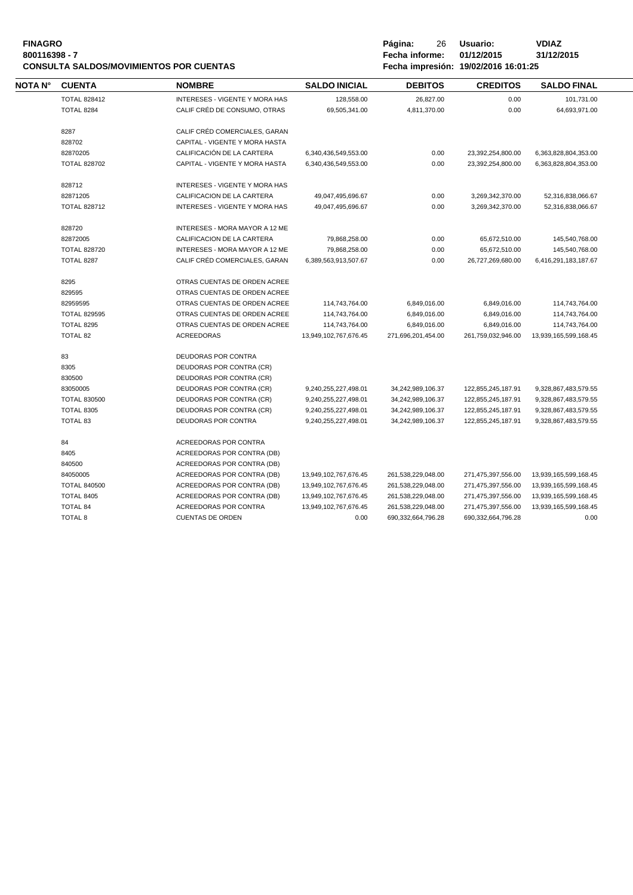**FINAGRO**
**800116398 - 7**
**CONSULTA SALDOS/MOVIMIENTOS POR CUENTAS**

**Página:** 26 **Usuario:** **VDIAZ**
**Fecha informe:** **01/12/2015** **31/12/2015**
**Fecha impresión: 19/02/2016 16:01:25**

| NOTA N° | CUENTA | NOMBRE | SALDO INICIAL | DEBITOS | CREDITOS | SALDO FINAL |
|---|---|---|---|---|---|---|
| | TOTAL 828412 | INTERESES - VIGENTE Y MORA HAS | 128,558.00 | 26,827.00 | 0.00 | 101,731.00 |
| | TOTAL 8284 | CALIF CRÉD DE CONSUMO, OTRAS | 69,505,341.00 | 4,811,370.00 | 0.00 | 64,693,971.00 |
| | 8287 | CALIF CRÉD COMERCIALES, GARAN | | | | |
| | 828702 | CAPITAL - VIGENTE Y MORA HASTA | | | | |
| | 82870205 | CALIFICACIÓN DE LA CARTERA | 6,340,436,549,553.00 | 0.00 | 23,392,254,800.00 | 6,363,828,804,353.00 |
| | TOTAL 828702 | CAPITAL - VIGENTE Y MORA HASTA | 6,340,436,549,553.00 | 0.00 | 23,392,254,800.00 | 6,363,828,804,353.00 |
| | 828712 | INTERESES - VIGENTE Y MORA HAS | | | | |
| | 82871205 | CALIFICACION DE LA CARTERA | 49,047,495,696.67 | 0.00 | 3,269,342,370.00 | 52,316,838,066.67 |
| | TOTAL 828712 | INTERESES - VIGENTE Y MORA HAS | 49,047,495,696.67 | 0.00 | 3,269,342,370.00 | 52,316,838,066.67 |
| | 828720 | INTERESES - MORA MAYOR A 12 ME | | | | |
| | 82872005 | CALIFICACION DE LA CARTERA | 79,868,258.00 | 0.00 | 65,672,510.00 | 145,540,768.00 |
| | TOTAL 828720 | INTERESES - MORA MAYOR A 12 ME | 79,868,258.00 | 0.00 | 65,672,510.00 | 145,540,768.00 |
| | TOTAL 8287 | CALIF CRÉD COMERCIALES, GARAN | 6,389,563,913,507.67 | 0.00 | 26,727,269,680.00 | 6,416,291,183,187.67 |
| | 8295 | OTRAS CUENTAS DE ORDEN ACREE | | | | |
| | 829595 | OTRAS CUENTAS DE ORDEN ACREE | | | | |
| | 82959595 | OTRAS CUENTAS DE ORDEN ACREE | 114,743,764.00 | 6,849,016.00 | 6,849,016.00 | 114,743,764.00 |
| | TOTAL 829595 | OTRAS CUENTAS DE ORDEN ACREE | 114,743,764.00 | 6,849,016.00 | 6,849,016.00 | 114,743,764.00 |
| | TOTAL 8295 | OTRAS CUENTAS DE ORDEN ACREE | 114,743,764.00 | 6,849,016.00 | 6,849,016.00 | 114,743,764.00 |
| | TOTAL 82 | ACREEDORAS | 13,949,102,767,676.45 | 271,696,201,454.00 | 261,759,032,946.00 | 13,939,165,599,168.45 |
| | 83 | DEUDORAS POR CONTRA | | | | |
| | 8305 | DEUDORAS POR CONTRA (CR) | | | | |
| | 830500 | DEUDORAS POR CONTRA (CR) | | | | |
| | 83050005 | DEUDORAS POR CONTRA (CR) | 9,240,255,227,498.01 | 34,242,989,106.37 | 122,855,245,187.91 | 9,328,867,483,579.55 |
| | TOTAL 830500 | DEUDORAS POR CONTRA (CR) | 9,240,255,227,498.01 | 34,242,989,106.37 | 122,855,245,187.91 | 9,328,867,483,579.55 |
| | TOTAL 8305 | DEUDORAS POR CONTRA (CR) | 9,240,255,227,498.01 | 34,242,989,106.37 | 122,855,245,187.91 | 9,328,867,483,579.55 |
| | TOTAL 83 | DEUDORAS POR CONTRA | 9,240,255,227,498.01 | 34,242,989,106.37 | 122,855,245,187.91 | 9,328,867,483,579.55 |
| | 84 | ACREEDORAS POR CONTRA | | | | |
| | 8405 | ACREEDORAS POR CONTRA (DB) | | | | |
| | 840500 | ACREEDORAS POR CONTRA (DB) | | | | |
| | 84050005 | ACREEDORAS POR CONTRA (DB) | 13,949,102,767,676.45 | 261,538,229,048.00 | 271,475,397,556.00 | 13,939,165,599,168.45 |
| | TOTAL 840500 | ACREEDORAS POR CONTRA (DB) | 13,949,102,767,676.45 | 261,538,229,048.00 | 271,475,397,556.00 | 13,939,165,599,168.45 |
| | TOTAL 8405 | ACREEDORAS POR CONTRA (DB) | 13,949,102,767,676.45 | 261,538,229,048.00 | 271,475,397,556.00 | 13,939,165,599,168.45 |
| | TOTAL 84 | ACREEDORAS POR CONTRA | 13,949,102,767,676.45 | 261,538,229,048.00 | 271,475,397,556.00 | 13,939,165,599,168.45 |
| | TOTAL 8 | CUENTAS DE ORDEN | 0.00 | 690,332,664,796.28 | 690,332,664,796.28 | 0.00 |